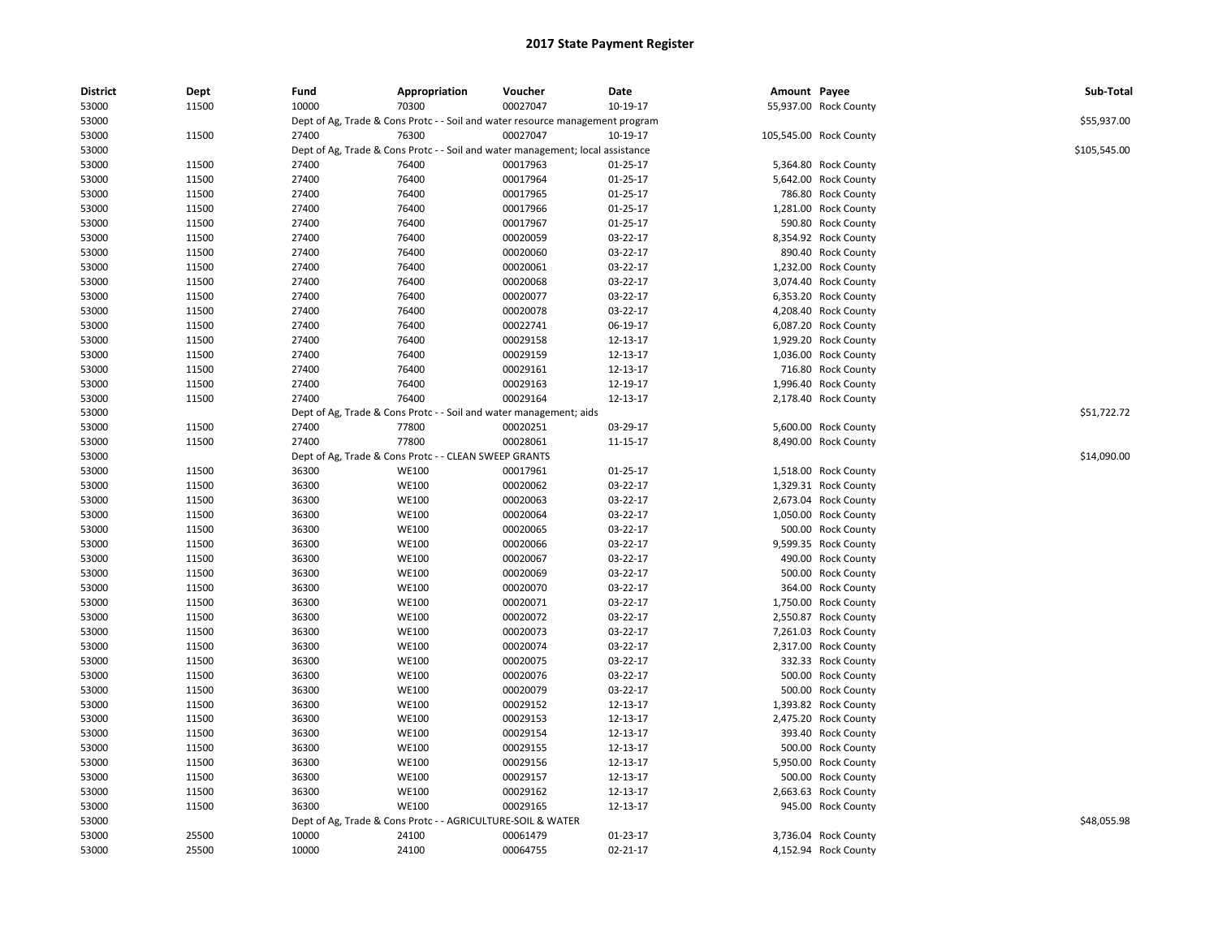# 2017 State Payment Register

| District | Dept | Fund | Appropriation | Voucher | Date | Amount | Payee | Sub-Total |
|---|---|---|---|---|---|---|---|---|
| 53000 | 11500 | 10000 | 70300 | 00027047 | 10-19-17 | 55,937.00 | Rock County | |
| 53000 | | Dept of Ag, Trade & Cons Protc - - Soil and water resource management program | | | | | | $55,937.00 |
| 53000 | 11500 | 27400 | 76300 | 00027047 | 10-19-17 | 105,545.00 | Rock County | |
| 53000 | | Dept of Ag, Trade & Cons Protc - - Soil and water management; local assistance | | | | | | $105,545.00 |
| 53000 | 11500 | 27400 | 76400 | 00017963 | 01-25-17 | 5,364.80 | Rock County | |
| 53000 | 11500 | 27400 | 76400 | 00017964 | 01-25-17 | 5,642.00 | Rock County | |
| 53000 | 11500 | 27400 | 76400 | 00017965 | 01-25-17 | 786.80 | Rock County | |
| 53000 | 11500 | 27400 | 76400 | 00017966 | 01-25-17 | 1,281.00 | Rock County | |
| 53000 | 11500 | 27400 | 76400 | 00017967 | 01-25-17 | 590.80 | Rock County | |
| 53000 | 11500 | 27400 | 76400 | 00020059 | 03-22-17 | 8,354.92 | Rock County | |
| 53000 | 11500 | 27400 | 76400 | 00020060 | 03-22-17 | 890.40 | Rock County | |
| 53000 | 11500 | 27400 | 76400 | 00020061 | 03-22-17 | 1,232.00 | Rock County | |
| 53000 | 11500 | 27400 | 76400 | 00020068 | 03-22-17 | 3,074.40 | Rock County | |
| 53000 | 11500 | 27400 | 76400 | 00020077 | 03-22-17 | 6,353.20 | Rock County | |
| 53000 | 11500 | 27400 | 76400 | 00020078 | 03-22-17 | 4,208.40 | Rock County | |
| 53000 | 11500 | 27400 | 76400 | 00022741 | 06-19-17 | 6,087.20 | Rock County | |
| 53000 | 11500 | 27400 | 76400 | 00029158 | 12-13-17 | 1,929.20 | Rock County | |
| 53000 | 11500 | 27400 | 76400 | 00029159 | 12-13-17 | 1,036.00 | Rock County | |
| 53000 | 11500 | 27400 | 76400 | 00029161 | 12-13-17 | 716.80 | Rock County | |
| 53000 | 11500 | 27400 | 76400 | 00029163 | 12-19-17 | 1,996.40 | Rock County | |
| 53000 | 11500 | 27400 | 76400 | 00029164 | 12-13-17 | 2,178.40 | Rock County | |
| 53000 | | Dept of Ag, Trade & Cons Protc - - Soil and water management; aids | | | | | | $51,722.72 |
| 53000 | 11500 | 27400 | 77800 | 00020251 | 03-29-17 | 5,600.00 | Rock County | |
| 53000 | 11500 | 27400 | 77800 | 00028061 | 11-15-17 | 8,490.00 | Rock County | |
| 53000 | | Dept of Ag, Trade & Cons Protc - - CLEAN SWEEP GRANTS | | | | | | $14,090.00 |
| 53000 | 11500 | 36300 | WE100 | 00017961 | 01-25-17 | 1,518.00 | Rock County | |
| 53000 | 11500 | 36300 | WE100 | 00020062 | 03-22-17 | 1,329.31 | Rock County | |
| 53000 | 11500 | 36300 | WE100 | 00020063 | 03-22-17 | 2,673.04 | Rock County | |
| 53000 | 11500 | 36300 | WE100 | 00020064 | 03-22-17 | 1,050.00 | Rock County | |
| 53000 | 11500 | 36300 | WE100 | 00020065 | 03-22-17 | 500.00 | Rock County | |
| 53000 | 11500 | 36300 | WE100 | 00020066 | 03-22-17 | 9,599.35 | Rock County | |
| 53000 | 11500 | 36300 | WE100 | 00020067 | 03-22-17 | 490.00 | Rock County | |
| 53000 | 11500 | 36300 | WE100 | 00020069 | 03-22-17 | 500.00 | Rock County | |
| 53000 | 11500 | 36300 | WE100 | 00020070 | 03-22-17 | 364.00 | Rock County | |
| 53000 | 11500 | 36300 | WE100 | 00020071 | 03-22-17 | 1,750.00 | Rock County | |
| 53000 | 11500 | 36300 | WE100 | 00020072 | 03-22-17 | 2,550.87 | Rock County | |
| 53000 | 11500 | 36300 | WE100 | 00020073 | 03-22-17 | 7,261.03 | Rock County | |
| 53000 | 11500 | 36300 | WE100 | 00020074 | 03-22-17 | 2,317.00 | Rock County | |
| 53000 | 11500 | 36300 | WE100 | 00020075 | 03-22-17 | 332.33 | Rock County | |
| 53000 | 11500 | 36300 | WE100 | 00020076 | 03-22-17 | 500.00 | Rock County | |
| 53000 | 11500 | 36300 | WE100 | 00020079 | 03-22-17 | 500.00 | Rock County | |
| 53000 | 11500 | 36300 | WE100 | 00029152 | 12-13-17 | 1,393.82 | Rock County | |
| 53000 | 11500 | 36300 | WE100 | 00029153 | 12-13-17 | 2,475.20 | Rock County | |
| 53000 | 11500 | 36300 | WE100 | 00029154 | 12-13-17 | 393.40 | Rock County | |
| 53000 | 11500 | 36300 | WE100 | 00029155 | 12-13-17 | 500.00 | Rock County | |
| 53000 | 11500 | 36300 | WE100 | 00029156 | 12-13-17 | 5,950.00 | Rock County | |
| 53000 | 11500 | 36300 | WE100 | 00029157 | 12-13-17 | 500.00 | Rock County | |
| 53000 | 11500 | 36300 | WE100 | 00029162 | 12-13-17 | 2,663.63 | Rock County | |
| 53000 | 11500 | 36300 | WE100 | 00029165 | 12-13-17 | 945.00 | Rock County | |
| 53000 | | Dept of Ag, Trade & Cons Protc - - AGRICULTURE-SOIL & WATER | | | | | | $48,055.98 |
| 53000 | 25500 | 10000 | 24100 | 00061479 | 01-23-17 | 3,736.04 | Rock County | |
| 53000 | 25500 | 10000 | 24100 | 00064755 | 02-21-17 | 4,152.94 | Rock County | |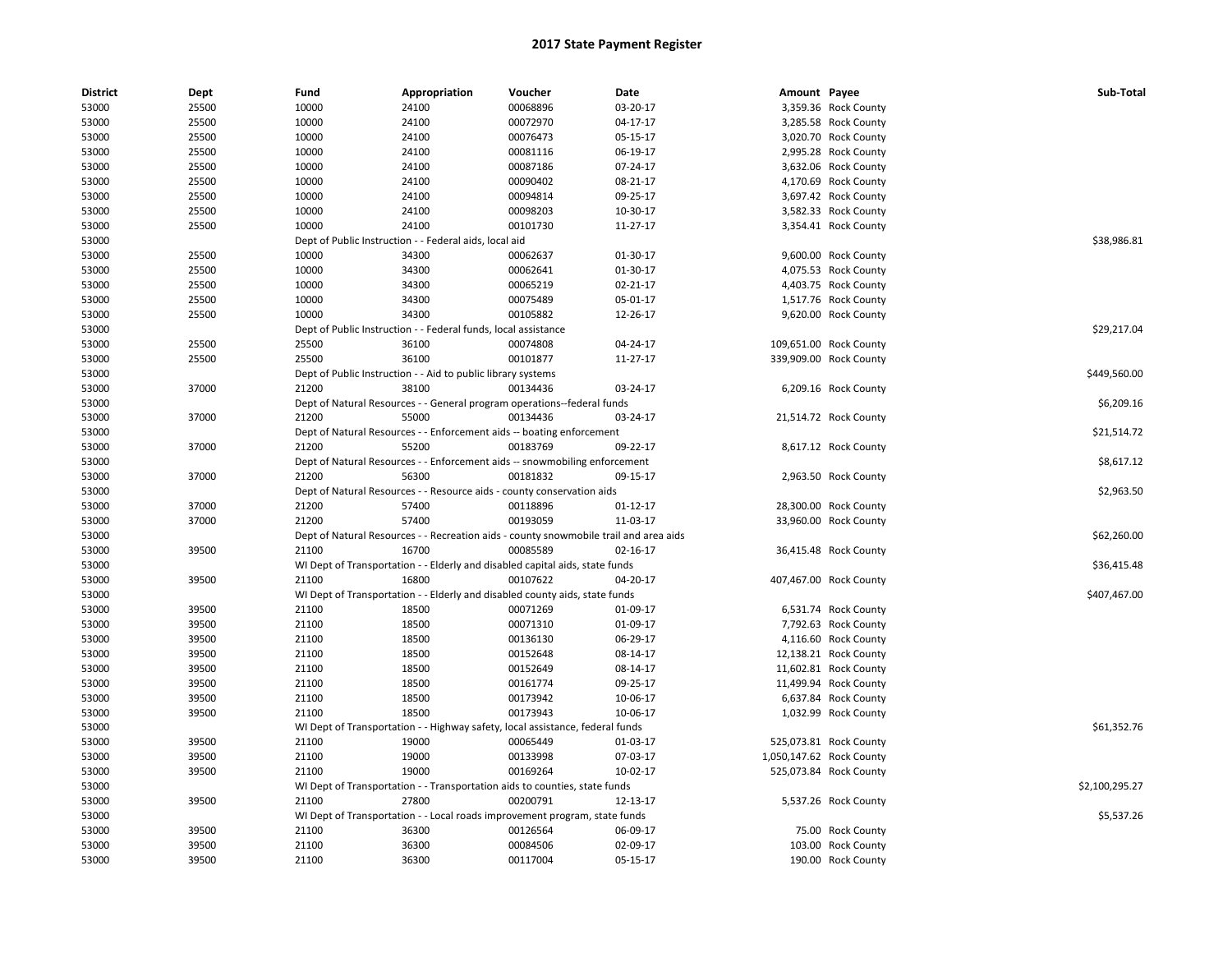# 2017 State Payment Register

| District | Dept | Fund | Appropriation | Voucher | Date | Amount | Payee | Sub-Total |
|---|---|---|---|---|---|---|---|---|
| 53000 | 25500 | 10000 | 24100 | 00068896 | 03-20-17 | 3,359.36 | Rock County | |
| 53000 | 25500 | 10000 | 24100 | 00072970 | 04-17-17 | 3,285.58 | Rock County | |
| 53000 | 25500 | 10000 | 24100 | 00076473 | 05-15-17 | 3,020.70 | Rock County | |
| 53000 | 25500 | 10000 | 24100 | 00081116 | 06-19-17 | 2,995.28 | Rock County | |
| 53000 | 25500 | 10000 | 24100 | 00087186 | 07-24-17 | 3,632.06 | Rock County | |
| 53000 | 25500 | 10000 | 24100 | 00090402 | 08-21-17 | 4,170.69 | Rock County | |
| 53000 | 25500 | 10000 | 24100 | 00094814 | 09-25-17 | 3,697.42 | Rock County | |
| 53000 | 25500 | 10000 | 24100 | 00098203 | 10-30-17 | 3,582.33 | Rock County | |
| 53000 | 25500 | 10000 | 24100 | 00101730 | 11-27-17 | 3,354.41 | Rock County | |
| 53000 | | Dept of Public Instruction - - Federal aids, local aid | | | | | | $38,986.81 |
| 53000 | 25500 | 10000 | 34300 | 00062637 | 01-30-17 | 9,600.00 | Rock County | |
| 53000 | 25500 | 10000 | 34300 | 00062641 | 01-30-17 | 4,075.53 | Rock County | |
| 53000 | 25500 | 10000 | 34300 | 00065219 | 02-21-17 | 4,403.75 | Rock County | |
| 53000 | 25500 | 10000 | 34300 | 00075489 | 05-01-17 | 1,517.76 | Rock County | |
| 53000 | 25500 | 10000 | 34300 | 00105882 | 12-26-17 | 9,620.00 | Rock County | |
| 53000 | | Dept of Public Instruction - - Federal funds, local assistance | | | | | | $29,217.04 |
| 53000 | 25500 | 25500 | 36100 | 00074808 | 04-24-17 | 109,651.00 | Rock County | |
| 53000 | 25500 | 25500 | 36100 | 00101877 | 11-27-17 | 339,909.00 | Rock County | |
| 53000 | | Dept of Public Instruction - - Aid to public library systems | | | | | | $449,560.00 |
| 53000 | 37000 | 21200 | 38100 | 00134436 | 03-24-17 | 6,209.16 | Rock County | |
| 53000 | | Dept of Natural Resources - - General program operations--federal funds | | | | | | $6,209.16 |
| 53000 | 37000 | 21200 | 55000 | 00134436 | 03-24-17 | 21,514.72 | Rock County | |
| 53000 | | Dept of Natural Resources - - Enforcement aids -- boating enforcement | | | | | | $21,514.72 |
| 53000 | 37000 | 21200 | 55200 | 00183769 | 09-22-17 | 8,617.12 | Rock County | |
| 53000 | | Dept of Natural Resources - - Enforcement aids -- snowmobiling enforcement | | | | | | $8,617.12 |
| 53000 | 37000 | 21200 | 56300 | 00181832 | 09-15-17 | 2,963.50 | Rock County | |
| 53000 | | Dept of Natural Resources - - Resource aids - county conservation aids | | | | | | $2,963.50 |
| 53000 | 37000 | 21200 | 57400 | 00118896 | 01-12-17 | 28,300.00 | Rock County | |
| 53000 | 37000 | 21200 | 57400 | 00193059 | 11-03-17 | 33,960.00 | Rock County | |
| 53000 | | Dept of Natural Resources - - Recreation aids - county snowmobile trail and area aids | | | | | | $62,260.00 |
| 53000 | 39500 | 21100 | 16700 | 00085589 | 02-16-17 | 36,415.48 | Rock County | |
| 53000 | | WI Dept of Transportation - - Elderly and disabled capital aids, state funds | | | | | | $36,415.48 |
| 53000 | 39500 | 21100 | 16800 | 00107622 | 04-20-17 | 407,467.00 | Rock County | |
| 53000 | | WI Dept of Transportation - - Elderly and disabled county aids, state funds | | | | | | $407,467.00 |
| 53000 | 39500 | 21100 | 18500 | 00071269 | 01-09-17 | 6,531.74 | Rock County | |
| 53000 | 39500 | 21100 | 18500 | 00071310 | 01-09-17 | 7,792.63 | Rock County | |
| 53000 | 39500 | 21100 | 18500 | 00136130 | 06-29-17 | 4,116.60 | Rock County | |
| 53000 | 39500 | 21100 | 18500 | 00152648 | 08-14-17 | 12,138.21 | Rock County | |
| 53000 | 39500 | 21100 | 18500 | 00152649 | 08-14-17 | 11,602.81 | Rock County | |
| 53000 | 39500 | 21100 | 18500 | 00161774 | 09-25-17 | 11,499.94 | Rock County | |
| 53000 | 39500 | 21100 | 18500 | 00173942 | 10-06-17 | 6,637.84 | Rock County | |
| 53000 | 39500 | 21100 | 18500 | 00173943 | 10-06-17 | 1,032.99 | Rock County | |
| 53000 | | WI Dept of Transportation - - Highway safety, local assistance, federal funds | | | | | | $61,352.76 |
| 53000 | 39500 | 21100 | 19000 | 00065449 | 01-03-17 | 525,073.81 | Rock County | |
| 53000 | 39500 | 21100 | 19000 | 00133998 | 07-03-17 | 1,050,147.62 | Rock County | |
| 53000 | 39500 | 21100 | 19000 | 00169264 | 10-02-17 | 525,073.84 | Rock County | |
| 53000 | | WI Dept of Transportation - - Transportation aids to counties, state funds | | | | | | $2,100,295.27 |
| 53000 | 39500 | 21100 | 27800 | 00200791 | 12-13-17 | 5,537.26 | Rock County | |
| 53000 | | WI Dept of Transportation - - Local roads improvement program, state funds | | | | | | $5,537.26 |
| 53000 | 39500 | 21100 | 36300 | 00126564 | 06-09-17 | 75.00 | Rock County | |
| 53000 | 39500 | 21100 | 36300 | 00084506 | 02-09-17 | 103.00 | Rock County | |
| 53000 | 39500 | 21100 | 36300 | 00117004 | 05-15-17 | 190.00 | Rock County | |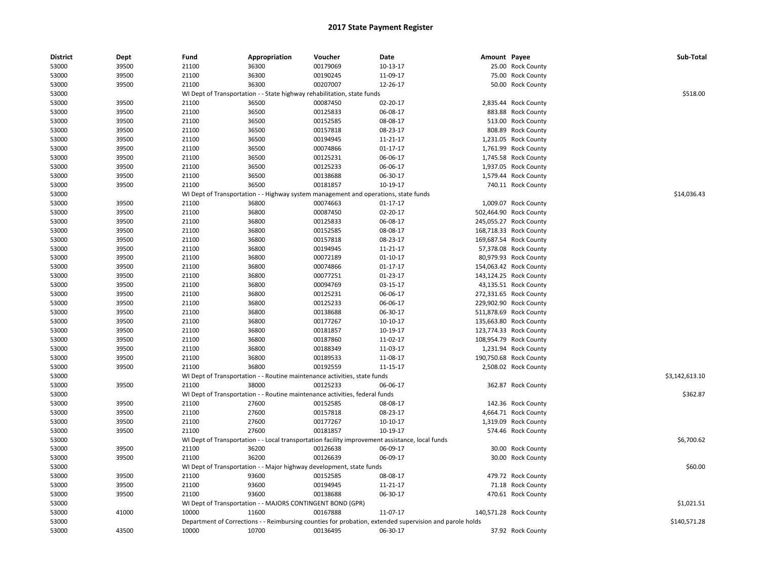# 2017 State Payment Register

| District | Dept | Fund | Appropriation | Voucher | Date | Amount | Payee | Sub-Total |
|---|---|---|---|---|---|---|---|---|
| 53000 | 39500 | 21100 | 36300 | 00179069 | 10-13-17 | 25.00 | Rock County | |
| 53000 | 39500 | 21100 | 36300 | 00190245 | 11-09-17 | 75.00 | Rock County | |
| 53000 | 39500 | 21100 | 36300 | 00207007 | 12-26-17 | 50.00 | Rock County | |
| 53000 | | WI Dept of Transportation - - State highway rehabilitation, state funds | | | | | | $518.00 |
| 53000 | 39500 | 21100 | 36500 | 00087450 | 02-20-17 | 2,835.44 | Rock County | |
| 53000 | 39500 | 21100 | 36500 | 00125833 | 06-08-17 | 883.88 | Rock County | |
| 53000 | 39500 | 21100 | 36500 | 00152585 | 08-08-17 | 513.00 | Rock County | |
| 53000 | 39500 | 21100 | 36500 | 00157818 | 08-23-17 | 808.89 | Rock County | |
| 53000 | 39500 | 21100 | 36500 | 00194945 | 11-21-17 | 1,231.05 | Rock County | |
| 53000 | 39500 | 21100 | 36500 | 00074866 | 01-17-17 | 1,761.99 | Rock County | |
| 53000 | 39500 | 21100 | 36500 | 00125231 | 06-06-17 | 1,745.58 | Rock County | |
| 53000 | 39500 | 21100 | 36500 | 00125233 | 06-06-17 | 1,937.05 | Rock County | |
| 53000 | 39500 | 21100 | 36500 | 00138688 | 06-30-17 | 1,579.44 | Rock County | |
| 53000 | 39500 | 21100 | 36500 | 00181857 | 10-19-17 | 740.11 | Rock County | |
| 53000 | | WI Dept of Transportation - - Highway system management and operations, state funds | | | | | | $14,036.43 |
| 53000 | 39500 | 21100 | 36800 | 00074663 | 01-17-17 | 1,009.07 | Rock County | |
| 53000 | 39500 | 21100 | 36800 | 00087450 | 02-20-17 | 502,464.90 | Rock County | |
| 53000 | 39500 | 21100 | 36800 | 00125833 | 06-08-17 | 245,055.27 | Rock County | |
| 53000 | 39500 | 21100 | 36800 | 00152585 | 08-08-17 | 168,718.33 | Rock County | |
| 53000 | 39500 | 21100 | 36800 | 00157818 | 08-23-17 | 169,687.54 | Rock County | |
| 53000 | 39500 | 21100 | 36800 | 00194945 | 11-21-17 | 57,378.08 | Rock County | |
| 53000 | 39500 | 21100 | 36800 | 00072189 | 01-10-17 | 80,979.93 | Rock County | |
| 53000 | 39500 | 21100 | 36800 | 00074866 | 01-17-17 | 154,063.42 | Rock County | |
| 53000 | 39500 | 21100 | 36800 | 00077251 | 01-23-17 | 143,124.25 | Rock County | |
| 53000 | 39500 | 21100 | 36800 | 00094769 | 03-15-17 | 43,135.51 | Rock County | |
| 53000 | 39500 | 21100 | 36800 | 00125231 | 06-06-17 | 272,331.65 | Rock County | |
| 53000 | 39500 | 21100 | 36800 | 00125233 | 06-06-17 | 229,902.90 | Rock County | |
| 53000 | 39500 | 21100 | 36800 | 00138688 | 06-30-17 | 511,878.69 | Rock County | |
| 53000 | 39500 | 21100 | 36800 | 00177267 | 10-10-17 | 135,663.80 | Rock County | |
| 53000 | 39500 | 21100 | 36800 | 00181857 | 10-19-17 | 123,774.33 | Rock County | |
| 53000 | 39500 | 21100 | 36800 | 00187860 | 11-02-17 | 108,954.79 | Rock County | |
| 53000 | 39500 | 21100 | 36800 | 00188349 | 11-03-17 | 1,231.94 | Rock County | |
| 53000 | 39500 | 21100 | 36800 | 00189533 | 11-08-17 | 190,750.68 | Rock County | |
| 53000 | 39500 | 21100 | 36800 | 00192559 | 11-15-17 | 2,508.02 | Rock County | |
| 53000 | | WI Dept of Transportation - - Routine maintenance activities, state funds | | | | | | $3,142,613.10 |
| 53000 | 39500 | 21100 | 38000 | 00125233 | 06-06-17 | 362.87 | Rock County | |
| 53000 | | WI Dept of Transportation - - Routine maintenance activities, federal funds | | | | | | $362.87 |
| 53000 | 39500 | 21100 | 27600 | 00152585 | 08-08-17 | 142.36 | Rock County | |
| 53000 | 39500 | 21100 | 27600 | 00157818 | 08-23-17 | 4,664.71 | Rock County | |
| 53000 | 39500 | 21100 | 27600 | 00177267 | 10-10-17 | 1,319.09 | Rock County | |
| 53000 | 39500 | 21100 | 27600 | 00181857 | 10-19-17 | 574.46 | Rock County | |
| 53000 | | WI Dept of Transportation - - Local transportation facility improvement assistance, local funds | | | | | | $6,700.62 |
| 53000 | 39500 | 21100 | 36200 | 00126638 | 06-09-17 | 30.00 | Rock County | |
| 53000 | 39500 | 21100 | 36200 | 00126639 | 06-09-17 | 30.00 | Rock County | |
| 53000 | | WI Dept of Transportation - - Major highway development, state funds | | | | | | $60.00 |
| 53000 | 39500 | 21100 | 93600 | 00152585 | 08-08-17 | 479.72 | Rock County | |
| 53000 | 39500 | 21100 | 93600 | 00194945 | 11-21-17 | 71.18 | Rock County | |
| 53000 | 39500 | 21100 | 93600 | 00138688 | 06-30-17 | 470.61 | Rock County | |
| 53000 | | WI Dept of Transportation - - MAJORS CONTINGENT BOND (GPR) | | | | | | $1,021.51 |
| 53000 | 41000 | 10000 | 11600 | 00167888 | 11-07-17 | 140,571.28 | Rock County | |
| 53000 | | Department of Corrections - - Reimbursing counties for probation, extended supervision and parole holds | | | | | | $140,571.28 |
| 53000 | 43500 | 10000 | 10700 | 00136495 | 06-30-17 | 37.92 | Rock County | |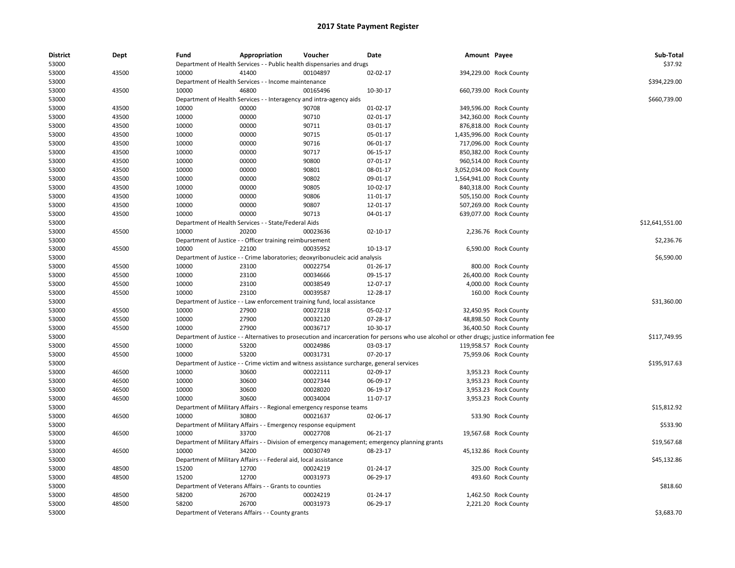# 2017 State Payment Register

| District | Dept | Fund | Appropriation | Voucher | Date | Amount | Payee | Sub-Total |
|---|---|---|---|---|---|---|---|---|
| 53000 | | Department of Health Services - - Public health dispensaries and drugs | | | | | | $37.92 |
| 53000 | 43500 | 10000 | 41400 | 00104897 | 02-02-17 | 394,229.00 | Rock County | |
| 53000 | | Department of Health Services - - Income maintenance | | | | | | $394,229.00 |
| 53000 | 43500 | 10000 | 46800 | 00165496 | 10-30-17 | 660,739.00 | Rock County | |
| 53000 | | Department of Health Services - - Interagency and intra-agency aids | | | | | | $660,739.00 |
| 53000 | 43500 | 10000 | 00000 | 90708 | 01-02-17 | 349,596.00 | Rock County | |
| 53000 | 43500 | 10000 | 00000 | 90710 | 02-01-17 | 342,360.00 | Rock County | |
| 53000 | 43500 | 10000 | 00000 | 90711 | 03-01-17 | 876,818.00 | Rock County | |
| 53000 | 43500 | 10000 | 00000 | 90715 | 05-01-17 | 1,435,996.00 | Rock County | |
| 53000 | 43500 | 10000 | 00000 | 90716 | 06-01-17 | 717,096.00 | Rock County | |
| 53000 | 43500 | 10000 | 00000 | 90717 | 06-15-17 | 850,382.00 | Rock County | |
| 53000 | 43500 | 10000 | 00000 | 90800 | 07-01-17 | 960,514.00 | Rock County | |
| 53000 | 43500 | 10000 | 00000 | 90801 | 08-01-17 | 3,052,034.00 | Rock County | |
| 53000 | 43500 | 10000 | 00000 | 90802 | 09-01-17 | 1,564,941.00 | Rock County | |
| 53000 | 43500 | 10000 | 00000 | 90805 | 10-02-17 | 840,318.00 | Rock County | |
| 53000 | 43500 | 10000 | 00000 | 90806 | 11-01-17 | 505,150.00 | Rock County | |
| 53000 | 43500 | 10000 | 00000 | 90807 | 12-01-17 | 507,269.00 | Rock County | |
| 53000 | 43500 | 10000 | 00000 | 90713 | 04-01-17 | 639,077.00 | Rock County | |
| 53000 | | Department of Health Services - - State/Federal Aids | | | | | | $12,641,551.00 |
| 53000 | 45500 | 10000 | 20200 | 00023636 | 02-10-17 | 2,236.76 | Rock County | |
| 53000 | | Department of Justice - - Officer training reimbursement | | | | | | $2,236.76 |
| 53000 | 45500 | 10000 | 22100 | 00035952 | 10-13-17 | 6,590.00 | Rock County | |
| 53000 | | Department of Justice - - Crime laboratories; deoxyribonucleic acid analysis | | | | | | $6,590.00 |
| 53000 | 45500 | 10000 | 23100 | 00022754 | 01-26-17 | 800.00 | Rock County | |
| 53000 | 45500 | 10000 | 23100 | 00034666 | 09-15-17 | 26,400.00 | Rock County | |
| 53000 | 45500 | 10000 | 23100 | 00038549 | 12-07-17 | 4,000.00 | Rock County | |
| 53000 | 45500 | 10000 | 23100 | 00039587 | 12-28-17 | 160.00 | Rock County | |
| 53000 | | Department of Justice - - Law enforcement training fund, local assistance | | | | | | $31,360.00 |
| 53000 | 45500 | 10000 | 27900 | 00027218 | 05-02-17 | 32,450.95 | Rock County | |
| 53000 | 45500 | 10000 | 27900 | 00032120 | 07-28-17 | 48,898.50 | Rock County | |
| 53000 | 45500 | 10000 | 27900 | 00036717 | 10-30-17 | 36,400.50 | Rock County | |
| 53000 | | Department of Justice - - Alternatives to prosecution and incarceration for persons who use alcohol or other drugs; justice information fee | | | | | | $117,749.95 |
| 53000 | 45500 | 10000 | 53200 | 00024986 | 03-03-17 | 119,958.57 | Rock County | |
| 53000 | 45500 | 10000 | 53200 | 00031731 | 07-20-17 | 75,959.06 | Rock County | |
| 53000 | | Department of Justice - - Crime victim and witness assistance surcharge, general services | | | | | | $195,917.63 |
| 53000 | 46500 | 10000 | 30600 | 00022111 | 02-09-17 | 3,953.23 | Rock County | |
| 53000 | 46500 | 10000 | 30600 | 00027344 | 06-09-17 | 3,953.23 | Rock County | |
| 53000 | 46500 | 10000 | 30600 | 00028020 | 06-19-17 | 3,953.23 | Rock County | |
| 53000 | 46500 | 10000 | 30600 | 00034004 | 11-07-17 | 3,953.23 | Rock County | |
| 53000 | | Department of Military Affairs - - Regional emergency response teams | | | | | | $15,812.92 |
| 53000 | 46500 | 10000 | 30800 | 00021637 | 02-06-17 | 533.90 | Rock County | |
| 53000 | | Department of Military Affairs - - Emergency response equipment | | | | | | $533.90 |
| 53000 | 46500 | 10000 | 33700 | 00027708 | 06-21-17 | 19,567.68 | Rock County | |
| 53000 | | Department of Military Affairs - - Division of emergency management; emergency planning grants | | | | | | $19,567.68 |
| 53000 | 46500 | 10000 | 34200 | 00030749 | 08-23-17 | 45,132.86 | Rock County | |
| 53000 | | Department of Military Affairs - - Federal aid, local assistance | | | | | | $45,132.86 |
| 53000 | 48500 | 15200 | 12700 | 00024219 | 01-24-17 | 325.00 | Rock County | |
| 53000 | 48500 | 15200 | 12700 | 00031973 | 06-29-17 | 493.60 | Rock County | |
| 53000 | | Department of Veterans Affairs - - Grants to counties | | | | | | $818.60 |
| 53000 | 48500 | 58200 | 26700 | 00024219 | 01-24-17 | 1,462.50 | Rock County | |
| 53000 | 48500 | 58200 | 26700 | 00031973 | 06-29-17 | 2,221.20 | Rock County | |
| 53000 | | Department of Veterans Affairs - - County grants | | | | | | $3,683.70 |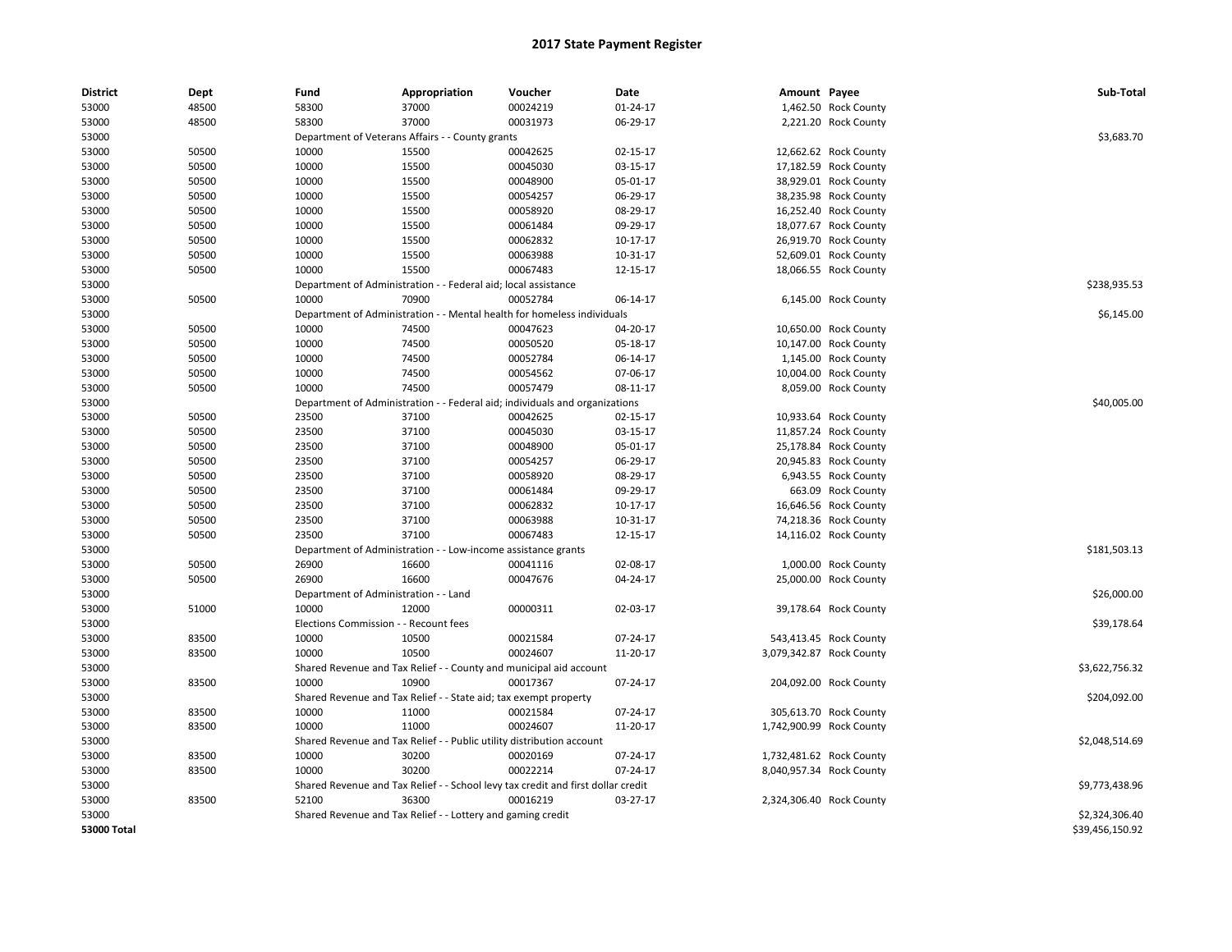# 2017 State Payment Register

| District | Dept | Fund | Appropriation | Voucher | Date | Amount | Payee | Sub-Total |
|---|---|---|---|---|---|---|---|---|
| 53000 | 48500 | 58300 | 37000 | 00024219 | 01-24-17 | 1,462.50 | Rock County | |
| 53000 | 48500 | 58300 | 37000 | 00031973 | 06-29-17 | 2,221.20 | Rock County | |
| 53000 | | Department of Veterans Affairs - - County grants | | | | | | $3,683.70 |
| 53000 | 50500 | 10000 | 15500 | 00042625 | 02-15-17 | 12,662.62 | Rock County | |
| 53000 | 50500 | 10000 | 15500 | 00045030 | 03-15-17 | 17,182.59 | Rock County | |
| 53000 | 50500 | 10000 | 15500 | 00048900 | 05-01-17 | 38,929.01 | Rock County | |
| 53000 | 50500 | 10000 | 15500 | 00054257 | 06-29-17 | 38,235.98 | Rock County | |
| 53000 | 50500 | 10000 | 15500 | 00058920 | 08-29-17 | 16,252.40 | Rock County | |
| 53000 | 50500 | 10000 | 15500 | 00061484 | 09-29-17 | 18,077.67 | Rock County | |
| 53000 | 50500 | 10000 | 15500 | 00062832 | 10-17-17 | 26,919.70 | Rock County | |
| 53000 | 50500 | 10000 | 15500 | 00063988 | 10-31-17 | 52,609.01 | Rock County | |
| 53000 | 50500 | 10000 | 15500 | 00067483 | 12-15-17 | 18,066.55 | Rock County | |
| 53000 | | Department of Administration - - Federal aid; local assistance | | | | | | $238,935.53 |
| 53000 | 50500 | 10000 | 70900 | 00052784 | 06-14-17 | 6,145.00 | Rock County | |
| 53000 | | Department of Administration - - Mental health for homeless individuals | | | | | | $6,145.00 |
| 53000 | 50500 | 10000 | 74500 | 00047623 | 04-20-17 | 10,650.00 | Rock County | |
| 53000 | 50500 | 10000 | 74500 | 00050520 | 05-18-17 | 10,147.00 | Rock County | |
| 53000 | 50500 | 10000 | 74500 | 00052784 | 06-14-17 | 1,145.00 | Rock County | |
| 53000 | 50500 | 10000 | 74500 | 00054562 | 07-06-17 | 10,004.00 | Rock County | |
| 53000 | 50500 | 10000 | 74500 | 00057479 | 08-11-17 | 8,059.00 | Rock County | |
| 53000 | | Department of Administration - - Federal aid; individuals and organizations | | | | | | $40,005.00 |
| 53000 | 50500 | 23500 | 37100 | 00042625 | 02-15-17 | 10,933.64 | Rock County | |
| 53000 | 50500 | 23500 | 37100 | 00045030 | 03-15-17 | 11,857.24 | Rock County | |
| 53000 | 50500 | 23500 | 37100 | 00048900 | 05-01-17 | 25,178.84 | Rock County | |
| 53000 | 50500 | 23500 | 37100 | 00054257 | 06-29-17 | 20,945.83 | Rock County | |
| 53000 | 50500 | 23500 | 37100 | 00058920 | 08-29-17 | 6,943.55 | Rock County | |
| 53000 | 50500 | 23500 | 37100 | 00061484 | 09-29-17 | 663.09 | Rock County | |
| 53000 | 50500 | 23500 | 37100 | 00062832 | 10-17-17 | 16,646.56 | Rock County | |
| 53000 | 50500 | 23500 | 37100 | 00063988 | 10-31-17 | 74,218.36 | Rock County | |
| 53000 | 50500 | 23500 | 37100 | 00067483 | 12-15-17 | 14,116.02 | Rock County | |
| 53000 | | Department of Administration - - Low-income assistance grants | | | | | | $181,503.13 |
| 53000 | 50500 | 26900 | 16600 | 00041116 | 02-08-17 | 1,000.00 | Rock County | |
| 53000 | 50500 | 26900 | 16600 | 00047676 | 04-24-17 | 25,000.00 | Rock County | |
| 53000 | | Department of Administration - - Land | | | | | | $26,000.00 |
| 53000 | 51000 | 10000 | 12000 | 00000311 | 02-03-17 | 39,178.64 | Rock County | |
| 53000 | | Elections Commission - - Recount fees | | | | | | $39,178.64 |
| 53000 | 83500 | 10000 | 10500 | 00021584 | 07-24-17 | 543,413.45 | Rock County | |
| 53000 | 83500 | 10000 | 10500 | 00024607 | 11-20-17 | 3,079,342.87 | Rock County | |
| 53000 | | Shared Revenue and Tax Relief - - County and municipal aid account | | | | | | $3,622,756.32 |
| 53000 | 83500 | 10000 | 10900 | 00017367 | 07-24-17 | 204,092.00 | Rock County | |
| 53000 | | Shared Revenue and Tax Relief - - State aid; tax exempt property | | | | | | $204,092.00 |
| 53000 | 83500 | 10000 | 11000 | 00021584 | 07-24-17 | 305,613.70 | Rock County | |
| 53000 | 83500 | 10000 | 11000 | 00024607 | 11-20-17 | 1,742,900.99 | Rock County | |
| 53000 | | Shared Revenue and Tax Relief - - Public utility distribution account | | | | | | $2,048,514.69 |
| 53000 | 83500 | 10000 | 30200 | 00020169 | 07-24-17 | 1,732,481.62 | Rock County | |
| 53000 | 83500 | 10000 | 30200 | 00022214 | 07-24-17 | 8,040,957.34 | Rock County | |
| 53000 | | Shared Revenue and Tax Relief - - School levy tax credit and first dollar credit | | | | | | $9,773,438.96 |
| 53000 | 83500 | 52100 | 36300 | 00016219 | 03-27-17 | 2,324,306.40 | Rock County | |
| 53000 | | Shared Revenue and Tax Relief - - Lottery and gaming credit | | | | | | $2,324,306.40 |
| **53000 Total** | | | | | | | | $39,456,150.92 |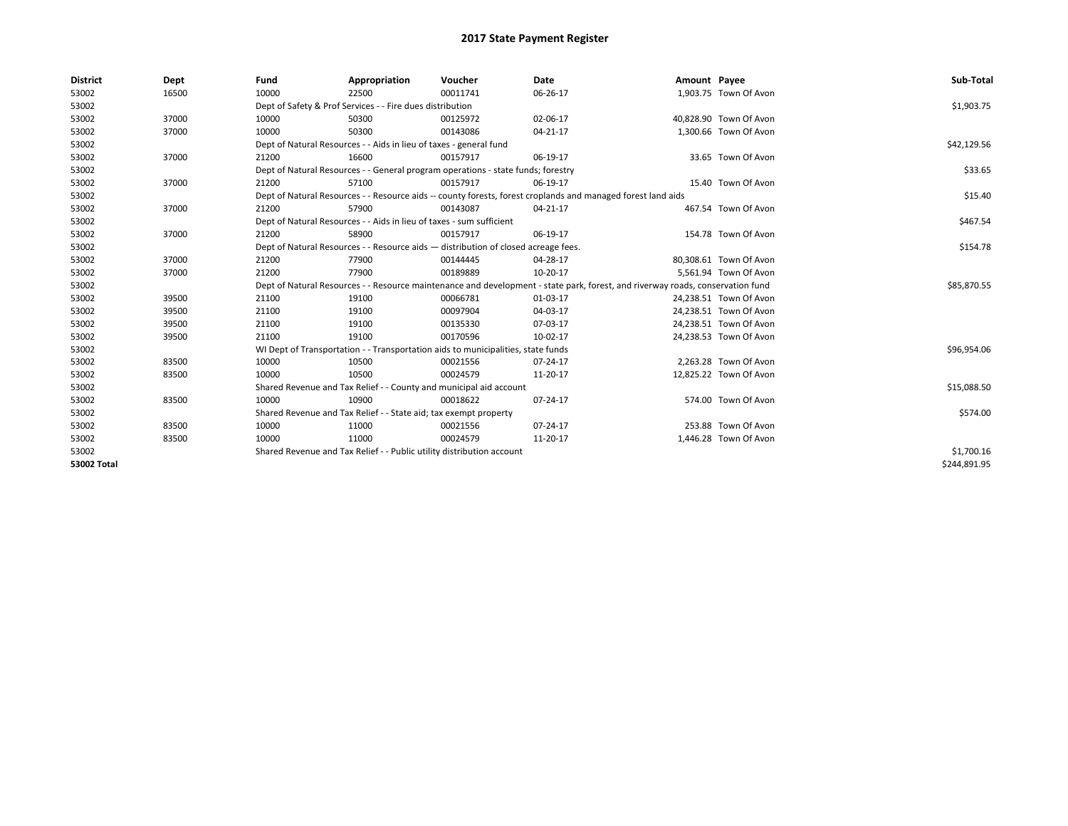# 2017 State Payment Register

| District | Dept | Fund | Appropriation | Voucher | Date | Amount | Payee | Sub-Total |
|---|---|---|---|---|---|---|---|---|
| 53002 | 16500 | 10000 | 22500 | 00011741 | 06-26-17 | 1,903.75 | Town Of Avon | |
| 53002 | | Dept of Safety & Prof Services - - Fire dues distribution | | | | | | $1,903.75 |
| 53002 | 37000 | 10000 | 50300 | 00125972 | 02-06-17 | 40,828.90 | Town Of Avon | |
| 53002 | 37000 | 10000 | 50300 | 00143086 | 04-21-17 | 1,300.66 | Town Of Avon | |
| 53002 | | Dept of Natural Resources - - Aids in lieu of taxes - general fund | | | | | | $42,129.56 |
| 53002 | 37000 | 21200 | 16600 | 00157917 | 06-19-17 | 33.65 | Town Of Avon | |
| 53002 | | Dept of Natural Resources - - General program operations - state funds; forestry | | | | | | $33.65 |
| 53002 | 37000 | 21200 | 57100 | 00157917 | 06-19-17 | 15.40 | Town Of Avon | |
| 53002 | | Dept of Natural Resources - - Resource aids -- county forests, forest croplands and managed forest land aids | | | | | | $15.40 |
| 53002 | 37000 | 21200 | 57900 | 00143087 | 04-21-17 | 467.54 | Town Of Avon | |
| 53002 | | Dept of Natural Resources - - Aids in lieu of taxes - sum sufficient | | | | | | $467.54 |
| 53002 | 37000 | 21200 | 58900 | 00157917 | 06-19-17 | 154.78 | Town Of Avon | |
| 53002 | | Dept of Natural Resources - - Resource aids — distribution of closed acreage fees. | | | | | | $154.78 |
| 53002 | 37000 | 21200 | 77900 | 00144445 | 04-28-17 | 80,308.61 | Town Of Avon | |
| 53002 | 37000 | 21200 | 77900 | 00189889 | 10-20-17 | 5,561.94 | Town Of Avon | |
| 53002 | | Dept of Natural Resources - - Resource maintenance and development - state park, forest, and riverway roads, conservation fund | | | | | | $85,870.55 |
| 53002 | 39500 | 21100 | 19100 | 00066781 | 01-03-17 | 24,238.51 | Town Of Avon | |
| 53002 | 39500 | 21100 | 19100 | 00097904 | 04-03-17 | 24,238.51 | Town Of Avon | |
| 53002 | 39500 | 21100 | 19100 | 00135330 | 07-03-17 | 24,238.51 | Town Of Avon | |
| 53002 | 39500 | 21100 | 19100 | 00170596 | 10-02-17 | 24,238.53 | Town Of Avon | |
| 53002 | | WI Dept of Transportation - - Transportation aids to municipalities, state funds | | | | | | $96,954.06 |
| 53002 | 83500 | 10000 | 10500 | 00021556 | 07-24-17 | 2,263.28 | Town Of Avon | |
| 53002 | 83500 | 10000 | 10500 | 00024579 | 11-20-17 | 12,825.22 | Town Of Avon | |
| 53002 | | Shared Revenue and Tax Relief - - County and municipal aid account | | | | | | $15,088.50 |
| 53002 | 83500 | 10000 | 10900 | 00018622 | 07-24-17 | 574.00 | Town Of Avon | |
| 53002 | | Shared Revenue and Tax Relief - - State aid; tax exempt property | | | | | | $574.00 |
| 53002 | 83500 | 10000 | 11000 | 00021556 | 07-24-17 | 253.88 | Town Of Avon | |
| 53002 | 83500 | 10000 | 11000 | 00024579 | 11-20-17 | 1,446.28 | Town Of Avon | |
| 53002 | | Shared Revenue and Tax Relief - - Public utility distribution account | | | | | | $1,700.16 |
| 53002 Total | | | | | | | | $244,891.95 |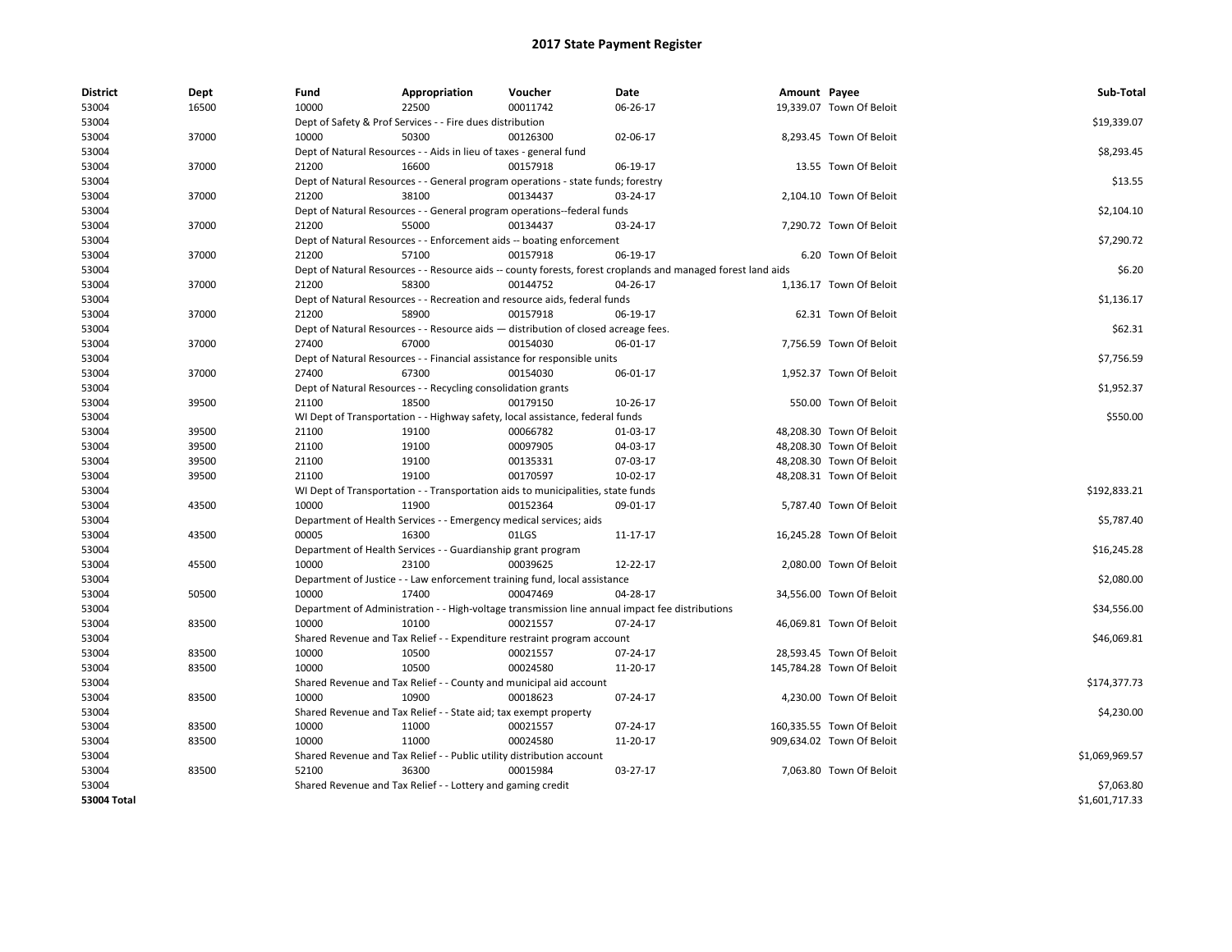# 2017 State Payment Register

| District | Dept | Fund | Appropriation | Voucher | Date | Amount | Payee | Sub-Total |
|---|---|---|---|---|---|---|---|---|
| 53004 | 16500 | 10000 | 22500 | 00011742 | 06-26-17 | 19,339.07 | Town Of Beloit | |
| 53004 | | Dept of Safety & Prof Services - - Fire dues distribution | | | | | | $19,339.07 |
| 53004 | 37000 | 10000 | 50300 | 00126300 | 02-06-17 | 8,293.45 | Town Of Beloit | |
| 53004 | | Dept of Natural Resources - - Aids in lieu of taxes - general fund | | | | | | $8,293.45 |
| 53004 | 37000 | 21200 | 16600 | 00157918 | 06-19-17 | 13.55 | Town Of Beloit | |
| 53004 | | Dept of Natural Resources - - General program operations - state funds; forestry | | | | | | $13.55 |
| 53004 | 37000 | 21200 | 38100 | 00134437 | 03-24-17 | 2,104.10 | Town Of Beloit | |
| 53004 | | Dept of Natural Resources - - General program operations--federal funds | | | | | | $2,104.10 |
| 53004 | 37000 | 21200 | 55000 | 00134437 | 03-24-17 | 7,290.72 | Town Of Beloit | |
| 53004 | | Dept of Natural Resources - - Enforcement aids -- boating enforcement | | | | | | $7,290.72 |
| 53004 | 37000 | 21200 | 57100 | 00157918 | 06-19-17 | 6.20 | Town Of Beloit | |
| 53004 | | Dept of Natural Resources - - Resource aids -- county forests, forest croplands and managed forest land aids | | | | | | $6.20 |
| 53004 | 37000 | 21200 | 58300 | 00144752 | 04-26-17 | 1,136.17 | Town Of Beloit | |
| 53004 | | Dept of Natural Resources - - Recreation and resource aids, federal funds | | | | | | $1,136.17 |
| 53004 | 37000 | 21200 | 58900 | 00157918 | 06-19-17 | 62.31 | Town Of Beloit | |
| 53004 | | Dept of Natural Resources - - Resource aids — distribution of closed acreage fees. | | | | | | $62.31 |
| 53004 | 37000 | 27400 | 67000 | 00154030 | 06-01-17 | 7,756.59 | Town Of Beloit | |
| 53004 | | Dept of Natural Resources - - Financial assistance for responsible units | | | | | | $7,756.59 |
| 53004 | 37000 | 27400 | 67300 | 00154030 | 06-01-17 | 1,952.37 | Town Of Beloit | |
| 53004 | | Dept of Natural Resources - - Recycling consolidation grants | | | | | | $1,952.37 |
| 53004 | 39500 | 21100 | 18500 | 00179150 | 10-26-17 | 550.00 | Town Of Beloit | |
| 53004 | | WI Dept of Transportation - - Highway safety, local assistance, federal funds | | | | | | $550.00 |
| 53004 | 39500 | 21100 | 19100 | 00066782 | 01-03-17 | 48,208.30 | Town Of Beloit | |
| 53004 | 39500 | 21100 | 19100 | 00097905 | 04-03-17 | 48,208.30 | Town Of Beloit | |
| 53004 | 39500 | 21100 | 19100 | 00135331 | 07-03-17 | 48,208.30 | Town Of Beloit | |
| 53004 | 39500 | 21100 | 19100 | 00170597 | 10-02-17 | 48,208.31 | Town Of Beloit | |
| 53004 | | WI Dept of Transportation - - Transportation aids to municipalities, state funds | | | | | | $192,833.21 |
| 53004 | 43500 | 10000 | 11900 | 00152364 | 09-01-17 | 5,787.40 | Town Of Beloit | |
| 53004 | | Department of Health Services - - Emergency medical services; aids | | | | | | $5,787.40 |
| 53004 | 43500 | 00005 | 16300 | 01LGS | 11-17-17 | 16,245.28 | Town Of Beloit | |
| 53004 | | Department of Health Services - - Guardianship grant program | | | | | | $16,245.28 |
| 53004 | 45500 | 10000 | 23100 | 00039625 | 12-22-17 | 2,080.00 | Town Of Beloit | |
| 53004 | | Department of Justice - - Law enforcement training fund, local assistance | | | | | | $2,080.00 |
| 53004 | 50500 | 10000 | 17400 | 00047469 | 04-28-17 | 34,556.00 | Town Of Beloit | |
| 53004 | | Department of Administration - - High-voltage transmission line annual impact fee distributions | | | | | | $34,556.00 |
| 53004 | 83500 | 10000 | 10100 | 00021557 | 07-24-17 | 46,069.81 | Town Of Beloit | |
| 53004 | | Shared Revenue and Tax Relief - - Expenditure restraint program account | | | | | | $46,069.81 |
| 53004 | 83500 | 10000 | 10500 | 00021557 | 07-24-17 | 28,593.45 | Town Of Beloit | |
| 53004 | 83500 | 10000 | 10500 | 00024580 | 11-20-17 | 145,784.28 | Town Of Beloit | |
| 53004 | | Shared Revenue and Tax Relief - - County and municipal aid account | | | | | | $174,377.73 |
| 53004 | 83500 | 10000 | 10900 | 00018623 | 07-24-17 | 4,230.00 | Town Of Beloit | |
| 53004 | | Shared Revenue and Tax Relief - - State aid; tax exempt property | | | | | | $4,230.00 |
| 53004 | 83500 | 10000 | 11000 | 00021557 | 07-24-17 | 160,335.55 | Town Of Beloit | |
| 53004 | 83500 | 10000 | 11000 | 00024580 | 11-20-17 | 909,634.02 | Town Of Beloit | |
| 53004 | | Shared Revenue and Tax Relief - - Public utility distribution account | | | | | | $1,069,969.57 |
| 53004 | 83500 | 52100 | 36300 | 00015984 | 03-27-17 | 7,063.80 | Town Of Beloit | |
| 53004 | | Shared Revenue and Tax Relief - - Lottery and gaming credit | | | | | | $7,063.80 |
| **53004 Total** | | | | | | | | $1,601,717.33 |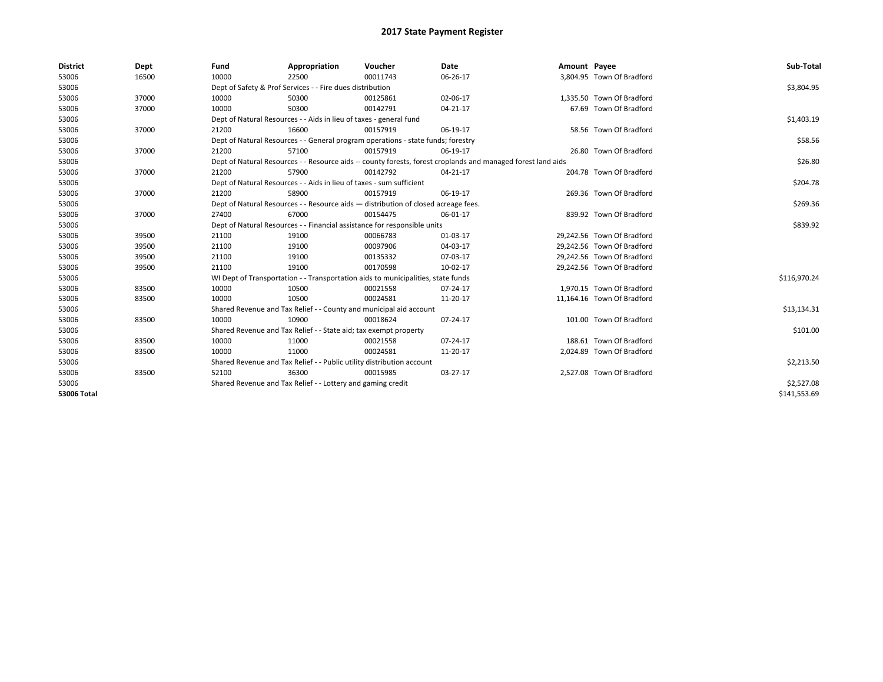# 2017 State Payment Register

| District | Dept | Fund | Appropriation | Voucher | Date | Amount | Payee | Sub-Total |
|---|---|---|---|---|---|---|---|---|
| 53006 | 16500 | 10000 | 22500 | 00011743 | 06-26-17 | 3,804.95 | Town Of Bradford | |
| 53006 | | Dept of Safety & Prof Services - - Fire dues distribution | | | | | | $3,804.95 |
| 53006 | 37000 | 10000 | 50300 | 00125861 | 02-06-17 | 1,335.50 | Town Of Bradford | |
| 53006 | 37000 | 10000 | 50300 | 00142791 | 04-21-17 | 67.69 | Town Of Bradford | |
| 53006 | | Dept of Natural Resources - - Aids in lieu of taxes - general fund | | | | | | $1,403.19 |
| 53006 | 37000 | 21200 | 16600 | 00157919 | 06-19-17 | 58.56 | Town Of Bradford | |
| 53006 | | Dept of Natural Resources - - General program operations - state funds; forestry | | | | | | $58.56 |
| 53006 | 37000 | 21200 | 57100 | 00157919 | 06-19-17 | 26.80 | Town Of Bradford | |
| 53006 | | Dept of Natural Resources - - Resource aids -- county forests, forest croplands and managed forest land aids | | | | | | $26.80 |
| 53006 | 37000 | 21200 | 57900 | 00142792 | 04-21-17 | 204.78 | Town Of Bradford | |
| 53006 | | Dept of Natural Resources - - Aids in lieu of taxes - sum sufficient | | | | | | $204.78 |
| 53006 | 37000 | 21200 | 58900 | 00157919 | 06-19-17 | 269.36 | Town Of Bradford | |
| 53006 | | Dept of Natural Resources - - Resource aids — distribution of closed acreage fees. | | | | | | $269.36 |
| 53006 | 37000 | 27400 | 67000 | 00154475 | 06-01-17 | 839.92 | Town Of Bradford | |
| 53006 | | Dept of Natural Resources - - Financial assistance for responsible units | | | | | | $839.92 |
| 53006 | 39500 | 21100 | 19100 | 00066783 | 01-03-17 | 29,242.56 | Town Of Bradford | |
| 53006 | 39500 | 21100 | 19100 | 00097906 | 04-03-17 | 29,242.56 | Town Of Bradford | |
| 53006 | 39500 | 21100 | 19100 | 00135332 | 07-03-17 | 29,242.56 | Town Of Bradford | |
| 53006 | 39500 | 21100 | 19100 | 00170598 | 10-02-17 | 29,242.56 | Town Of Bradford | |
| 53006 | | WI Dept of Transportation - - Transportation aids to municipalities, state funds | | | | | | $116,970.24 |
| 53006 | 83500 | 10000 | 10500 | 00021558 | 07-24-17 | 1,970.15 | Town Of Bradford | |
| 53006 | 83500 | 10000 | 10500 | 00024581 | 11-20-17 | 11,164.16 | Town Of Bradford | |
| 53006 | | Shared Revenue and Tax Relief - - County and municipal aid account | | | | | | $13,134.31 |
| 53006 | 83500 | 10000 | 10900 | 00018624 | 07-24-17 | 101.00 | Town Of Bradford | |
| 53006 | | Shared Revenue and Tax Relief - - State aid; tax exempt property | | | | | | $101.00 |
| 53006 | 83500 | 10000 | 11000 | 00021558 | 07-24-17 | 188.61 | Town Of Bradford | |
| 53006 | 83500 | 10000 | 11000 | 00024581 | 11-20-17 | 2,024.89 | Town Of Bradford | |
| 53006 | | Shared Revenue and Tax Relief - - Public utility distribution account | | | | | | $2,213.50 |
| 53006 | 83500 | 52100 | 36300 | 00015985 | 03-27-17 | 2,527.08 | Town Of Bradford | |
| 53006 | | Shared Revenue and Tax Relief - - Lottery and gaming credit | | | | | | $2,527.08 |
| **53006 Total** | | | | | | | | $141,553.69 |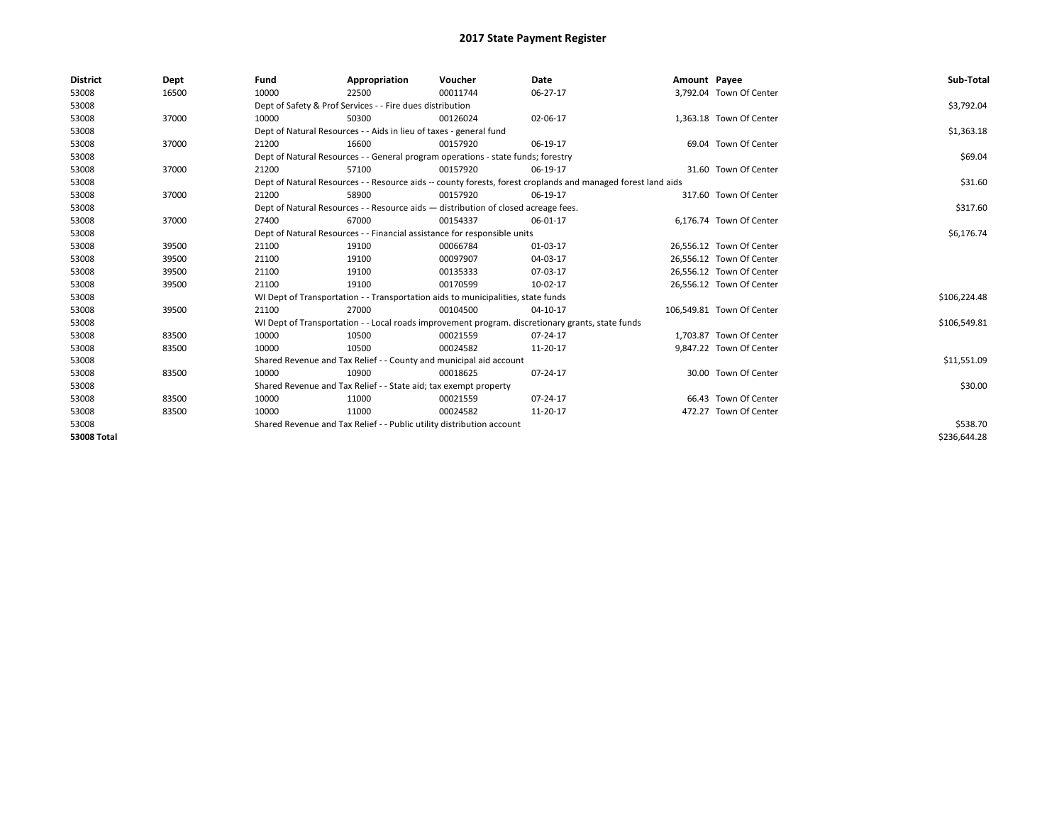# 2017 State Payment Register

| District | Dept | Fund | Appropriation | Voucher | Date | Amount | Payee | Sub-Total |
|---|---|---|---|---|---|---|---|---|
| 53008 | 16500 | 10000 | 22500 | 00011744 | 06-27-17 | 3,792.04 | Town Of Center | |
| 53008 | | Dept of Safety & Prof Services - - Fire dues distribution | | | | | | $3,792.04 |
| 53008 | 37000 | 10000 | 50300 | 00126024 | 02-06-17 | 1,363.18 | Town Of Center | |
| 53008 | | Dept of Natural Resources - - Aids in lieu of taxes - general fund | | | | | | $1,363.18 |
| 53008 | 37000 | 21200 | 16600 | 00157920 | 06-19-17 | 69.04 | Town Of Center | |
| 53008 | | Dept of Natural Resources - - General program operations - state funds; forestry | | | | | | $69.04 |
| 53008 | 37000 | 21200 | 57100 | 00157920 | 06-19-17 | 31.60 | Town Of Center | |
| 53008 | | Dept of Natural Resources - - Resource aids -- county forests, forest croplands and managed forest land aids | | | | | | $31.60 |
| 53008 | 37000 | 21200 | 58900 | 00157920 | 06-19-17 | 317.60 | Town Of Center | |
| 53008 | | Dept of Natural Resources - - Resource aids — distribution of closed acreage fees. | | | | | | $317.60 |
| 53008 | 37000 | 27400 | 67000 | 00154337 | 06-01-17 | 6,176.74 | Town Of Center | |
| 53008 | | Dept of Natural Resources - - Financial assistance for responsible units | | | | | | $6,176.74 |
| 53008 | 39500 | 21100 | 19100 | 00066784 | 01-03-17 | 26,556.12 | Town Of Center | |
| 53008 | 39500 | 21100 | 19100 | 00097907 | 04-03-17 | 26,556.12 | Town Of Center | |
| 53008 | 39500 | 21100 | 19100 | 00135333 | 07-03-17 | 26,556.12 | Town Of Center | |
| 53008 | 39500 | 21100 | 19100 | 00170599 | 10-02-17 | 26,556.12 | Town Of Center | |
| 53008 | | WI Dept of Transportation - - Transportation aids to municipalities, state funds | | | | | | $106,224.48 |
| 53008 | 39500 | 21100 | 27000 | 00104500 | 04-10-17 | 106,549.81 | Town Of Center | |
| 53008 | | WI Dept of Transportation - - Local roads improvement program. discretionary grants, state funds | | | | | | $106,549.81 |
| 53008 | 83500 | 10000 | 10500 | 00021559 | 07-24-17 | 1,703.87 | Town Of Center | |
| 53008 | 83500 | 10000 | 10500 | 00024582 | 11-20-17 | 9,847.22 | Town Of Center | |
| 53008 | | Shared Revenue and Tax Relief - - County and municipal aid account | | | | | | $11,551.09 |
| 53008 | 83500 | 10000 | 10900 | 00018625 | 07-24-17 | 30.00 | Town Of Center | |
| 53008 | | Shared Revenue and Tax Relief - - State aid; tax exempt property | | | | | | $30.00 |
| 53008 | 83500 | 10000 | 11000 | 00021559 | 07-24-17 | 66.43 | Town Of Center | |
| 53008 | 83500 | 10000 | 11000 | 00024582 | 11-20-17 | 472.27 | Town Of Center | |
| 53008 | | Shared Revenue and Tax Relief - - Public utility distribution account | | | | | | $538.70 |
| **53008 Total** | | | | | | | | $236,644.28 |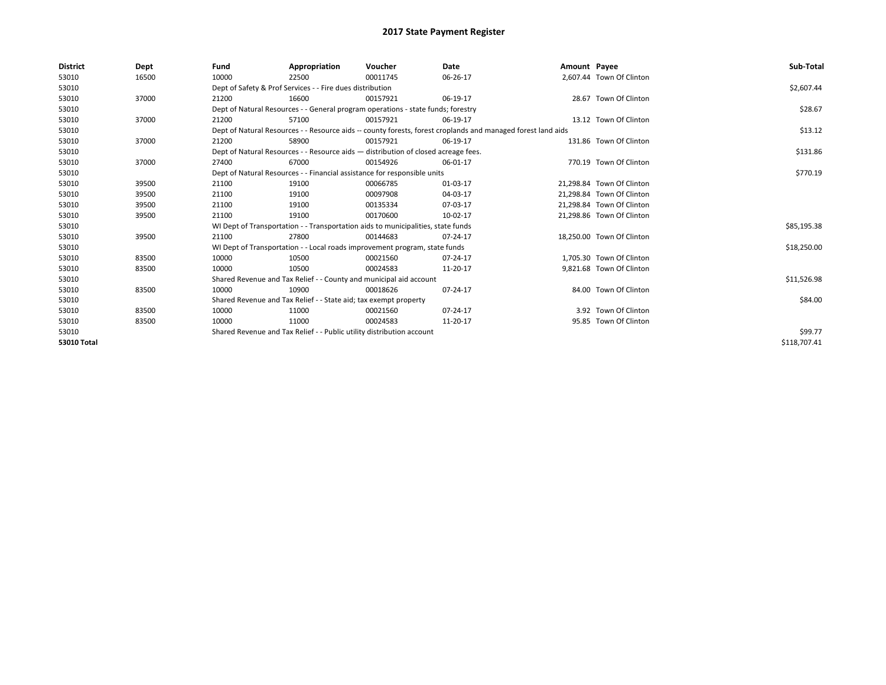# 2017 State Payment Register

| District | Dept | Fund | Appropriation | Voucher | Date | Amount | Payee | Sub-Total |
|---|---|---|---|---|---|---|---|---|
| 53010 | 16500 | 10000 | 22500 | 00011745 | 06-26-17 | 2,607.44 | Town Of Clinton | |
| 53010 | | Dept of Safety & Prof Services - - Fire dues distribution | | | | | | $2,607.44 |
| 53010 | 37000 | 21200 | 16600 | 00157921 | 06-19-17 | 28.67 | Town Of Clinton | |
| 53010 | | Dept of Natural Resources - - General program operations - state funds; forestry | | | | | | $28.67 |
| 53010 | 37000 | 21200 | 57100 | 00157921 | 06-19-17 | 13.12 | Town Of Clinton | |
| 53010 | | Dept of Natural Resources - - Resource aids -- county forests, forest croplands and managed forest land aids | | | | | | $13.12 |
| 53010 | 37000 | 21200 | 58900 | 00157921 | 06-19-17 | 131.86 | Town Of Clinton | |
| 53010 | | Dept of Natural Resources - - Resource aids — distribution of closed acreage fees. | | | | | | $131.86 |
| 53010 | 37000 | 27400 | 67000 | 00154926 | 06-01-17 | 770.19 | Town Of Clinton | |
| 53010 | | Dept of Natural Resources - - Financial assistance for responsible units | | | | | | $770.19 |
| 53010 | 39500 | 21100 | 19100 | 00066785 | 01-03-17 | 21,298.84 | Town Of Clinton | |
| 53010 | 39500 | 21100 | 19100 | 00097908 | 04-03-17 | 21,298.84 | Town Of Clinton | |
| 53010 | 39500 | 21100 | 19100 | 00135334 | 07-03-17 | 21,298.84 | Town Of Clinton | |
| 53010 | 39500 | 21100 | 19100 | 00170600 | 10-02-17 | 21,298.86 | Town Of Clinton | |
| 53010 | | WI Dept of Transportation - - Transportation aids to municipalities, state funds | | | | | | $85,195.38 |
| 53010 | 39500 | 21100 | 27800 | 00144683 | 07-24-17 | 18,250.00 | Town Of Clinton | |
| 53010 | | WI Dept of Transportation - - Local roads improvement program, state funds | | | | | | $18,250.00 |
| 53010 | 83500 | 10000 | 10500 | 00021560 | 07-24-17 | 1,705.30 | Town Of Clinton | |
| 53010 | 83500 | 10000 | 10500 | 00024583 | 11-20-17 | 9,821.68 | Town Of Clinton | |
| 53010 | | Shared Revenue and Tax Relief - - County and municipal aid account | | | | | | $11,526.98 |
| 53010 | 83500 | 10000 | 10900 | 00018626 | 07-24-17 | 84.00 | Town Of Clinton | |
| 53010 | | Shared Revenue and Tax Relief - - State aid; tax exempt property | | | | | | $84.00 |
| 53010 | 83500 | 10000 | 11000 | 00021560 | 07-24-17 | 3.92 | Town Of Clinton | |
| 53010 | 83500 | 10000 | 11000 | 00024583 | 11-20-17 | 95.85 | Town Of Clinton | |
| 53010 | | Shared Revenue and Tax Relief - - Public utility distribution account | | | | | | $99.77 |
| **53010 Total** | | | | | | | | $118,707.41 |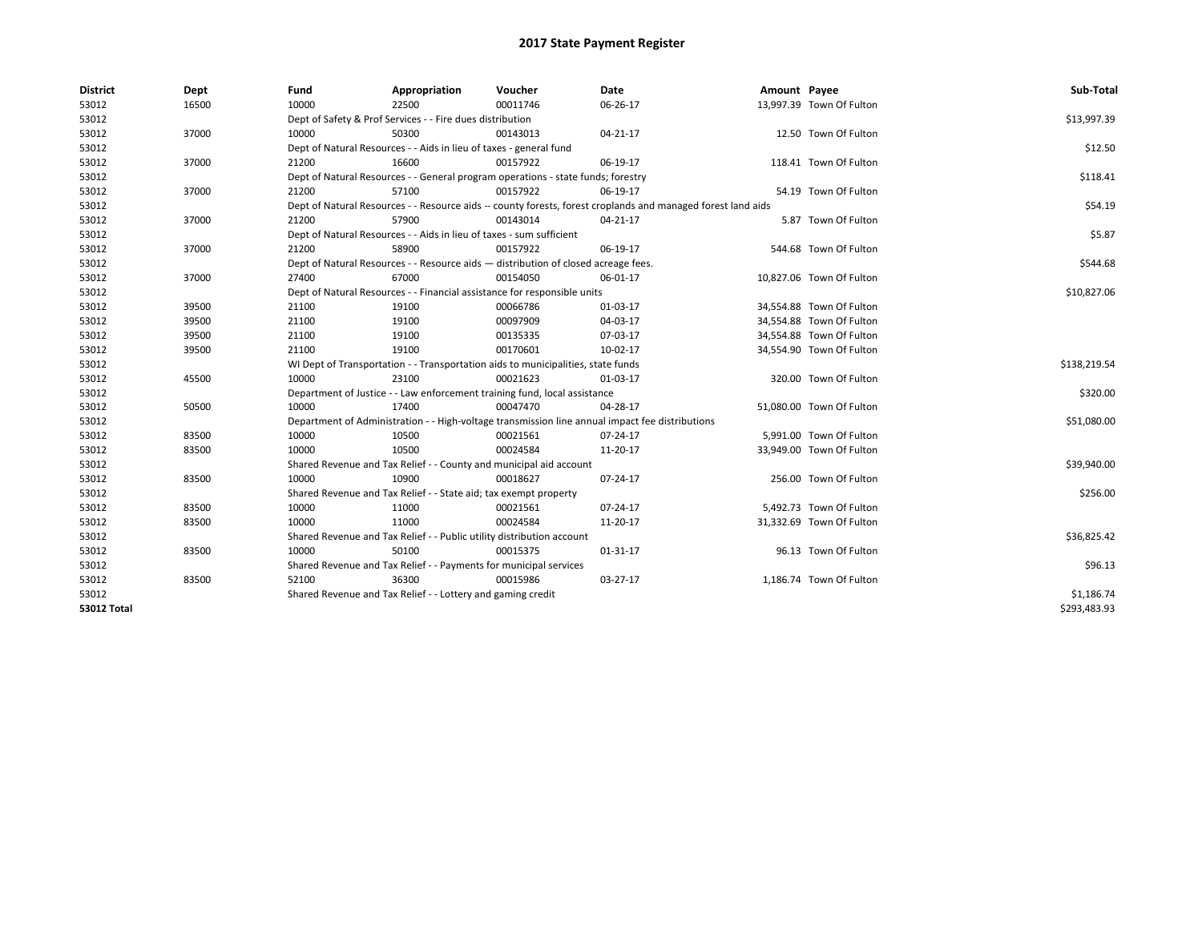# 2017 State Payment Register

| District | Dept | Fund | Appropriation | Voucher | Date | Amount | Payee | Sub-Total |
| --- | --- | --- | --- | --- | --- | --- | --- | --- |
| 53012 | 16500 | 10000 | 22500 | 00011746 | 06-26-17 | 13,997.39 | Town Of Fulton | |
| 53012 | | Dept of Safety & Prof Services - - Fire dues distribution | | | | | | $13,997.39 |
| 53012 | 37000 | 10000 | 50300 | 00143013 | 04-21-17 | 12.50 | Town Of Fulton | |
| 53012 | | Dept of Natural Resources - - Aids in lieu of taxes - general fund | | | | | | $12.50 |
| 53012 | 37000 | 21200 | 16600 | 00157922 | 06-19-17 | 118.41 | Town Of Fulton | |
| 53012 | | Dept of Natural Resources - - General program operations - state funds; forestry | | | | | | $118.41 |
| 53012 | 37000 | 21200 | 57100 | 00157922 | 06-19-17 | 54.19 | Town Of Fulton | |
| 53012 | | Dept of Natural Resources - - Resource aids -- county forests, forest croplands and managed forest land aids | | | | | | $54.19 |
| 53012 | 37000 | 21200 | 57900 | 00143014 | 04-21-17 | 5.87 | Town Of Fulton | |
| 53012 | | Dept of Natural Resources - - Aids in lieu of taxes - sum sufficient | | | | | | $5.87 |
| 53012 | 37000 | 21200 | 58900 | 00157922 | 06-19-17 | 544.68 | Town Of Fulton | |
| 53012 | | Dept of Natural Resources - - Resource aids — distribution of closed acreage fees. | | | | | | $544.68 |
| 53012 | 37000 | 27400 | 67000 | 00154050 | 06-01-17 | 10,827.06 | Town Of Fulton | |
| 53012 | | Dept of Natural Resources - - Financial assistance for responsible units | | | | | | $10,827.06 |
| 53012 | 39500 | 21100 | 19100 | 00066786 | 01-03-17 | 34,554.88 | Town Of Fulton | |
| 53012 | 39500 | 21100 | 19100 | 00097909 | 04-03-17 | 34,554.88 | Town Of Fulton | |
| 53012 | 39500 | 21100 | 19100 | 00135335 | 07-03-17 | 34,554.88 | Town Of Fulton | |
| 53012 | 39500 | 21100 | 19100 | 00170601 | 10-02-17 | 34,554.90 | Town Of Fulton | |
| 53012 | | WI Dept of Transportation - - Transportation aids to municipalities, state funds | | | | | | $138,219.54 |
| 53012 | 45500 | 10000 | 23100 | 00021623 | 01-03-17 | 320.00 | Town Of Fulton | |
| 53012 | | Department of Justice - - Law enforcement training fund, local assistance | | | | | | $320.00 |
| 53012 | 50500 | 10000 | 17400 | 00047470 | 04-28-17 | 51,080.00 | Town Of Fulton | |
| 53012 | | Department of Administration - - High-voltage transmission line annual impact fee distributions | | | | | | $51,080.00 |
| 53012 | 83500 | 10000 | 10500 | 00021561 | 07-24-17 | 5,991.00 | Town Of Fulton | |
| 53012 | 83500 | 10000 | 10500 | 00024584 | 11-20-17 | 33,949.00 | Town Of Fulton | |
| 53012 | | Shared Revenue and Tax Relief - - County and municipal aid account | | | | | | $39,940.00 |
| 53012 | 83500 | 10000 | 10900 | 00018627 | 07-24-17 | 256.00 | Town Of Fulton | |
| 53012 | | Shared Revenue and Tax Relief - - State aid; tax exempt property | | | | | | $256.00 |
| 53012 | 83500 | 10000 | 11000 | 00021561 | 07-24-17 | 5,492.73 | Town Of Fulton | |
| 53012 | 83500 | 10000 | 11000 | 00024584 | 11-20-17 | 31,332.69 | Town Of Fulton | |
| 53012 | | Shared Revenue and Tax Relief - - Public utility distribution account | | | | | | $36,825.42 |
| 53012 | 83500 | 10000 | 50100 | 00015375 | 01-31-17 | 96.13 | Town Of Fulton | |
| 53012 | | Shared Revenue and Tax Relief - - Payments for municipal services | | | | | | $96.13 |
| 53012 | 83500 | 52100 | 36300 | 00015986 | 03-27-17 | 1,186.74 | Town Of Fulton | |
| 53012 | | Shared Revenue and Tax Relief - - Lottery and gaming credit | | | | | | $1,186.74 |
| **53012 Total** | | | | | | | | $293,483.93 |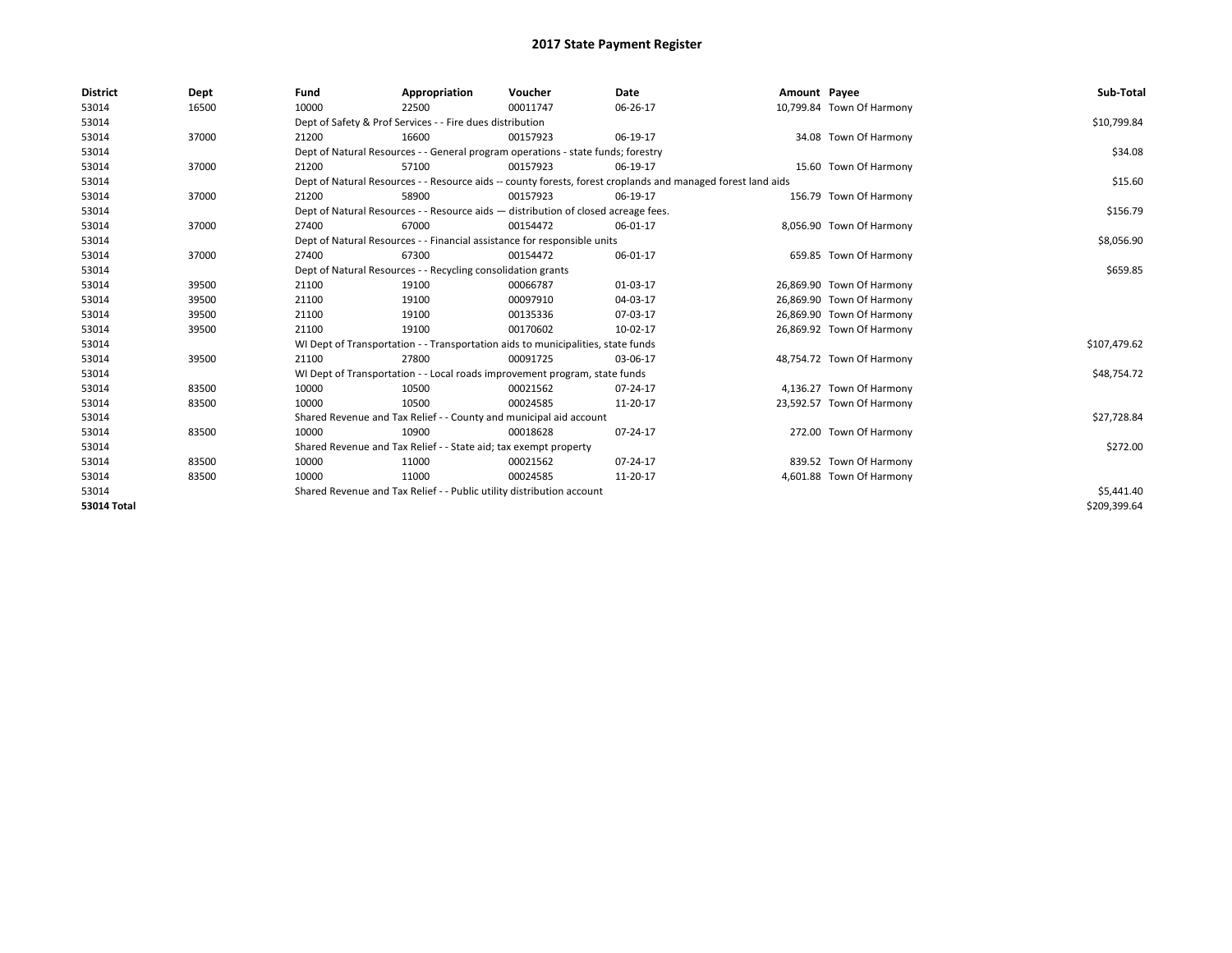# 2017 State Payment Register

| District | Dept | Fund | Appropriation | Voucher | Date | Amount | Payee | Sub-Total |
|---|---|---|---|---|---|---|---|---|
| 53014 | 16500 | 10000 | 22500 | 00011747 | 06-26-17 | 10,799.84 | Town Of Harmony | |
| 53014 | | Dept of Safety & Prof Services - - Fire dues distribution | | | | | | $10,799.84 |
| 53014 | 37000 | 21200 | 16600 | 00157923 | 06-19-17 | 34.08 | Town Of Harmony | |
| 53014 | | Dept of Natural Resources - - General program operations - state funds; forestry | | | | | | $34.08 |
| 53014 | 37000 | 21200 | 57100 | 00157923 | 06-19-17 | 15.60 | Town Of Harmony | |
| 53014 | | Dept of Natural Resources - - Resource aids -- county forests, forest croplands and managed forest land aids | | | | | | $15.60 |
| 53014 | 37000 | 21200 | 58900 | 00157923 | 06-19-17 | 156.79 | Town Of Harmony | |
| 53014 | | Dept of Natural Resources - - Resource aids — distribution of closed acreage fees. | | | | | | $156.79 |
| 53014 | 37000 | 27400 | 67000 | 00154472 | 06-01-17 | 8,056.90 | Town Of Harmony | |
| 53014 | | Dept of Natural Resources - - Financial assistance for responsible units | | | | | | $8,056.90 |
| 53014 | 37000 | 27400 | 67300 | 00154472 | 06-01-17 | 659.85 | Town Of Harmony | |
| 53014 | | Dept of Natural Resources - - Recycling consolidation grants | | | | | | $659.85 |
| 53014 | 39500 | 21100 | 19100 | 00066787 | 01-03-17 | 26,869.90 | Town Of Harmony | |
| 53014 | 39500 | 21100 | 19100 | 00097910 | 04-03-17 | 26,869.90 | Town Of Harmony | |
| 53014 | 39500 | 21100 | 19100 | 00135336 | 07-03-17 | 26,869.90 | Town Of Harmony | |
| 53014 | 39500 | 21100 | 19100 | 00170602 | 10-02-17 | 26,869.92 | Town Of Harmony | |
| 53014 | | WI Dept of Transportation - - Transportation aids to municipalities, state funds | | | | | | $107,479.62 |
| 53014 | 39500 | 21100 | 27800 | 00091725 | 03-06-17 | 48,754.72 | Town Of Harmony | |
| 53014 | | WI Dept of Transportation - - Local roads improvement program, state funds | | | | | | $48,754.72 |
| 53014 | 83500 | 10000 | 10500 | 00021562 | 07-24-17 | 4,136.27 | Town Of Harmony | |
| 53014 | 83500 | 10000 | 10500 | 00024585 | 11-20-17 | 23,592.57 | Town Of Harmony | |
| 53014 | | Shared Revenue and Tax Relief - - County and municipal aid account | | | | | | $27,728.84 |
| 53014 | 83500 | 10000 | 10900 | 00018628 | 07-24-17 | 272.00 | Town Of Harmony | |
| 53014 | | Shared Revenue and Tax Relief - - State aid; tax exempt property | | | | | | $272.00 |
| 53014 | 83500 | 10000 | 11000 | 00021562 | 07-24-17 | 839.52 | Town Of Harmony | |
| 53014 | 83500 | 10000 | 11000 | 00024585 | 11-20-17 | 4,601.88 | Town Of Harmony | |
| 53014 | | Shared Revenue and Tax Relief - - Public utility distribution account | | | | | | $5,441.40 |
| **53014 Total** | | | | | | | | $209,399.64 |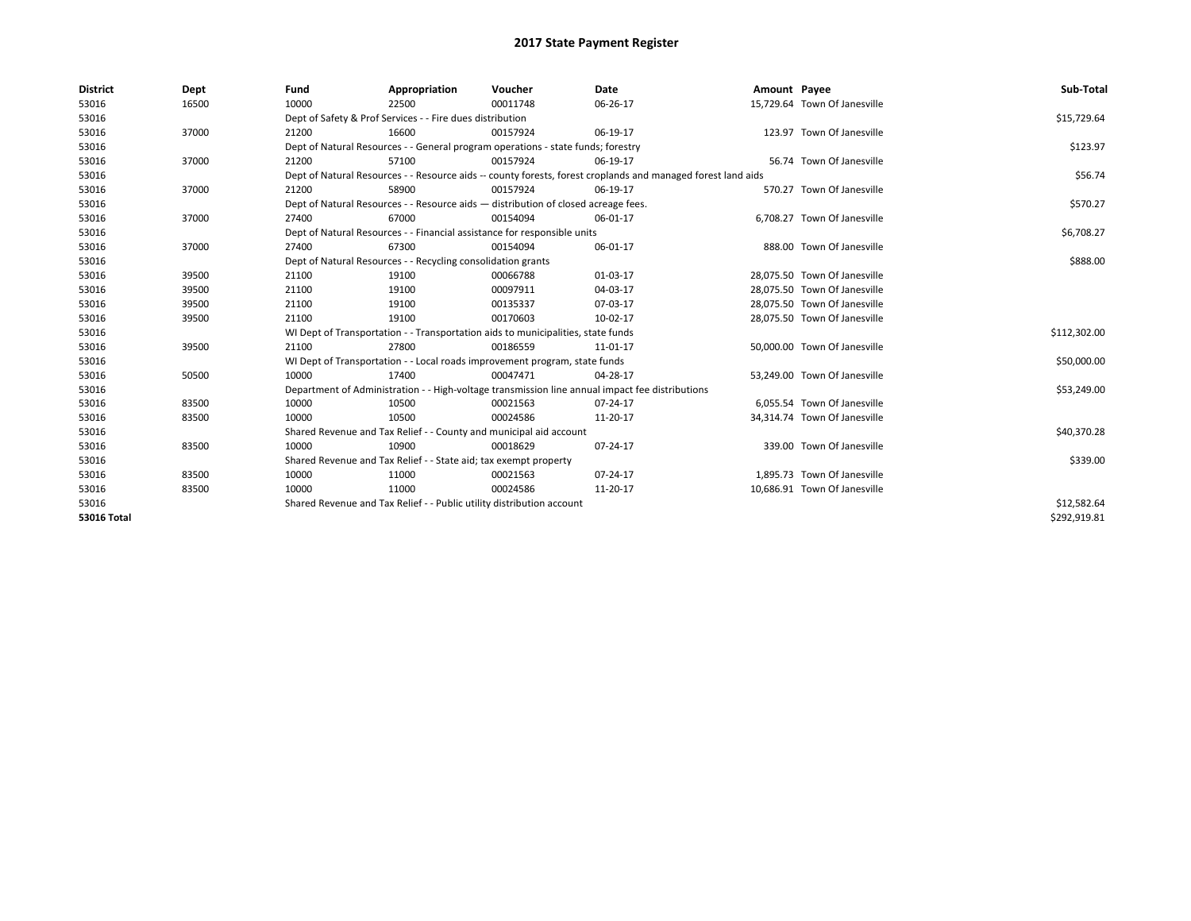# 2017 State Payment Register

| District | Dept | Fund | Appropriation | Voucher | Date | Amount | Payee | Sub-Total |
|---|---|---|---|---|---|---|---|---|
| 53016 | 16500 | 10000 | 22500 | 00011748 | 06-26-17 | 15,729.64 | Town Of Janesville | |
| 53016 | | Dept of Safety & Prof Services - - Fire dues distribution | | | | | | $15,729.64 |
| 53016 | 37000 | 21200 | 16600 | 00157924 | 06-19-17 | 123.97 | Town Of Janesville | |
| 53016 | | Dept of Natural Resources - - General program operations - state funds; forestry | | | | | | $123.97 |
| 53016 | 37000 | 21200 | 57100 | 00157924 | 06-19-17 | 56.74 | Town Of Janesville | |
| 53016 | | Dept of Natural Resources - - Resource aids -- county forests, forest croplands and managed forest land aids | | | | | | $56.74 |
| 53016 | 37000 | 21200 | 58900 | 00157924 | 06-19-17 | 570.27 | Town Of Janesville | |
| 53016 | | Dept of Natural Resources - - Resource aids — distribution of closed acreage fees. | | | | | | $570.27 |
| 53016 | 37000 | 27400 | 67000 | 00154094 | 06-01-17 | 6,708.27 | Town Of Janesville | |
| 53016 | | Dept of Natural Resources - - Financial assistance for responsible units | | | | | | $6,708.27 |
| 53016 | 37000 | 27400 | 67300 | 00154094 | 06-01-17 | 888.00 | Town Of Janesville | |
| 53016 | | Dept of Natural Resources - - Recycling consolidation grants | | | | | | $888.00 |
| 53016 | 39500 | 21100 | 19100 | 00066788 | 01-03-17 | 28,075.50 | Town Of Janesville | |
| 53016 | 39500 | 21100 | 19100 | 00097911 | 04-03-17 | 28,075.50 | Town Of Janesville | |
| 53016 | 39500 | 21100 | 19100 | 00135337 | 07-03-17 | 28,075.50 | Town Of Janesville | |
| 53016 | 39500 | 21100 | 19100 | 00170603 | 10-02-17 | 28,075.50 | Town Of Janesville | |
| 53016 | | WI Dept of Transportation - - Transportation aids to municipalities, state funds | | | | | | $112,302.00 |
| 53016 | 39500 | 21100 | 27800 | 00186559 | 11-01-17 | 50,000.00 | Town Of Janesville | |
| 53016 | | WI Dept of Transportation - - Local roads improvement program, state funds | | | | | | $50,000.00 |
| 53016 | 50500 | 10000 | 17400 | 00047471 | 04-28-17 | 53,249.00 | Town Of Janesville | |
| 53016 | | Department of Administration - - High-voltage transmission line annual impact fee distributions | | | | | | $53,249.00 |
| 53016 | 83500 | 10000 | 10500 | 00021563 | 07-24-17 | 6,055.54 | Town Of Janesville | |
| 53016 | 83500 | 10000 | 10500 | 00024586 | 11-20-17 | 34,314.74 | Town Of Janesville | |
| 53016 | | Shared Revenue and Tax Relief - - County and municipal aid account | | | | | | $40,370.28 |
| 53016 | 83500 | 10000 | 10900 | 00018629 | 07-24-17 | 339.00 | Town Of Janesville | |
| 53016 | | Shared Revenue and Tax Relief - - State aid; tax exempt property | | | | | | $339.00 |
| 53016 | 83500 | 10000 | 11000 | 00021563 | 07-24-17 | 1,895.73 | Town Of Janesville | |
| 53016 | 83500 | 10000 | 11000 | 00024586 | 11-20-17 | 10,686.91 | Town Of Janesville | |
| 53016 | | Shared Revenue and Tax Relief - - Public utility distribution account | | | | | | $12,582.64 |
| **53016 Total** | | | | | | | | $292,919.81 |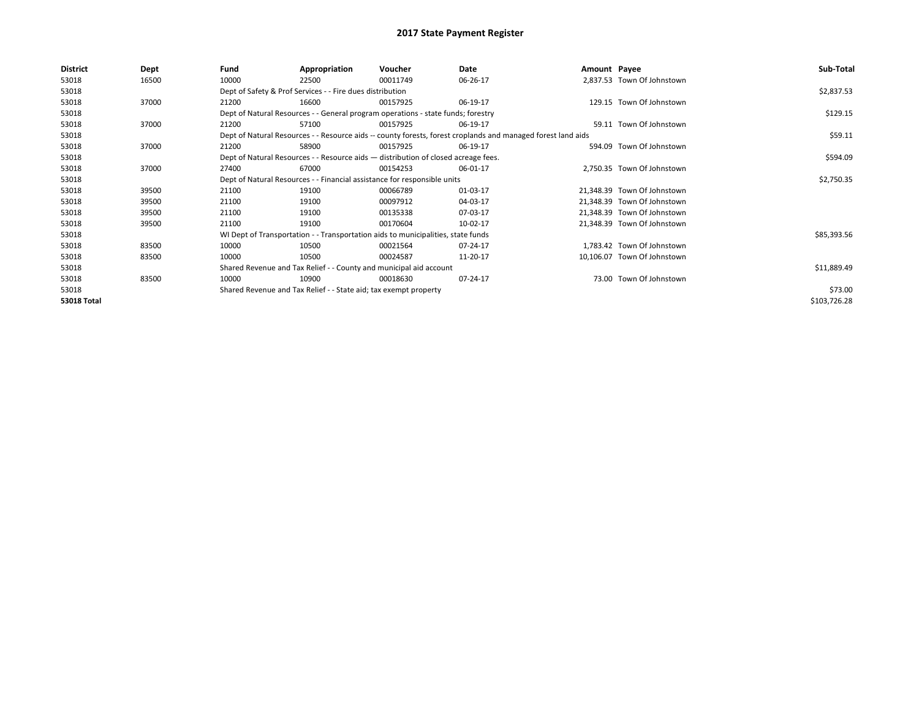# 2017 State Payment Register

| District | Dept | Fund | Appropriation | Voucher | Date | Amount | Payee | Sub-Total |
|---|---|---|---|---|---|---|---|---|
| 53018 | 16500 | 10000 | 22500 | 00011749 | 06-26-17 | 2,837.53 | Town Of Johnstown | |
| 53018 | | Dept of Safety & Prof Services - - Fire dues distribution | | | | | | $2,837.53 |
| 53018 | 37000 | 21200 | 16600 | 00157925 | 06-19-17 | 129.15 | Town Of Johnstown | |
| 53018 | | Dept of Natural Resources - - General program operations - state funds; forestry | | | | | | $129.15 |
| 53018 | 37000 | 21200 | 57100 | 00157925 | 06-19-17 | 59.11 | Town Of Johnstown | |
| 53018 | | Dept of Natural Resources - - Resource aids -- county forests, forest croplands and managed forest land aids | | | | | | $59.11 |
| 53018 | 37000 | 21200 | 58900 | 00157925 | 06-19-17 | 594.09 | Town Of Johnstown | |
| 53018 | | Dept of Natural Resources - - Resource aids — distribution of closed acreage fees. | | | | | | $594.09 |
| 53018 | 37000 | 27400 | 67000 | 00154253 | 06-01-17 | 2,750.35 | Town Of Johnstown | |
| 53018 | | Dept of Natural Resources - - Financial assistance for responsible units | | | | | | $2,750.35 |
| 53018 | 39500 | 21100 | 19100 | 00066789 | 01-03-17 | 21,348.39 | Town Of Johnstown | |
| 53018 | 39500 | 21100 | 19100 | 00097912 | 04-03-17 | 21,348.39 | Town Of Johnstown | |
| 53018 | 39500 | 21100 | 19100 | 00135338 | 07-03-17 | 21,348.39 | Town Of Johnstown | |
| 53018 | 39500 | 21100 | 19100 | 00170604 | 10-02-17 | 21,348.39 | Town Of Johnstown | |
| 53018 | | WI Dept of Transportation - - Transportation aids to municipalities, state funds | | | | | | $85,393.56 |
| 53018 | 83500 | 10000 | 10500 | 00021564 | 07-24-17 | 1,783.42 | Town Of Johnstown | |
| 53018 | 83500 | 10000 | 10500 | 00024587 | 11-20-17 | 10,106.07 | Town Of Johnstown | |
| 53018 | | Shared Revenue and Tax Relief - - County and municipal aid account | | | | | | $11,889.49 |
| 53018 | 83500 | 10000 | 10900 | 00018630 | 07-24-17 | 73.00 | Town Of Johnstown | |
| 53018 | | Shared Revenue and Tax Relief - - State aid; tax exempt property | | | | | | $73.00 |
| **53018 Total** | | | | | | | | $103,726.28 |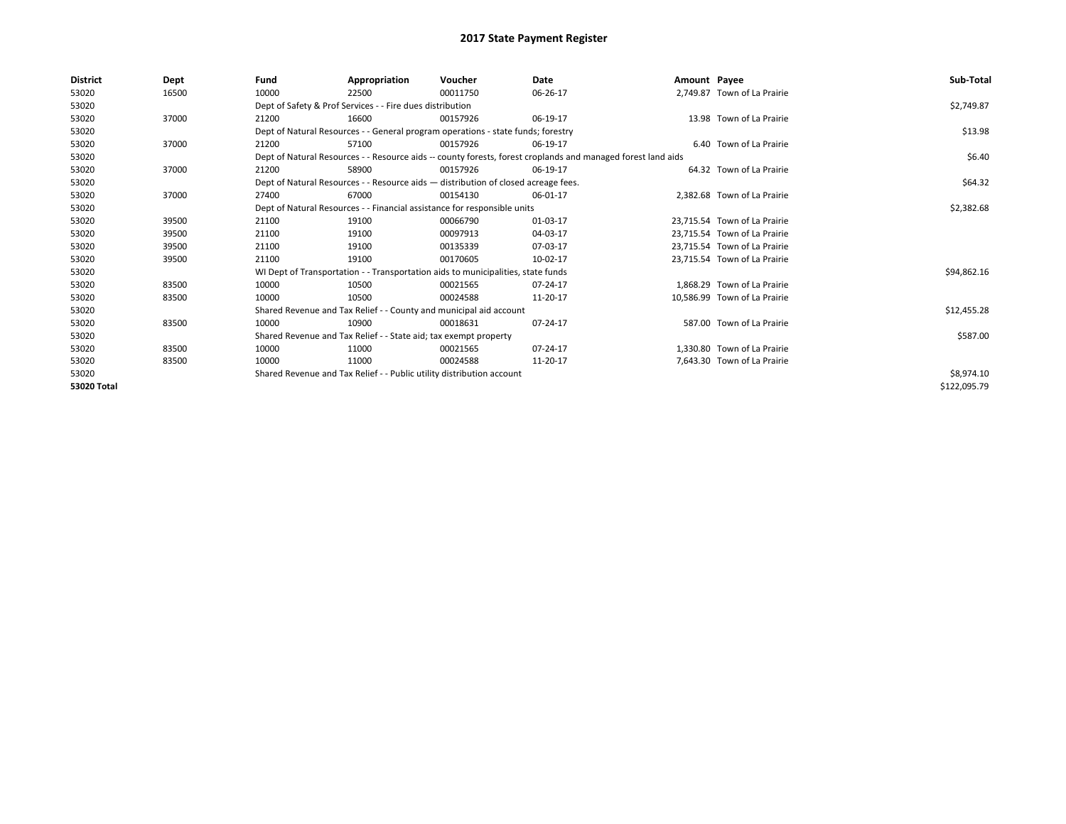# 2017 State Payment Register

| District | Dept | Fund | Appropriation | Voucher | Date | Amount | Payee | Sub-Total |
|---|---|---|---|---|---|---|---|---|
| 53020 | 16500 | 10000 | 22500 | 00011750 | 06-26-17 | 2,749.87 | Town of La Prairie | |
| 53020 | | Dept of Safety & Prof Services - - Fire dues distribution | | | | | | $2,749.87 |
| 53020 | 37000 | 21200 | 16600 | 00157926 | 06-19-17 | 13.98 | Town of La Prairie | |
| 53020 | | Dept of Natural Resources - - General program operations - state funds; forestry | | | | | | $13.98 |
| 53020 | 37000 | 21200 | 57100 | 00157926 | 06-19-17 | 6.40 | Town of La Prairie | |
| 53020 | | Dept of Natural Resources - - Resource aids -- county forests, forest croplands and managed forest land aids | | | | | | $6.40 |
| 53020 | 37000 | 21200 | 58900 | 00157926 | 06-19-17 | 64.32 | Town of La Prairie | |
| 53020 | | Dept of Natural Resources - - Resource aids — distribution of closed acreage fees. | | | | | | $64.32 |
| 53020 | 37000 | 27400 | 67000 | 00154130 | 06-01-17 | 2,382.68 | Town of La Prairie | |
| 53020 | | Dept of Natural Resources - - Financial assistance for responsible units | | | | | | $2,382.68 |
| 53020 | 39500 | 21100 | 19100 | 00066790 | 01-03-17 | 23,715.54 | Town of La Prairie | |
| 53020 | 39500 | 21100 | 19100 | 00097913 | 04-03-17 | 23,715.54 | Town of La Prairie | |
| 53020 | 39500 | 21100 | 19100 | 00135339 | 07-03-17 | 23,715.54 | Town of La Prairie | |
| 53020 | 39500 | 21100 | 19100 | 00170605 | 10-02-17 | 23,715.54 | Town of La Prairie | |
| 53020 | | WI Dept of Transportation - - Transportation aids to municipalities, state funds | | | | | | $94,862.16 |
| 53020 | 83500 | 10000 | 10500 | 00021565 | 07-24-17 | 1,868.29 | Town of La Prairie | |
| 53020 | 83500 | 10000 | 10500 | 00024588 | 11-20-17 | 10,586.99 | Town of La Prairie | |
| 53020 | | Shared Revenue and Tax Relief - - County and municipal aid account | | | | | | $12,455.28 |
| 53020 | 83500 | 10000 | 10900 | 00018631 | 07-24-17 | 587.00 | Town of La Prairie | |
| 53020 | | Shared Revenue and Tax Relief - - State aid; tax exempt property | | | | | | $587.00 |
| 53020 | 83500 | 10000 | 11000 | 00021565 | 07-24-17 | 1,330.80 | Town of La Prairie | |
| 53020 | 83500 | 10000 | 11000 | 00024588 | 11-20-17 | 7,643.30 | Town of La Prairie | |
| 53020 | | Shared Revenue and Tax Relief - - Public utility distribution account | | | | | | $8,974.10 |
| **53020 Total** | | | | | | | | $122,095.79 |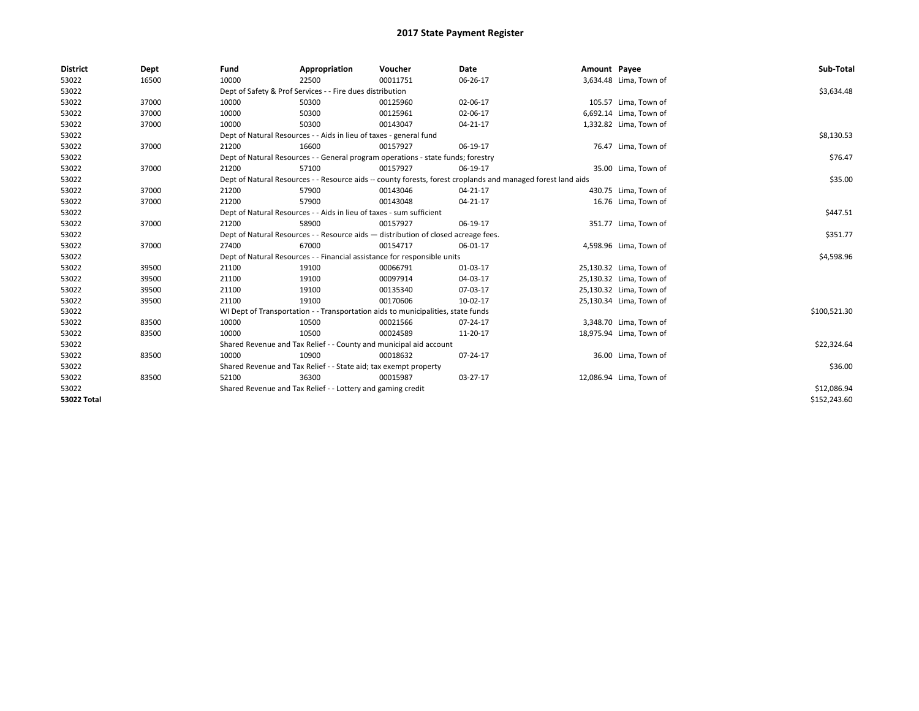# 2017 State Payment Register

| District | Dept | Fund | Appropriation | Voucher | Date | Amount | Payee | Sub-Total |
|---|---|---|---|---|---|---|---|---|
| 53022 | 16500 | 10000 | 22500 | 00011751 | 06-26-17 | 3,634.48 | Lima, Town of | |
| 53022 | | Dept of Safety & Prof Services - - Fire dues distribution | | | | | | $3,634.48 |
| 53022 | 37000 | 10000 | 50300 | 00125960 | 02-06-17 | 105.57 | Lima, Town of | |
| 53022 | 37000 | 10000 | 50300 | 00125961 | 02-06-17 | 6,692.14 | Lima, Town of | |
| 53022 | 37000 | 10000 | 50300 | 00143047 | 04-21-17 | 1,332.82 | Lima, Town of | |
| 53022 | | Dept of Natural Resources - - Aids in lieu of taxes - general fund | | | | | | $8,130.53 |
| 53022 | 37000 | 21200 | 16600 | 00157927 | 06-19-17 | 76.47 | Lima, Town of | |
| 53022 | | Dept of Natural Resources - - General program operations - state funds; forestry | | | | | | $76.47 |
| 53022 | 37000 | 21200 | 57100 | 00157927 | 06-19-17 | 35.00 | Lima, Town of | |
| 53022 | | Dept of Natural Resources - - Resource aids -- county forests, forest croplands and managed forest land aids | | | | | | $35.00 |
| 53022 | 37000 | 21200 | 57900 | 00143046 | 04-21-17 | 430.75 | Lima, Town of | |
| 53022 | 37000 | 21200 | 57900 | 00143048 | 04-21-17 | 16.76 | Lima, Town of | |
| 53022 | | Dept of Natural Resources - - Aids in lieu of taxes - sum sufficient | | | | | | $447.51 |
| 53022 | 37000 | 21200 | 58900 | 00157927 | 06-19-17 | 351.77 | Lima, Town of | |
| 53022 | | Dept of Natural Resources - - Resource aids — distribution of closed acreage fees. | | | | | | $351.77 |
| 53022 | 37000 | 27400 | 67000 | 00154717 | 06-01-17 | 4,598.96 | Lima, Town of | |
| 53022 | | Dept of Natural Resources - - Financial assistance for responsible units | | | | | | $4,598.96 |
| 53022 | 39500 | 21100 | 19100 | 00066791 | 01-03-17 | 25,130.32 | Lima, Town of | |
| 53022 | 39500 | 21100 | 19100 | 00097914 | 04-03-17 | 25,130.32 | Lima, Town of | |
| 53022 | 39500 | 21100 | 19100 | 00135340 | 07-03-17 | 25,130.32 | Lima, Town of | |
| 53022 | 39500 | 21100 | 19100 | 00170606 | 10-02-17 | 25,130.34 | Lima, Town of | |
| 53022 | | WI Dept of Transportation - - Transportation aids to municipalities, state funds | | | | | | $100,521.30 |
| 53022 | 83500 | 10000 | 10500 | 00021566 | 07-24-17 | 3,348.70 | Lima, Town of | |
| 53022 | 83500 | 10000 | 10500 | 00024589 | 11-20-17 | 18,975.94 | Lima, Town of | |
| 53022 | | Shared Revenue and Tax Relief - - County and municipal aid account | | | | | | $22,324.64 |
| 53022 | 83500 | 10000 | 10900 | 00018632 | 07-24-17 | 36.00 | Lima, Town of | |
| 53022 | | Shared Revenue and Tax Relief - - State aid; tax exempt property | | | | | | $36.00 |
| 53022 | 83500 | 52100 | 36300 | 00015987 | 03-27-17 | 12,086.94 | Lima, Town of | |
| 53022 | | Shared Revenue and Tax Relief - - Lottery and gaming credit | | | | | | $12,086.94 |
| **53022 Total** | | | | | | | | $152,243.60 |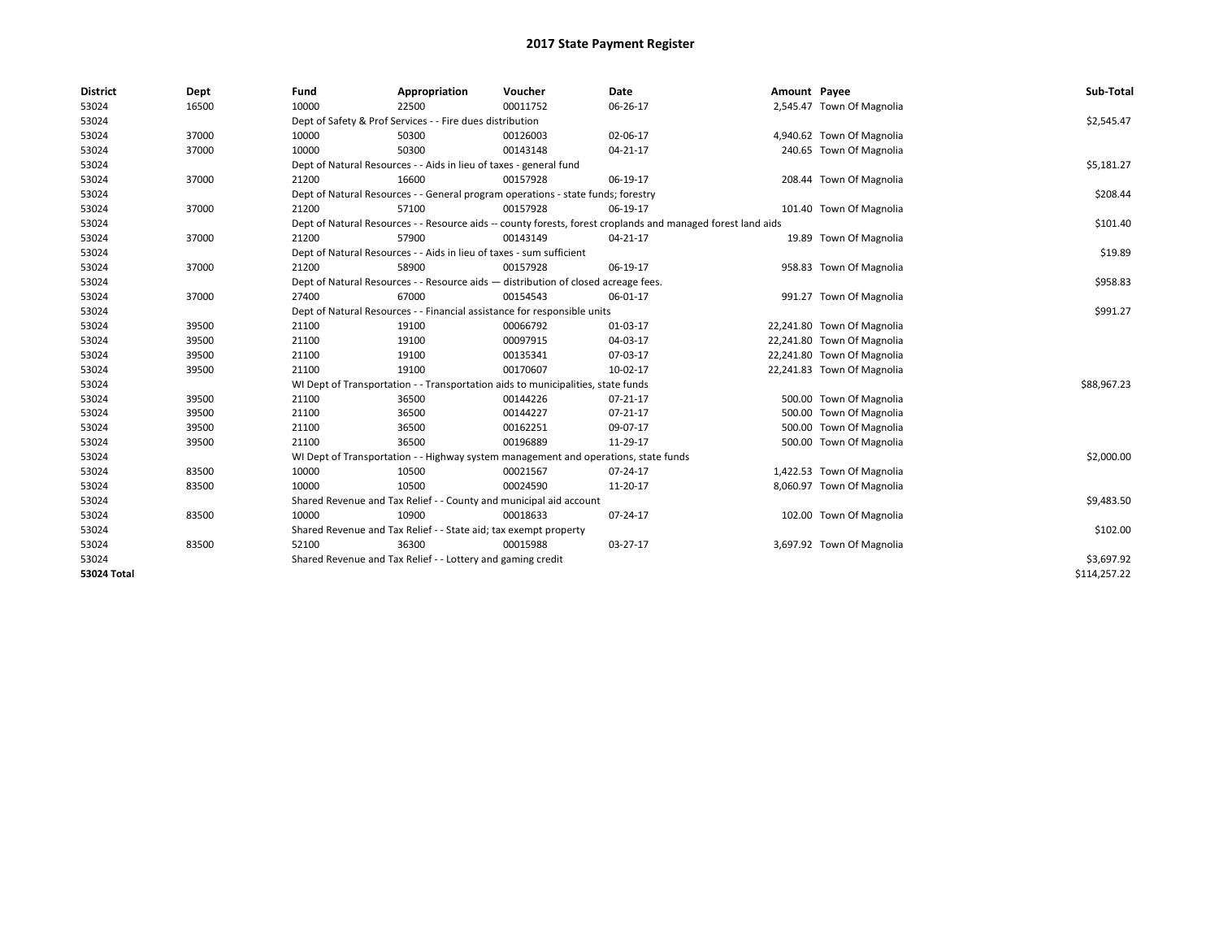# 2017 State Payment Register

| District | Dept | Fund | Appropriation | Voucher | Date | Amount | Payee | Sub-Total |
|---|---|---|---|---|---|---|---|---|
| 53024 | 16500 | 10000 | 22500 | 00011752 | 06-26-17 | 2,545.47 | Town Of Magnolia | |
| 53024 | | Dept of Safety & Prof Services - - Fire dues distribution | | | | | | $2,545.47 |
| 53024 | 37000 | 10000 | 50300 | 00126003 | 02-06-17 | 4,940.62 | Town Of Magnolia | |
| 53024 | 37000 | 10000 | 50300 | 00143148 | 04-21-17 | 240.65 | Town Of Magnolia | |
| 53024 | | Dept of Natural Resources - - Aids in lieu of taxes - general fund | | | | | | $5,181.27 |
| 53024 | 37000 | 21200 | 16600 | 00157928 | 06-19-17 | 208.44 | Town Of Magnolia | |
| 53024 | | Dept of Natural Resources - - General program operations - state funds; forestry | | | | | | $208.44 |
| 53024 | 37000 | 21200 | 57100 | 00157928 | 06-19-17 | 101.40 | Town Of Magnolia | |
| 53024 | | Dept of Natural Resources - - Resource aids -- county forests, forest croplands and managed forest land aids | | | | | | $101.40 |
| 53024 | 37000 | 21200 | 57900 | 00143149 | 04-21-17 | 19.89 | Town Of Magnolia | |
| 53024 | | Dept of Natural Resources - - Aids in lieu of taxes - sum sufficient | | | | | | $19.89 |
| 53024 | 37000 | 21200 | 58900 | 00157928 | 06-19-17 | 958.83 | Town Of Magnolia | |
| 53024 | | Dept of Natural Resources - - Resource aids — distribution of closed acreage fees. | | | | | | $958.83 |
| 53024 | 37000 | 27400 | 67000 | 00154543 | 06-01-17 | 991.27 | Town Of Magnolia | |
| 53024 | | Dept of Natural Resources - - Financial assistance for responsible units | | | | | | $991.27 |
| 53024 | 39500 | 21100 | 19100 | 00066792 | 01-03-17 | 22,241.80 | Town Of Magnolia | |
| 53024 | 39500 | 21100 | 19100 | 00097915 | 04-03-17 | 22,241.80 | Town Of Magnolia | |
| 53024 | 39500 | 21100 | 19100 | 00135341 | 07-03-17 | 22,241.80 | Town Of Magnolia | |
| 53024 | 39500 | 21100 | 19100 | 00170607 | 10-02-17 | 22,241.83 | Town Of Magnolia | |
| 53024 | | WI Dept of Transportation - - Transportation aids to municipalities, state funds | | | | | | $88,967.23 |
| 53024 | 39500 | 21100 | 36500 | 00144226 | 07-21-17 | 500.00 | Town Of Magnolia | |
| 53024 | 39500 | 21100 | 36500 | 00144227 | 07-21-17 | 500.00 | Town Of Magnolia | |
| 53024 | 39500 | 21100 | 36500 | 00162251 | 09-07-17 | 500.00 | Town Of Magnolia | |
| 53024 | 39500 | 21100 | 36500 | 00196889 | 11-29-17 | 500.00 | Town Of Magnolia | |
| 53024 | | WI Dept of Transportation - - Highway system management and operations, state funds | | | | | | $2,000.00 |
| 53024 | 83500 | 10000 | 10500 | 00021567 | 07-24-17 | 1,422.53 | Town Of Magnolia | |
| 53024 | 83500 | 10000 | 10500 | 00024590 | 11-20-17 | 8,060.97 | Town Of Magnolia | |
| 53024 | | Shared Revenue and Tax Relief - - County and municipal aid account | | | | | | $9,483.50 |
| 53024 | 83500 | 10000 | 10900 | 00018633 | 07-24-17 | 102.00 | Town Of Magnolia | |
| 53024 | | Shared Revenue and Tax Relief - - State aid; tax exempt property | | | | | | $102.00 |
| 53024 | 83500 | 52100 | 36300 | 00015988 | 03-27-17 | 3,697.92 | Town Of Magnolia | |
| 53024 | | Shared Revenue and Tax Relief - - Lottery and gaming credit | | | | | | $3,697.92 |
| **53024 Total** | | | | | | | | $114,257.22 |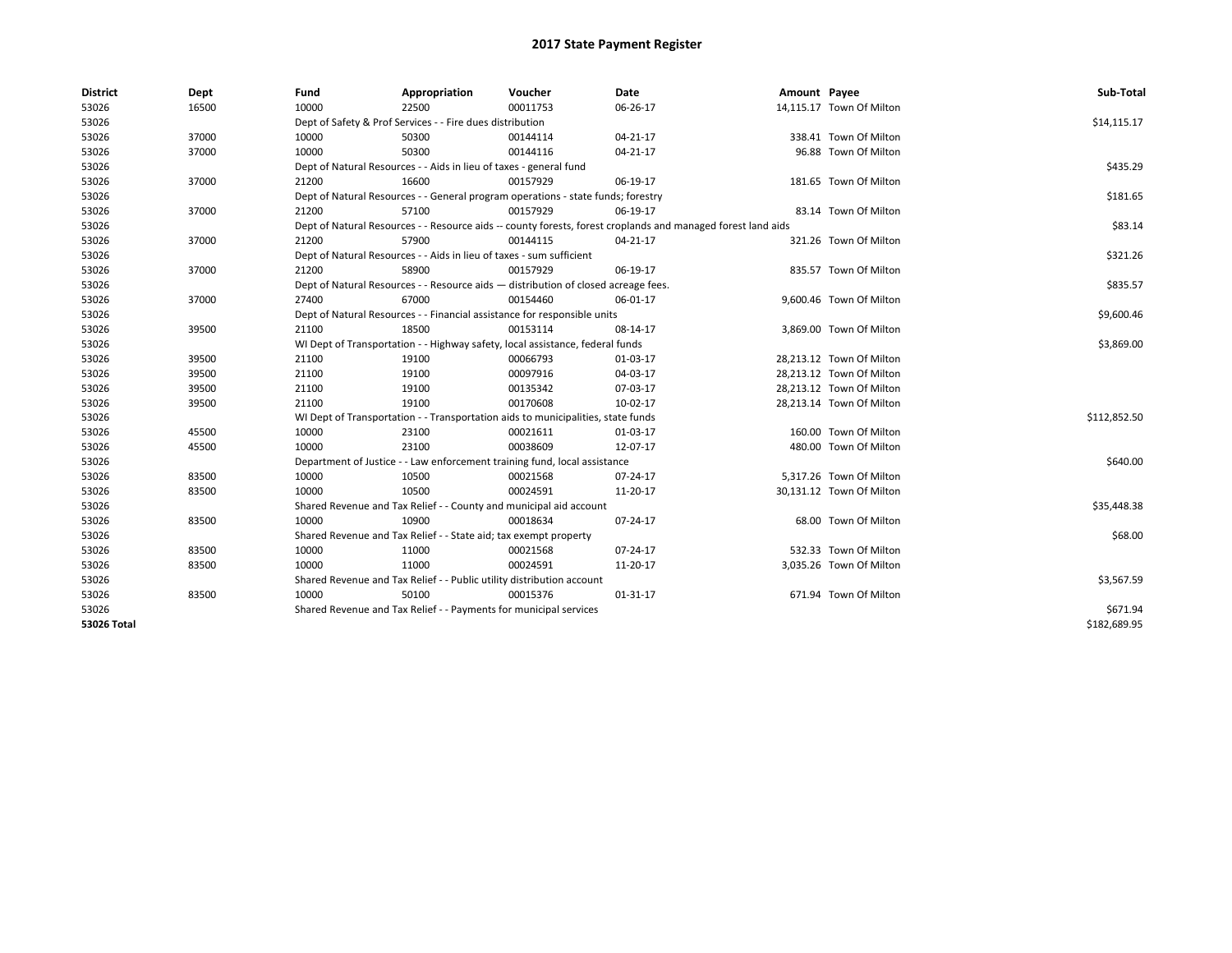# 2017 State Payment Register

| District | Dept | Fund | Appropriation | Voucher | Date | Amount | Payee | Sub-Total |
|---|---|---|---|---|---|---|---|---|
| 53026 | 16500 | 10000 | 22500 | 00011753 | 06-26-17 | 14,115.17 | Town Of Milton | |
| 53026 | | Dept of Safety & Prof Services - - Fire dues distribution | | | | | | $14,115.17 |
| 53026 | 37000 | 10000 | 50300 | 00144114 | 04-21-17 | 338.41 | Town Of Milton | |
| 53026 | 37000 | 10000 | 50300 | 00144116 | 04-21-17 | 96.88 | Town Of Milton | |
| 53026 | | Dept of Natural Resources - - Aids in lieu of taxes - general fund | | | | | | $435.29 |
| 53026 | 37000 | 21200 | 16600 | 00157929 | 06-19-17 | 181.65 | Town Of Milton | |
| 53026 | | Dept of Natural Resources - - General program operations - state funds; forestry | | | | | | $181.65 |
| 53026 | 37000 | 21200 | 57100 | 00157929 | 06-19-17 | 83.14 | Town Of Milton | |
| 53026 | | Dept of Natural Resources - - Resource aids -- county forests, forest croplands and managed forest land aids | | | | | | $83.14 |
| 53026 | 37000 | 21200 | 57900 | 00144115 | 04-21-17 | 321.26 | Town Of Milton | |
| 53026 | | Dept of Natural Resources - - Aids in lieu of taxes - sum sufficient | | | | | | $321.26 |
| 53026 | 37000 | 21200 | 58900 | 00157929 | 06-19-17 | 835.57 | Town Of Milton | |
| 53026 | | Dept of Natural Resources - - Resource aids — distribution of closed acreage fees. | | | | | | $835.57 |
| 53026 | 37000 | 27400 | 67000 | 00154460 | 06-01-17 | 9,600.46 | Town Of Milton | |
| 53026 | | Dept of Natural Resources - - Financial assistance for responsible units | | | | | | $9,600.46 |
| 53026 | 39500 | 21100 | 18500 | 00153114 | 08-14-17 | 3,869.00 | Town Of Milton | |
| 53026 | | WI Dept of Transportation - - Highway safety, local assistance, federal funds | | | | | | $3,869.00 |
| 53026 | 39500 | 21100 | 19100 | 00066793 | 01-03-17 | 28,213.12 | Town Of Milton | |
| 53026 | 39500 | 21100 | 19100 | 00097916 | 04-03-17 | 28,213.12 | Town Of Milton | |
| 53026 | 39500 | 21100 | 19100 | 00135342 | 07-03-17 | 28,213.12 | Town Of Milton | |
| 53026 | 39500 | 21100 | 19100 | 00170608 | 10-02-17 | 28,213.14 | Town Of Milton | |
| 53026 | | WI Dept of Transportation - - Transportation aids to municipalities, state funds | | | | | | $112,852.50 |
| 53026 | 45500 | 10000 | 23100 | 00021611 | 01-03-17 | 160.00 | Town Of Milton | |
| 53026 | 45500 | 10000 | 23100 | 00038609 | 12-07-17 | 480.00 | Town Of Milton | |
| 53026 | | Department of Justice - - Law enforcement training fund, local assistance | | | | | | $640.00 |
| 53026 | 83500 | 10000 | 10500 | 00021568 | 07-24-17 | 5,317.26 | Town Of Milton | |
| 53026 | 83500 | 10000 | 10500 | 00024591 | 11-20-17 | 30,131.12 | Town Of Milton | |
| 53026 | | Shared Revenue and Tax Relief - - County and municipal aid account | | | | | | $35,448.38 |
| 53026 | 83500 | 10000 | 10900 | 00018634 | 07-24-17 | 68.00 | Town Of Milton | |
| 53026 | | Shared Revenue and Tax Relief - - State aid; tax exempt property | | | | | | $68.00 |
| 53026 | 83500 | 10000 | 11000 | 00021568 | 07-24-17 | 532.33 | Town Of Milton | |
| 53026 | 83500 | 10000 | 11000 | 00024591 | 11-20-17 | 3,035.26 | Town Of Milton | |
| 53026 | | Shared Revenue and Tax Relief - - Public utility distribution account | | | | | | $3,567.59 |
| 53026 | 83500 | 10000 | 50100 | 00015376 | 01-31-17 | 671.94 | Town Of Milton | |
| 53026 | | Shared Revenue and Tax Relief - - Payments for municipal services | | | | | | $671.94 |
| **53026 Total** | | | | | | | | $182,689.95 |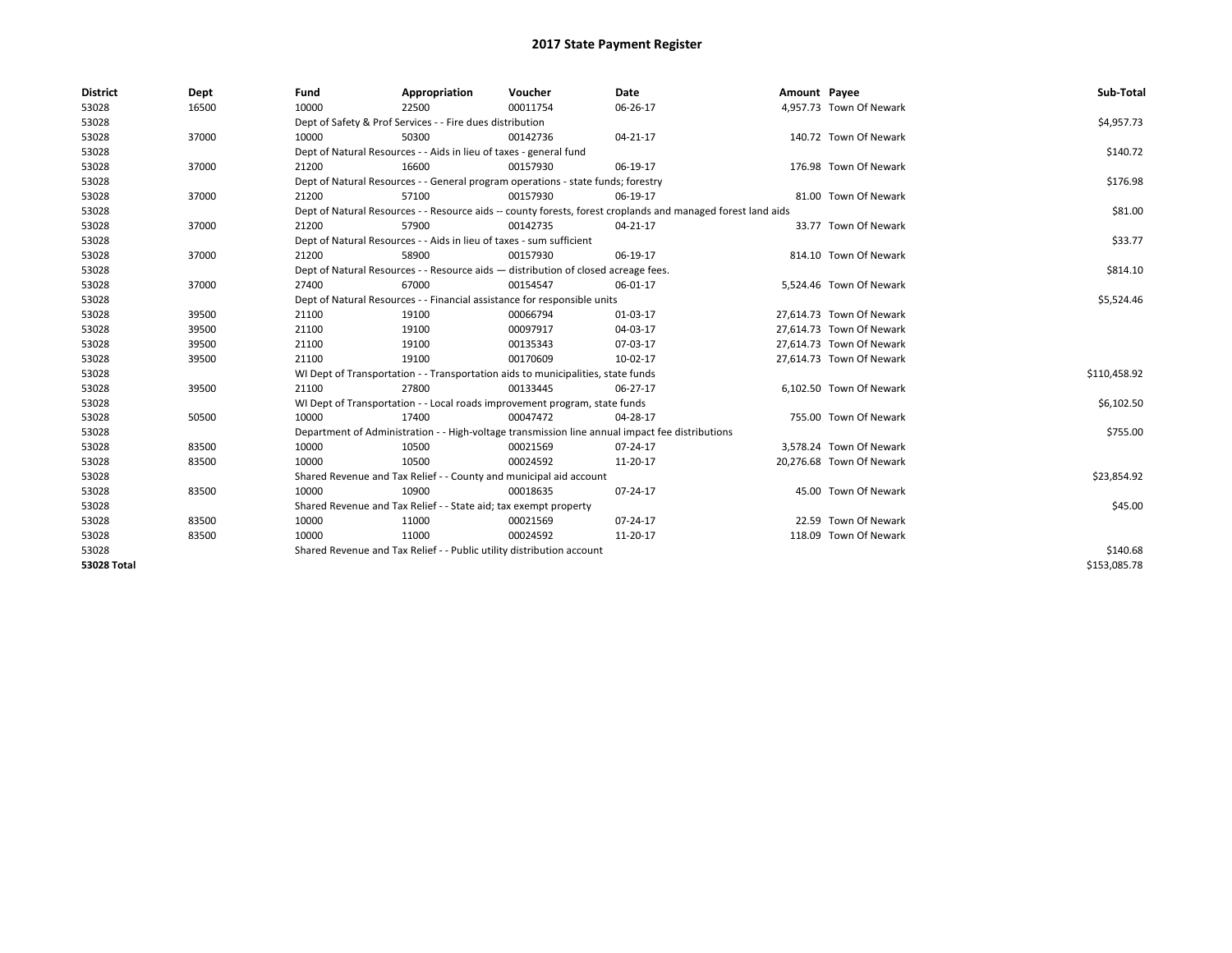# 2017 State Payment Register

| District | Dept | Fund | Appropriation | Voucher | Date | Amount | Payee | Sub-Total |
|---|---|---|---|---|---|---|---|---|
| 53028 | 16500 | 10000 | 22500 | 00011754 | 06-26-17 | 4,957.73 | Town Of Newark | |
| 53028 | | Dept of Safety & Prof Services - - Fire dues distribution | | | | | | $4,957.73 |
| 53028 | 37000 | 10000 | 50300 | 00142736 | 04-21-17 | 140.72 | Town Of Newark | |
| 53028 | | Dept of Natural Resources - - Aids in lieu of taxes - general fund | | | | | | $140.72 |
| 53028 | 37000 | 21200 | 16600 | 00157930 | 06-19-17 | 176.98 | Town Of Newark | |
| 53028 | | Dept of Natural Resources - - General program operations - state funds; forestry | | | | | | $176.98 |
| 53028 | 37000 | 21200 | 57100 | 00157930 | 06-19-17 | 81.00 | Town Of Newark | |
| 53028 | | Dept of Natural Resources - - Resource aids -- county forests, forest croplands and managed forest land aids | | | | | | $81.00 |
| 53028 | 37000 | 21200 | 57900 | 00142735 | 04-21-17 | 33.77 | Town Of Newark | |
| 53028 | | Dept of Natural Resources - - Aids in lieu of taxes - sum sufficient | | | | | | $33.77 |
| 53028 | 37000 | 21200 | 58900 | 00157930 | 06-19-17 | 814.10 | Town Of Newark | |
| 53028 | | Dept of Natural Resources - - Resource aids — distribution of closed acreage fees. | | | | | | $814.10 |
| 53028 | 37000 | 27400 | 67000 | 00154547 | 06-01-17 | 5,524.46 | Town Of Newark | |
| 53028 | | Dept of Natural Resources - - Financial assistance for responsible units | | | | | | $5,524.46 |
| 53028 | 39500 | 21100 | 19100 | 00066794 | 01-03-17 | 27,614.73 | Town Of Newark | |
| 53028 | 39500 | 21100 | 19100 | 00097917 | 04-03-17 | 27,614.73 | Town Of Newark | |
| 53028 | 39500 | 21100 | 19100 | 00135343 | 07-03-17 | 27,614.73 | Town Of Newark | |
| 53028 | 39500 | 21100 | 19100 | 00170609 | 10-02-17 | 27,614.73 | Town Of Newark | |
| 53028 | | WI Dept of Transportation - - Transportation aids to municipalities, state funds | | | | | | $110,458.92 |
| 53028 | 39500 | 21100 | 27800 | 00133445 | 06-27-17 | 6,102.50 | Town Of Newark | |
| 53028 | | WI Dept of Transportation - - Local roads improvement program, state funds | | | | | | $6,102.50 |
| 53028 | 50500 | 10000 | 17400 | 00047472 | 04-28-17 | 755.00 | Town Of Newark | |
| 53028 | | Department of Administration - - High-voltage transmission line annual impact fee distributions | | | | | | $755.00 |
| 53028 | 83500 | 10000 | 10500 | 00021569 | 07-24-17 | 3,578.24 | Town Of Newark | |
| 53028 | 83500 | 10000 | 10500 | 00024592 | 11-20-17 | 20,276.68 | Town Of Newark | |
| 53028 | | Shared Revenue and Tax Relief - - County and municipal aid account | | | | | | $23,854.92 |
| 53028 | 83500 | 10000 | 10900 | 00018635 | 07-24-17 | 45.00 | Town Of Newark | |
| 53028 | | Shared Revenue and Tax Relief - - State aid; tax exempt property | | | | | | $45.00 |
| 53028 | 83500 | 10000 | 11000 | 00021569 | 07-24-17 | 22.59 | Town Of Newark | |
| 53028 | 83500 | 10000 | 11000 | 00024592 | 11-20-17 | 118.09 | Town Of Newark | |
| 53028 | | Shared Revenue and Tax Relief - - Public utility distribution account | | | | | | $140.68 |
| **53028 Total** | | | | | | | | $153,085.78 |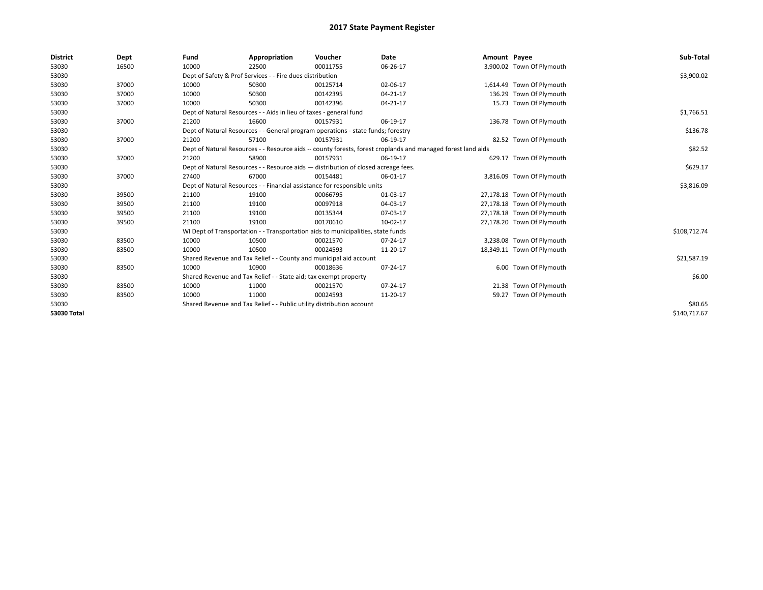# 2017 State Payment Register

| District | Dept | Fund | Appropriation | Voucher | Date | Amount | Payee | Sub-Total |
|---|---|---|---|---|---|---|---|---|
| 53030 | 16500 | 10000 | 22500 | 00011755 | 06-26-17 | 3,900.02 | Town Of Plymouth | |
| 53030 | | Dept of Safety & Prof Services - - Fire dues distribution | | | | | | $3,900.02 |
| 53030 | 37000 | 10000 | 50300 | 00125714 | 02-06-17 | 1,614.49 | Town Of Plymouth | |
| 53030 | 37000 | 10000 | 50300 | 00142395 | 04-21-17 | 136.29 | Town Of Plymouth | |
| 53030 | 37000 | 10000 | 50300 | 00142396 | 04-21-17 | 15.73 | Town Of Plymouth | |
| 53030 | | Dept of Natural Resources - - Aids in lieu of taxes - general fund | | | | | | $1,766.51 |
| 53030 | 37000 | 21200 | 16600 | 00157931 | 06-19-17 | 136.78 | Town Of Plymouth | |
| 53030 | | Dept of Natural Resources - - General program operations - state funds; forestry | | | | | | $136.78 |
| 53030 | 37000 | 21200 | 57100 | 00157931 | 06-19-17 | 82.52 | Town Of Plymouth | |
| 53030 | | Dept of Natural Resources - - Resource aids -- county forests, forest croplands and managed forest land aids | | | | | | $82.52 |
| 53030 | 37000 | 21200 | 58900 | 00157931 | 06-19-17 | 629.17 | Town Of Plymouth | |
| 53030 | | Dept of Natural Resources - - Resource aids — distribution of closed acreage fees. | | | | | | $629.17 |
| 53030 | 37000 | 27400 | 67000 | 00154481 | 06-01-17 | 3,816.09 | Town Of Plymouth | |
| 53030 | | Dept of Natural Resources - - Financial assistance for responsible units | | | | | | $3,816.09 |
| 53030 | 39500 | 21100 | 19100 | 00066795 | 01-03-17 | 27,178.18 | Town Of Plymouth | |
| 53030 | 39500 | 21100 | 19100 | 00097918 | 04-03-17 | 27,178.18 | Town Of Plymouth | |
| 53030 | 39500 | 21100 | 19100 | 00135344 | 07-03-17 | 27,178.18 | Town Of Plymouth | |
| 53030 | 39500 | 21100 | 19100 | 00170610 | 10-02-17 | 27,178.20 | Town Of Plymouth | |
| 53030 | | WI Dept of Transportation - - Transportation aids to municipalities, state funds | | | | | | $108,712.74 |
| 53030 | 83500 | 10000 | 10500 | 00021570 | 07-24-17 | 3,238.08 | Town Of Plymouth | |
| 53030 | 83500 | 10000 | 10500 | 00024593 | 11-20-17 | 18,349.11 | Town Of Plymouth | |
| 53030 | | Shared Revenue and Tax Relief - - County and municipal aid account | | | | | | $21,587.19 |
| 53030 | 83500 | 10000 | 10900 | 00018636 | 07-24-17 | 6.00 | Town Of Plymouth | |
| 53030 | | Shared Revenue and Tax Relief - - State aid; tax exempt property | | | | | | $6.00 |
| 53030 | 83500 | 10000 | 11000 | 00021570 | 07-24-17 | 21.38 | Town Of Plymouth | |
| 53030 | 83500 | 10000 | 11000 | 00024593 | 11-20-17 | 59.27 | Town Of Plymouth | |
| 53030 | | Shared Revenue and Tax Relief - - Public utility distribution account | | | | | | $80.65 |
| **53030 Total** | | | | | | | | $140,717.67 |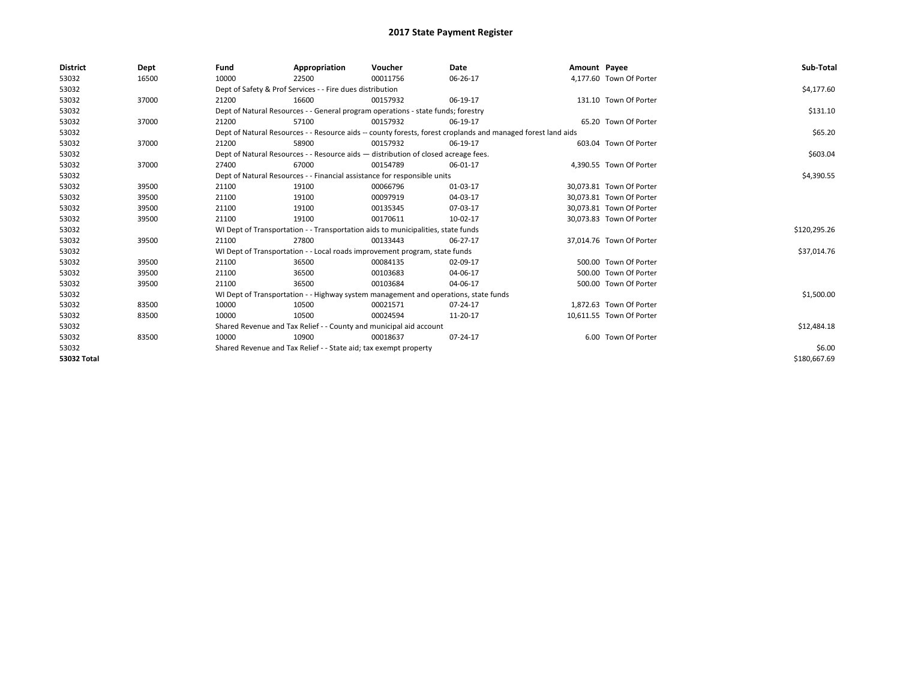# 2017 State Payment Register

| District | Dept | Fund | Appropriation | Voucher | Date | Amount | Payee | Sub-Total |
|---|---|---|---|---|---|---|---|---|
| 53032 | 16500 | 10000 | 22500 | 00011756 | 06-26-17 | 4,177.60 | Town Of Porter | |
| 53032 | | Dept of Safety & Prof Services - - Fire dues distribution | | | | | | $4,177.60 |
| 53032 | 37000 | 21200 | 16600 | 00157932 | 06-19-17 | 131.10 | Town Of Porter | |
| 53032 | | Dept of Natural Resources - - General program operations - state funds; forestry | | | | | | $131.10 |
| 53032 | 37000 | 21200 | 57100 | 00157932 | 06-19-17 | 65.20 | Town Of Porter | |
| 53032 | | Dept of Natural Resources - - Resource aids -- county forests, forest croplands and managed forest land aids | | | | | | $65.20 |
| 53032 | 37000 | 21200 | 58900 | 00157932 | 06-19-17 | 603.04 | Town Of Porter | |
| 53032 | | Dept of Natural Resources - - Resource aids — distribution of closed acreage fees. | | | | | | $603.04 |
| 53032 | 37000 | 27400 | 67000 | 00154789 | 06-01-17 | 4,390.55 | Town Of Porter | |
| 53032 | | Dept of Natural Resources - - Financial assistance for responsible units | | | | | | $4,390.55 |
| 53032 | 39500 | 21100 | 19100 | 00066796 | 01-03-17 | 30,073.81 | Town Of Porter | |
| 53032 | 39500 | 21100 | 19100 | 00097919 | 04-03-17 | 30,073.81 | Town Of Porter | |
| 53032 | 39500 | 21100 | 19100 | 00135345 | 07-03-17 | 30,073.81 | Town Of Porter | |
| 53032 | 39500 | 21100 | 19100 | 00170611 | 10-02-17 | 30,073.83 | Town Of Porter | |
| 53032 | | WI Dept of Transportation - - Transportation aids to municipalities, state funds | | | | | | $120,295.26 |
| 53032 | 39500 | 21100 | 27800 | 00133443 | 06-27-17 | 37,014.76 | Town Of Porter | |
| 53032 | | WI Dept of Transportation - - Local roads improvement program, state funds | | | | | | $37,014.76 |
| 53032 | 39500 | 21100 | 36500 | 00084135 | 02-09-17 | 500.00 | Town Of Porter | |
| 53032 | 39500 | 21100 | 36500 | 00103683 | 04-06-17 | 500.00 | Town Of Porter | |
| 53032 | 39500 | 21100 | 36500 | 00103684 | 04-06-17 | 500.00 | Town Of Porter | |
| 53032 | | WI Dept of Transportation - - Highway system management and operations, state funds | | | | | | $1,500.00 |
| 53032 | 83500 | 10000 | 10500 | 00021571 | 07-24-17 | 1,872.63 | Town Of Porter | |
| 53032 | 83500 | 10000 | 10500 | 00024594 | 11-20-17 | 10,611.55 | Town Of Porter | |
| 53032 | | Shared Revenue and Tax Relief - - County and municipal aid account | | | | | | $12,484.18 |
| 53032 | 83500 | 10000 | 10900 | 00018637 | 07-24-17 | 6.00 | Town Of Porter | |
| 53032 | | Shared Revenue and Tax Relief - - State aid; tax exempt property | | | | | | $6.00 |
| **53032 Total** | | | | | | | | $180,667.69 |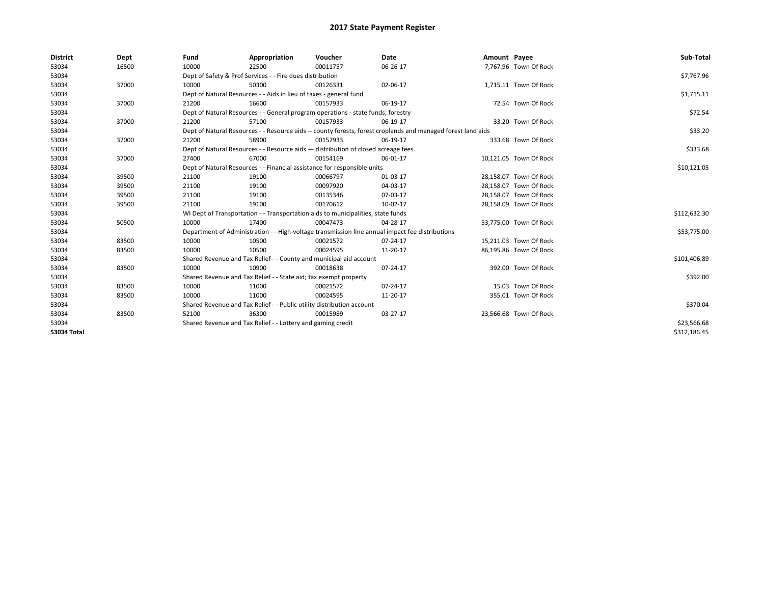# 2017 State Payment Register

| District | Dept | Fund | Appropriation | Voucher | Date | Amount | Payee | Sub-Total |
|---|---|---|---|---|---|---|---|---|
| 53034 | 16500 | 10000 | 22500 | 00011757 | 06-26-17 | 7,767.96 | Town Of Rock | |
| 53034 | | Dept of Safety & Prof Services - - Fire dues distribution | | | | | | $7,767.96 |
| 53034 | 37000 | 10000 | 50300 | 00126331 | 02-06-17 | 1,715.11 | Town Of Rock | |
| 53034 | | Dept of Natural Resources - - Aids in lieu of taxes - general fund | | | | | | $1,715.11 |
| 53034 | 37000 | 21200 | 16600 | 00157933 | 06-19-17 | 72.54 | Town Of Rock | |
| 53034 | | Dept of Natural Resources - - General program operations - state funds; forestry | | | | | | $72.54 |
| 53034 | 37000 | 21200 | 57100 | 00157933 | 06-19-17 | 33.20 | Town Of Rock | |
| 53034 | | Dept of Natural Resources - - Resource aids -- county forests, forest croplands and managed forest land aids | | | | | | $33.20 |
| 53034 | 37000 | 21200 | 58900 | 00157933 | 06-19-17 | 333.68 | Town Of Rock | |
| 53034 | | Dept of Natural Resources - - Resource aids — distribution of closed acreage fees. | | | | | | $333.68 |
| 53034 | 37000 | 27400 | 67000 | 00154169 | 06-01-17 | 10,121.05 | Town Of Rock | |
| 53034 | | Dept of Natural Resources - - Financial assistance for responsible units | | | | | | $10,121.05 |
| 53034 | 39500 | 21100 | 19100 | 00066797 | 01-03-17 | 28,158.07 | Town Of Rock | |
| 53034 | 39500 | 21100 | 19100 | 00097920 | 04-03-17 | 28,158.07 | Town Of Rock | |
| 53034 | 39500 | 21100 | 19100 | 00135346 | 07-03-17 | 28,158.07 | Town Of Rock | |
| 53034 | 39500 | 21100 | 19100 | 00170612 | 10-02-17 | 28,158.09 | Town Of Rock | |
| 53034 | | WI Dept of Transportation - - Transportation aids to municipalities, state funds | | | | | | $112,632.30 |
| 53034 | 50500 | 10000 | 17400 | 00047473 | 04-28-17 | 53,775.00 | Town Of Rock | |
| 53034 | | Department of Administration - - High-voltage transmission line annual impact fee distributions | | | | | | $53,775.00 |
| 53034 | 83500 | 10000 | 10500 | 00021572 | 07-24-17 | 15,211.03 | Town Of Rock | |
| 53034 | 83500 | 10000 | 10500 | 00024595 | 11-20-17 | 86,195.86 | Town Of Rock | |
| 53034 | | Shared Revenue and Tax Relief - - County and municipal aid account | | | | | | $101,406.89 |
| 53034 | 83500 | 10000 | 10900 | 00018638 | 07-24-17 | 392.00 | Town Of Rock | |
| 53034 | | Shared Revenue and Tax Relief - - State aid; tax exempt property | | | | | | $392.00 |
| 53034 | 83500 | 10000 | 11000 | 00021572 | 07-24-17 | 15.03 | Town Of Rock | |
| 53034 | 83500 | 10000 | 11000 | 00024595 | 11-20-17 | 355.01 | Town Of Rock | |
| 53034 | | Shared Revenue and Tax Relief - - Public utility distribution account | | | | | | $370.04 |
| 53034 | 83500 | 52100 | 36300 | 00015989 | 03-27-17 | 23,566.68 | Town Of Rock | |
| 53034 | | Shared Revenue and Tax Relief - - Lottery and gaming credit | | | | | | $23,566.68 |
| **53034 Total** | | | | | | | | $312,186.45 |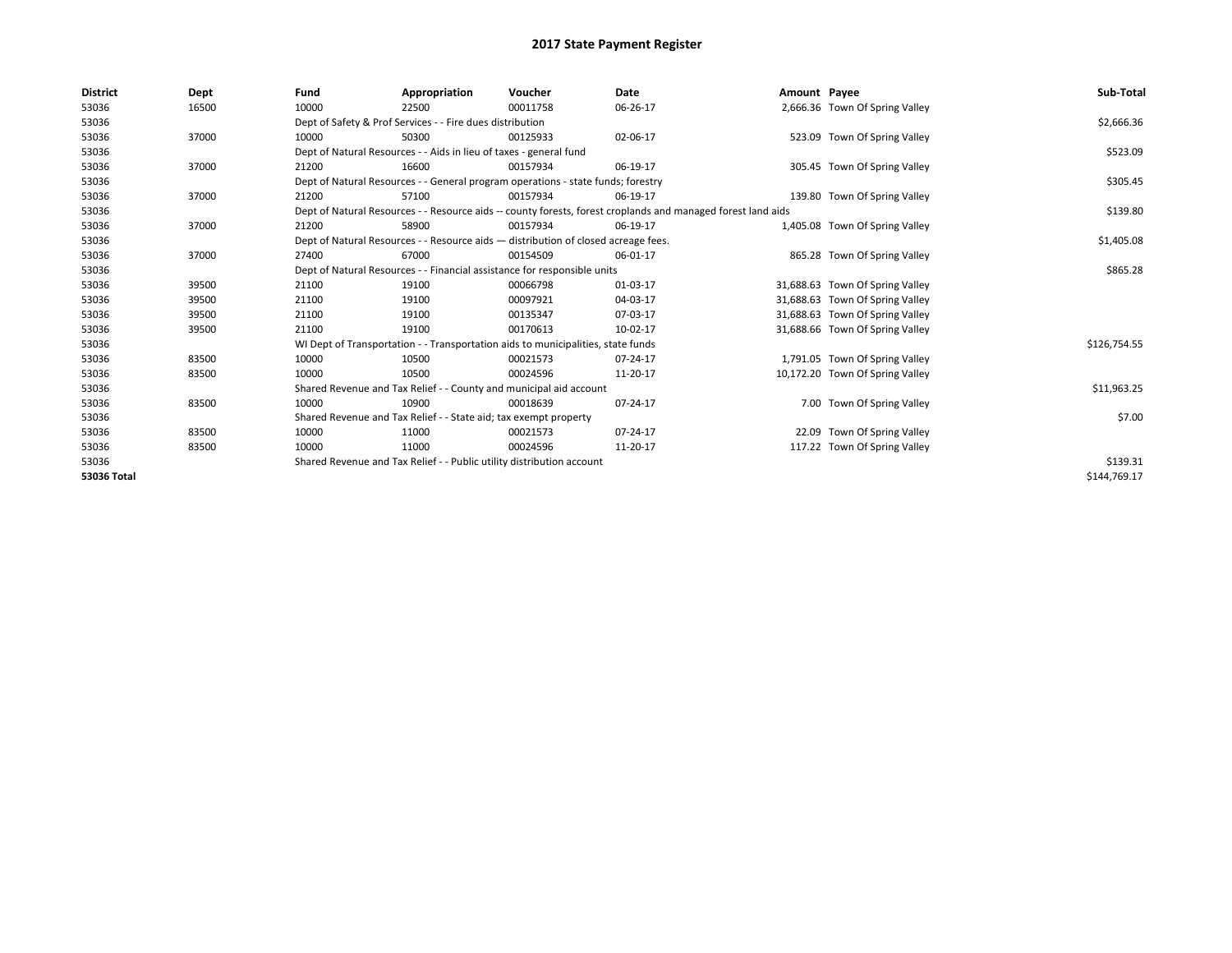# 2017 State Payment Register

| District | Dept | Fund | Appropriation | Voucher | Date | Amount | Payee | Sub-Total |
|---|---|---|---|---|---|---|---|---|
| 53036 | 16500 | 10000 | 22500 | 00011758 | 06-26-17 | 2,666.36 | Town Of Spring Valley | |
| 53036 | | Dept of Safety & Prof Services - - Fire dues distribution | | | | | | $2,666.36 |
| 53036 | 37000 | 10000 | 50300 | 00125933 | 02-06-17 | 523.09 | Town Of Spring Valley | |
| 53036 | | Dept of Natural Resources - - Aids in lieu of taxes - general fund | | | | | | $523.09 |
| 53036 | 37000 | 21200 | 16600 | 00157934 | 06-19-17 | 305.45 | Town Of Spring Valley | |
| 53036 | | Dept of Natural Resources - - General program operations - state funds; forestry | | | | | | $305.45 |
| 53036 | 37000 | 21200 | 57100 | 00157934 | 06-19-17 | 139.80 | Town Of Spring Valley | |
| 53036 | | Dept of Natural Resources - - Resource aids -- county forests, forest croplands and managed forest land aids | | | | | | $139.80 |
| 53036 | 37000 | 21200 | 58900 | 00157934 | 06-19-17 | 1,405.08 | Town Of Spring Valley | |
| 53036 | | Dept of Natural Resources - - Resource aids — distribution of closed acreage fees. | | | | | | $1,405.08 |
| 53036 | 37000 | 27400 | 67000 | 00154509 | 06-01-17 | 865.28 | Town Of Spring Valley | |
| 53036 | | Dept of Natural Resources - - Financial assistance for responsible units | | | | | | $865.28 |
| 53036 | 39500 | 21100 | 19100 | 00066798 | 01-03-17 | 31,688.63 | Town Of Spring Valley | |
| 53036 | 39500 | 21100 | 19100 | 00097921 | 04-03-17 | 31,688.63 | Town Of Spring Valley | |
| 53036 | 39500 | 21100 | 19100 | 00135347 | 07-03-17 | 31,688.63 | Town Of Spring Valley | |
| 53036 | 39500 | 21100 | 19100 | 00170613 | 10-02-17 | 31,688.66 | Town Of Spring Valley | |
| 53036 | | WI Dept of Transportation - - Transportation aids to municipalities, state funds | | | | | | $126,754.55 |
| 53036 | 83500 | 10000 | 10500 | 00021573 | 07-24-17 | 1,791.05 | Town Of Spring Valley | |
| 53036 | 83500 | 10000 | 10500 | 00024596 | 11-20-17 | 10,172.20 | Town Of Spring Valley | |
| 53036 | | Shared Revenue and Tax Relief - - County and municipal aid account | | | | | | $11,963.25 |
| 53036 | 83500 | 10000 | 10900 | 00018639 | 07-24-17 | 7.00 | Town Of Spring Valley | |
| 53036 | | Shared Revenue and Tax Relief - - State aid; tax exempt property | | | | | | $7.00 |
| 53036 | 83500 | 10000 | 11000 | 00021573 | 07-24-17 | 22.09 | Town Of Spring Valley | |
| 53036 | 83500 | 10000 | 11000 | 00024596 | 11-20-17 | 117.22 | Town Of Spring Valley | |
| 53036 | | Shared Revenue and Tax Relief - - Public utility distribution account | | | | | | $139.31 |
| **53036 Total** | | | | | | | | $144,769.17 |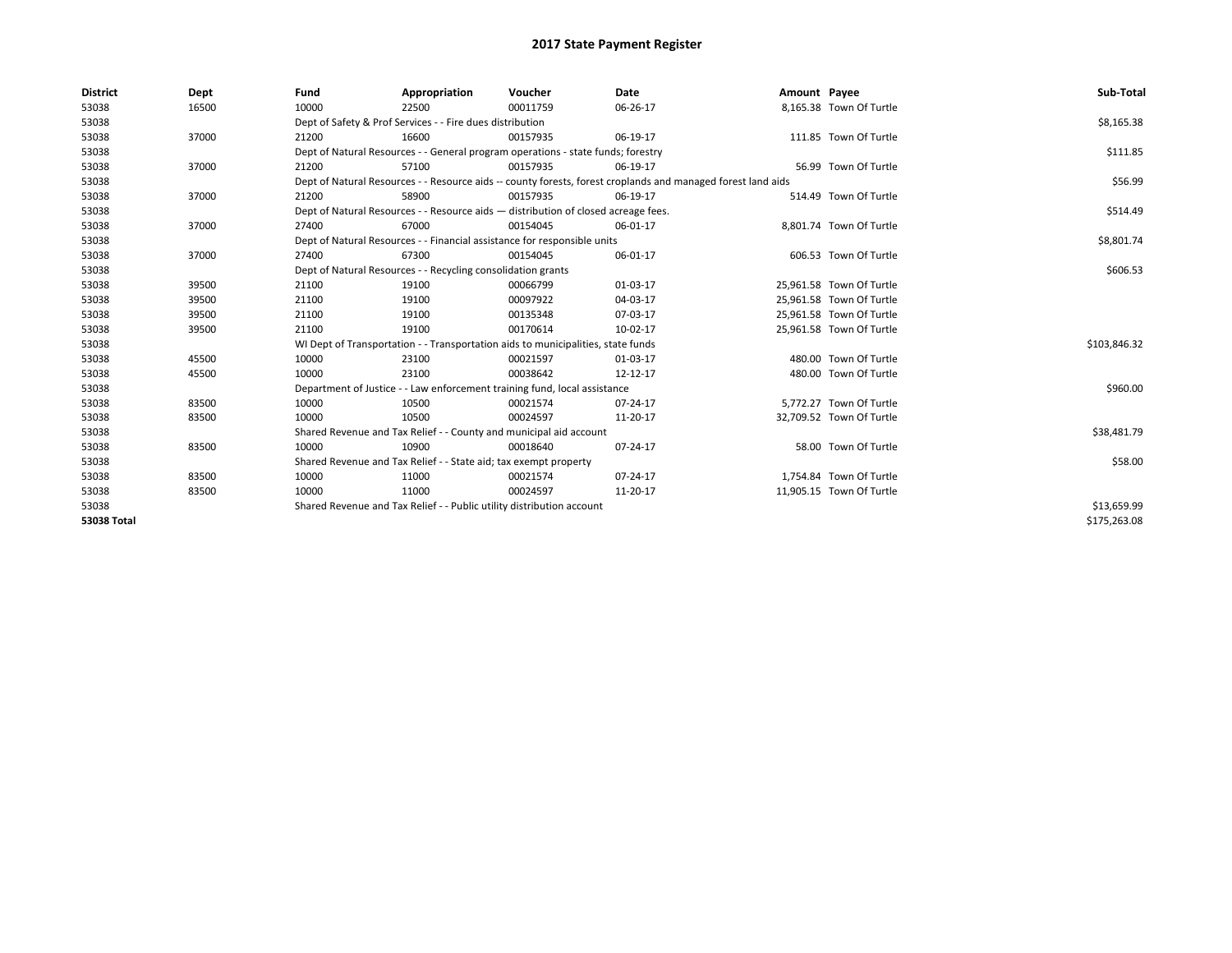# 2017 State Payment Register

| District | Dept | Fund | Appropriation | Voucher | Date | Amount | Payee | Sub-Total |
|---|---|---|---|---|---|---|---|---|
| 53038 | 16500 | 10000 | 22500 | 00011759 | 06-26-17 | 8,165.38 | Town Of Turtle | |
| 53038 | | Dept of Safety & Prof Services - - Fire dues distribution | | | | | | $8,165.38 |
| 53038 | 37000 | 21200 | 16600 | 00157935 | 06-19-17 | 111.85 | Town Of Turtle | |
| 53038 | | Dept of Natural Resources - - General program operations - state funds; forestry | | | | | | $111.85 |
| 53038 | 37000 | 21200 | 57100 | 00157935 | 06-19-17 | 56.99 | Town Of Turtle | |
| 53038 | | Dept of Natural Resources - - Resource aids -- county forests, forest croplands and managed forest land aids | | | | | | $56.99 |
| 53038 | 37000 | 21200 | 58900 | 00157935 | 06-19-17 | 514.49 | Town Of Turtle | |
| 53038 | | Dept of Natural Resources - - Resource aids — distribution of closed acreage fees. | | | | | | $514.49 |
| 53038 | 37000 | 27400 | 67000 | 00154045 | 06-01-17 | 8,801.74 | Town Of Turtle | |
| 53038 | | Dept of Natural Resources - - Financial assistance for responsible units | | | | | | $8,801.74 |
| 53038 | 37000 | 27400 | 67300 | 00154045 | 06-01-17 | 606.53 | Town Of Turtle | |
| 53038 | | Dept of Natural Resources - - Recycling consolidation grants | | | | | | $606.53 |
| 53038 | 39500 | 21100 | 19100 | 00066799 | 01-03-17 | 25,961.58 | Town Of Turtle | |
| 53038 | 39500 | 21100 | 19100 | 00097922 | 04-03-17 | 25,961.58 | Town Of Turtle | |
| 53038 | 39500 | 21100 | 19100 | 00135348 | 07-03-17 | 25,961.58 | Town Of Turtle | |
| 53038 | 39500 | 21100 | 19100 | 00170614 | 10-02-17 | 25,961.58 | Town Of Turtle | |
| 53038 | | WI Dept of Transportation - - Transportation aids to municipalities, state funds | | | | | | $103,846.32 |
| 53038 | 45500 | 10000 | 23100 | 00021597 | 01-03-17 | 480.00 | Town Of Turtle | |
| 53038 | 45500 | 10000 | 23100 | 00038642 | 12-12-17 | 480.00 | Town Of Turtle | |
| 53038 | | Department of Justice - - Law enforcement training fund, local assistance | | | | | | $960.00 |
| 53038 | 83500 | 10000 | 10500 | 00021574 | 07-24-17 | 5,772.27 | Town Of Turtle | |
| 53038 | 83500 | 10000 | 10500 | 00024597 | 11-20-17 | 32,709.52 | Town Of Turtle | |
| 53038 | | Shared Revenue and Tax Relief - - County and municipal aid account | | | | | | $38,481.79 |
| 53038 | 83500 | 10000 | 10900 | 00018640 | 07-24-17 | 58.00 | Town Of Turtle | |
| 53038 | | Shared Revenue and Tax Relief - - State aid; tax exempt property | | | | | | $58.00 |
| 53038 | 83500 | 10000 | 11000 | 00021574 | 07-24-17 | 1,754.84 | Town Of Turtle | |
| 53038 | 83500 | 10000 | 11000 | 00024597 | 11-20-17 | 11,905.15 | Town Of Turtle | |
| 53038 | | Shared Revenue and Tax Relief - - Public utility distribution account | | | | | | $13,659.99 |
| **53038 Total** | | | | | | | | $175,263.08 |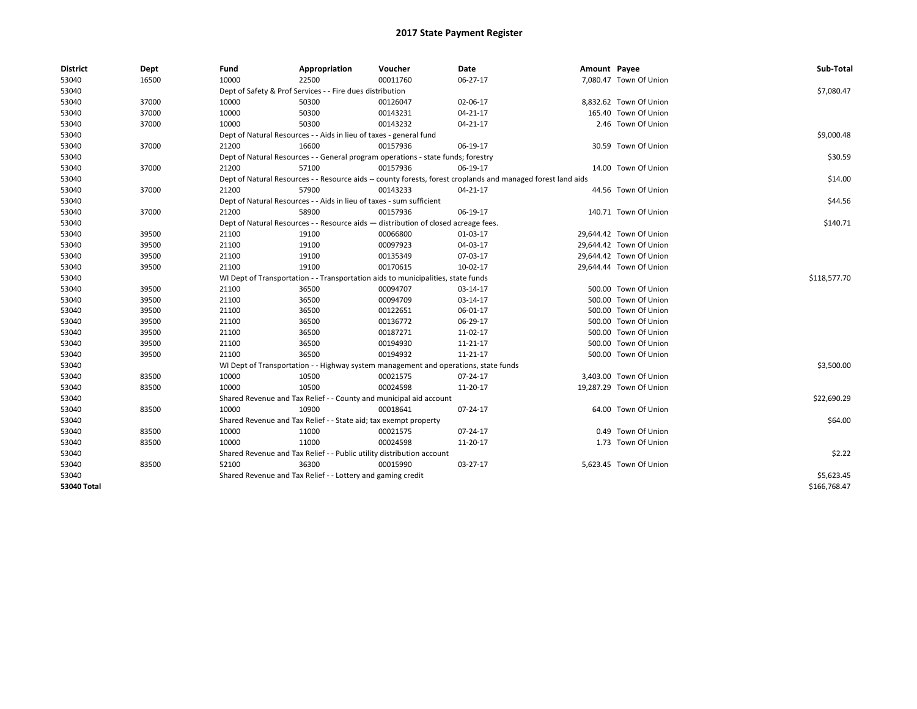# 2017 State Payment Register

| District | Dept | Fund | Appropriation | Voucher | Date | Amount | Payee | Sub-Total |
|---|---|---|---|---|---|---|---|---|
| 53040 | 16500 | 10000 | 22500 | 00011760 | 06-27-17 | 7,080.47 | Town Of Union | |
| 53040 | | Dept of Safety & Prof Services - - Fire dues distribution | | | | | | $7,080.47 |
| 53040 | 37000 | 10000 | 50300 | 00126047 | 02-06-17 | 8,832.62 | Town Of Union | |
| 53040 | 37000 | 10000 | 50300 | 00143231 | 04-21-17 | 165.40 | Town Of Union | |
| 53040 | 37000 | 10000 | 50300 | 00143232 | 04-21-17 | 2.46 | Town Of Union | |
| 53040 | | Dept of Natural Resources - - Aids in lieu of taxes - general fund | | | | | | $9,000.48 |
| 53040 | 37000 | 21200 | 16600 | 00157936 | 06-19-17 | 30.59 | Town Of Union | |
| 53040 | | Dept of Natural Resources - - General program operations - state funds; forestry | | | | | | $30.59 |
| 53040 | 37000 | 21200 | 57100 | 00157936 | 06-19-17 | 14.00 | Town Of Union | |
| 53040 | | Dept of Natural Resources - - Resource aids -- county forests, forest croplands and managed forest land aids | | | | | | $14.00 |
| 53040 | 37000 | 21200 | 57900 | 00143233 | 04-21-17 | 44.56 | Town Of Union | |
| 53040 | | Dept of Natural Resources - - Aids in lieu of taxes - sum sufficient | | | | | | $44.56 |
| 53040 | 37000 | 21200 | 58900 | 00157936 | 06-19-17 | 140.71 | Town Of Union | |
| 53040 | | Dept of Natural Resources - - Resource aids — distribution of closed acreage fees. | | | | | | $140.71 |
| 53040 | 39500 | 21100 | 19100 | 00066800 | 01-03-17 | 29,644.42 | Town Of Union | |
| 53040 | 39500 | 21100 | 19100 | 00097923 | 04-03-17 | 29,644.42 | Town Of Union | |
| 53040 | 39500 | 21100 | 19100 | 00135349 | 07-03-17 | 29,644.42 | Town Of Union | |
| 53040 | 39500 | 21100 | 19100 | 00170615 | 10-02-17 | 29,644.44 | Town Of Union | |
| 53040 | | WI Dept of Transportation - - Transportation aids to municipalities, state funds | | | | | | $118,577.70 |
| 53040 | 39500 | 21100 | 36500 | 00094707 | 03-14-17 | 500.00 | Town Of Union | |
| 53040 | 39500 | 21100 | 36500 | 00094709 | 03-14-17 | 500.00 | Town Of Union | |
| 53040 | 39500 | 21100 | 36500 | 00122651 | 06-01-17 | 500.00 | Town Of Union | |
| 53040 | 39500 | 21100 | 36500 | 00136772 | 06-29-17 | 500.00 | Town Of Union | |
| 53040 | 39500 | 21100 | 36500 | 00187271 | 11-02-17 | 500.00 | Town Of Union | |
| 53040 | 39500 | 21100 | 36500 | 00194930 | 11-21-17 | 500.00 | Town Of Union | |
| 53040 | 39500 | 21100 | 36500 | 00194932 | 11-21-17 | 500.00 | Town Of Union | |
| 53040 | | WI Dept of Transportation - - Highway system management and operations, state funds | | | | | | $3,500.00 |
| 53040 | 83500 | 10000 | 10500 | 00021575 | 07-24-17 | 3,403.00 | Town Of Union | |
| 53040 | 83500 | 10000 | 10500 | 00024598 | 11-20-17 | 19,287.29 | Town Of Union | |
| 53040 | | Shared Revenue and Tax Relief - - County and municipal aid account | | | | | | $22,690.29 |
| 53040 | 83500 | 10000 | 10900 | 00018641 | 07-24-17 | 64.00 | Town Of Union | |
| 53040 | | Shared Revenue and Tax Relief - - State aid; tax exempt property | | | | | | $64.00 |
| 53040 | 83500 | 10000 | 11000 | 00021575 | 07-24-17 | 0.49 | Town Of Union | |
| 53040 | 83500 | 10000 | 11000 | 00024598 | 11-20-17 | 1.73 | Town Of Union | |
| 53040 | | Shared Revenue and Tax Relief - - Public utility distribution account | | | | | | $2.22 |
| 53040 | 83500 | 52100 | 36300 | 00015990 | 03-27-17 | 5,623.45 | Town Of Union | |
| 53040 | | Shared Revenue and Tax Relief - - Lottery and gaming credit | | | | | | $5,623.45 |
| **53040 Total** | | | | | | | | $166,768.47 |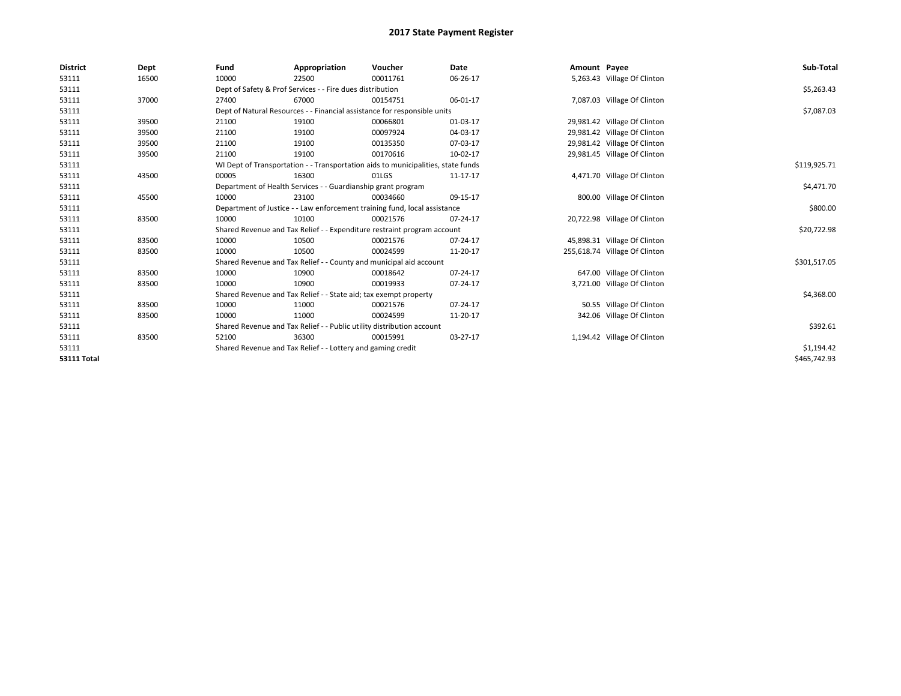# 2017 State Payment Register

| District | Dept | Fund | Appropriation | Voucher | Date | Amount | Payee | Sub-Total |
|---|---|---|---|---|---|---|---|---|
| 53111 | 16500 | 10000 | 22500 | 00011761 | 06-26-17 | 5,263.43 | Village Of Clinton | |
| 53111 | | Dept of Safety & Prof Services - - Fire dues distribution | | | | | | $5,263.43 |
| 53111 | 37000 | 27400 | 67000 | 00154751 | 06-01-17 | 7,087.03 | Village Of Clinton | |
| 53111 | | Dept of Natural Resources - - Financial assistance for responsible units | | | | | | $7,087.03 |
| 53111 | 39500 | 21100 | 19100 | 00066801 | 01-03-17 | 29,981.42 | Village Of Clinton | |
| 53111 | 39500 | 21100 | 19100 | 00097924 | 04-03-17 | 29,981.42 | Village Of Clinton | |
| 53111 | 39500 | 21100 | 19100 | 00135350 | 07-03-17 | 29,981.42 | Village Of Clinton | |
| 53111 | 39500 | 21100 | 19100 | 00170616 | 10-02-17 | 29,981.45 | Village Of Clinton | |
| 53111 | | WI Dept of Transportation - - Transportation aids to municipalities, state funds | | | | | | $119,925.71 |
| 53111 | 43500 | 00005 | 16300 | 01LGS | 11-17-17 | 4,471.70 | Village Of Clinton | |
| 53111 | | Department of Health Services - - Guardianship grant program | | | | | | $4,471.70 |
| 53111 | 45500 | 10000 | 23100 | 00034660 | 09-15-17 | 800.00 | Village Of Clinton | |
| 53111 | | Department of Justice - - Law enforcement training fund, local assistance | | | | | | $800.00 |
| 53111 | 83500 | 10000 | 10100 | 00021576 | 07-24-17 | 20,722.98 | Village Of Clinton | |
| 53111 | | Shared Revenue and Tax Relief - - Expenditure restraint program account | | | | | | $20,722.98 |
| 53111 | 83500 | 10000 | 10500 | 00021576 | 07-24-17 | 45,898.31 | Village Of Clinton | |
| 53111 | 83500 | 10000 | 10500 | 00024599 | 11-20-17 | 255,618.74 | Village Of Clinton | |
| 53111 | | Shared Revenue and Tax Relief - - County and municipal aid account | | | | | | $301,517.05 |
| 53111 | 83500 | 10000 | 10900 | 00018642 | 07-24-17 | 647.00 | Village Of Clinton | |
| 53111 | 83500 | 10000 | 10900 | 00019933 | 07-24-17 | 3,721.00 | Village Of Clinton | |
| 53111 | | Shared Revenue and Tax Relief - - State aid; tax exempt property | | | | | | $4,368.00 |
| 53111 | 83500 | 10000 | 11000 | 00021576 | 07-24-17 | 50.55 | Village Of Clinton | |
| 53111 | 83500 | 10000 | 11000 | 00024599 | 11-20-17 | 342.06 | Village Of Clinton | |
| 53111 | | Shared Revenue and Tax Relief - - Public utility distribution account | | | | | | $392.61 |
| 53111 | 83500 | 52100 | 36300 | 00015991 | 03-27-17 | 1,194.42 | Village Of Clinton | |
| 53111 | | Shared Revenue and Tax Relief - - Lottery and gaming credit | | | | | | $1,194.42 |
| **53111 Total** | | | | | | | | $465,742.93 |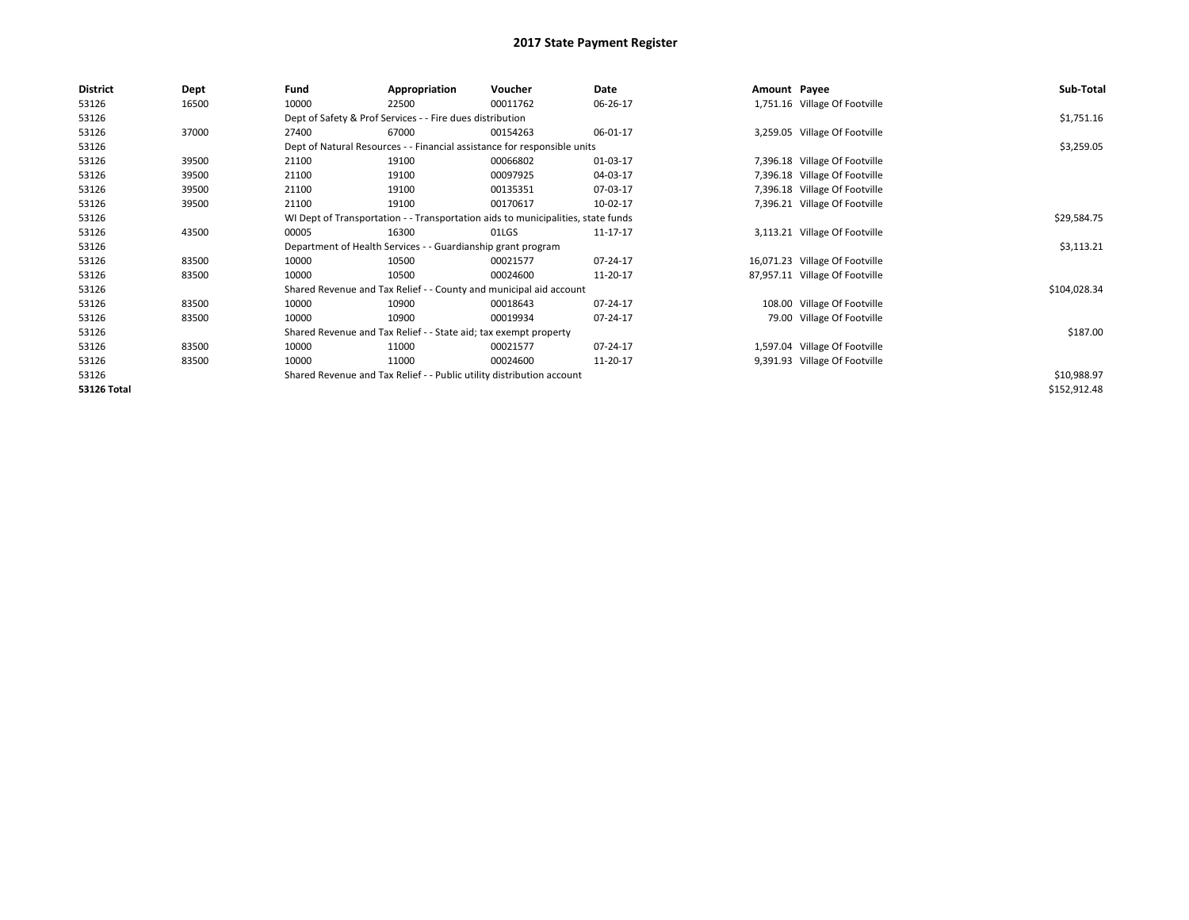# 2017 State Payment Register

| District | Dept | Fund | Appropriation | Voucher | Date | Amount | Payee | Sub-Total |
|---|---|---|---|---|---|---|---|---|
| 53126 | 16500 | 10000 | 22500 | 00011762 | 06-26-17 | 1,751.16 | Village Of Footville | |
| 53126 | | Dept of Safety & Prof Services - - Fire dues distribution | | | | | | $1,751.16 |
| 53126 | 37000 | 27400 | 67000 | 00154263 | 06-01-17 | 3,259.05 | Village Of Footville | |
| 53126 | | Dept of Natural Resources - - Financial assistance for responsible units | | | | | | $3,259.05 |
| 53126 | 39500 | 21100 | 19100 | 00066802 | 01-03-17 | 7,396.18 | Village Of Footville | |
| 53126 | 39500 | 21100 | 19100 | 00097925 | 04-03-17 | 7,396.18 | Village Of Footville | |
| 53126 | 39500 | 21100 | 19100 | 00135351 | 07-03-17 | 7,396.18 | Village Of Footville | |
| 53126 | 39500 | 21100 | 19100 | 00170617 | 10-02-17 | 7,396.21 | Village Of Footville | |
| 53126 | | WI Dept of Transportation - - Transportation aids to municipalities, state funds | | | | | | $29,584.75 |
| 53126 | 43500 | 00005 | 16300 | 01LGS | 11-17-17 | 3,113.21 | Village Of Footville | |
| 53126 | | Department of Health Services - - Guardianship grant program | | | | | | $3,113.21 |
| 53126 | 83500 | 10000 | 10500 | 00021577 | 07-24-17 | 16,071.23 | Village Of Footville | |
| 53126 | 83500 | 10000 | 10500 | 00024600 | 11-20-17 | 87,957.11 | Village Of Footville | |
| 53126 | | Shared Revenue and Tax Relief - - County and municipal aid account | | | | | | $104,028.34 |
| 53126 | 83500 | 10000 | 10900 | 00018643 | 07-24-17 | 108.00 | Village Of Footville | |
| 53126 | 83500 | 10000 | 10900 | 00019934 | 07-24-17 | 79.00 | Village Of Footville | |
| 53126 | | Shared Revenue and Tax Relief - - State aid; tax exempt property | | | | | | $187.00 |
| 53126 | 83500 | 10000 | 11000 | 00021577 | 07-24-17 | 1,597.04 | Village Of Footville | |
| 53126 | 83500 | 10000 | 11000 | 00024600 | 11-20-17 | 9,391.93 | Village Of Footville | |
| 53126 | | Shared Revenue and Tax Relief - - Public utility distribution account | | | | | | $10,988.97 |
| **53126 Total** | | | | | | | | $152,912.48 |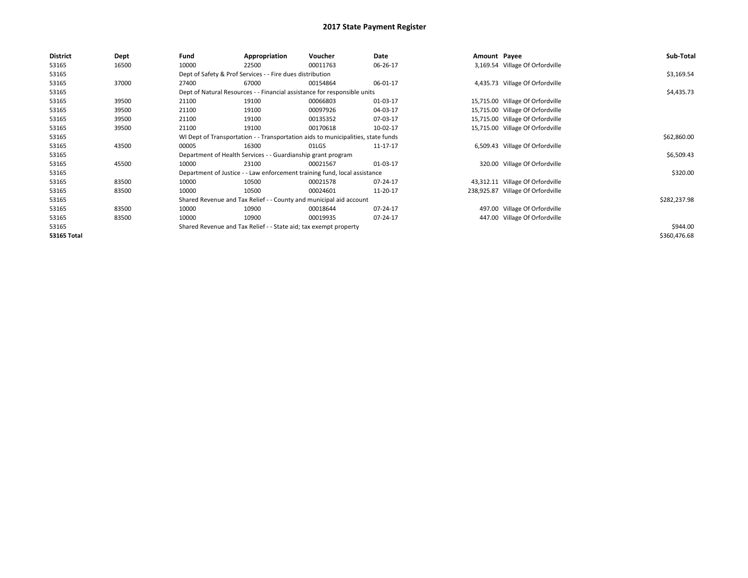# 2017 State Payment Register

| District | Dept | Fund | Appropriation | Voucher | Date | Amount | Payee | Sub-Total |
|---|---|---|---|---|---|---|---|---|
| 53165 | 16500 | 10000 | 22500 | 00011763 | 06-26-17 | 3,169.54 | Village Of Orfordville | |
| 53165 | | Dept of Safety & Prof Services - - Fire dues distribution | | | | | | $3,169.54 |
| 53165 | 37000 | 27400 | 67000 | 00154864 | 06-01-17 | 4,435.73 | Village Of Orfordville | |
| 53165 | | Dept of Natural Resources - - Financial assistance for responsible units | | | | | | $4,435.73 |
| 53165 | 39500 | 21100 | 19100 | 00066803 | 01-03-17 | 15,715.00 | Village Of Orfordville | |
| 53165 | 39500 | 21100 | 19100 | 00097926 | 04-03-17 | 15,715.00 | Village Of Orfordville | |
| 53165 | 39500 | 21100 | 19100 | 00135352 | 07-03-17 | 15,715.00 | Village Of Orfordville | |
| 53165 | 39500 | 21100 | 19100 | 00170618 | 10-02-17 | 15,715.00 | Village Of Orfordville | |
| 53165 | | WI Dept of Transportation - - Transportation aids to municipalities, state funds | | | | | | $62,860.00 |
| 53165 | 43500 | 00005 | 16300 | 01LGS | 11-17-17 | 6,509.43 | Village Of Orfordville | |
| 53165 | | Department of Health Services - - Guardianship grant program | | | | | | $6,509.43 |
| 53165 | 45500 | 10000 | 23100 | 00021567 | 01-03-17 | 320.00 | Village Of Orfordville | |
| 53165 | | Department of Justice - - Law enforcement training fund, local assistance | | | | | | $320.00 |
| 53165 | 83500 | 10000 | 10500 | 00021578 | 07-24-17 | 43,312.11 | Village Of Orfordville | |
| 53165 | 83500 | 10000 | 10500 | 00024601 | 11-20-17 | 238,925.87 | Village Of Orfordville | |
| 53165 | | Shared Revenue and Tax Relief - - County and municipal aid account | | | | | | $282,237.98 |
| 53165 | 83500 | 10000 | 10900 | 00018644 | 07-24-17 | 497.00 | Village Of Orfordville | |
| 53165 | 83500 | 10000 | 10900 | 00019935 | 07-24-17 | 447.00 | Village Of Orfordville | |
| 53165 | | Shared Revenue and Tax Relief - - State aid; tax exempt property | | | | | | $944.00 |
| **53165 Total** | | | | | | | | $360,476.68 |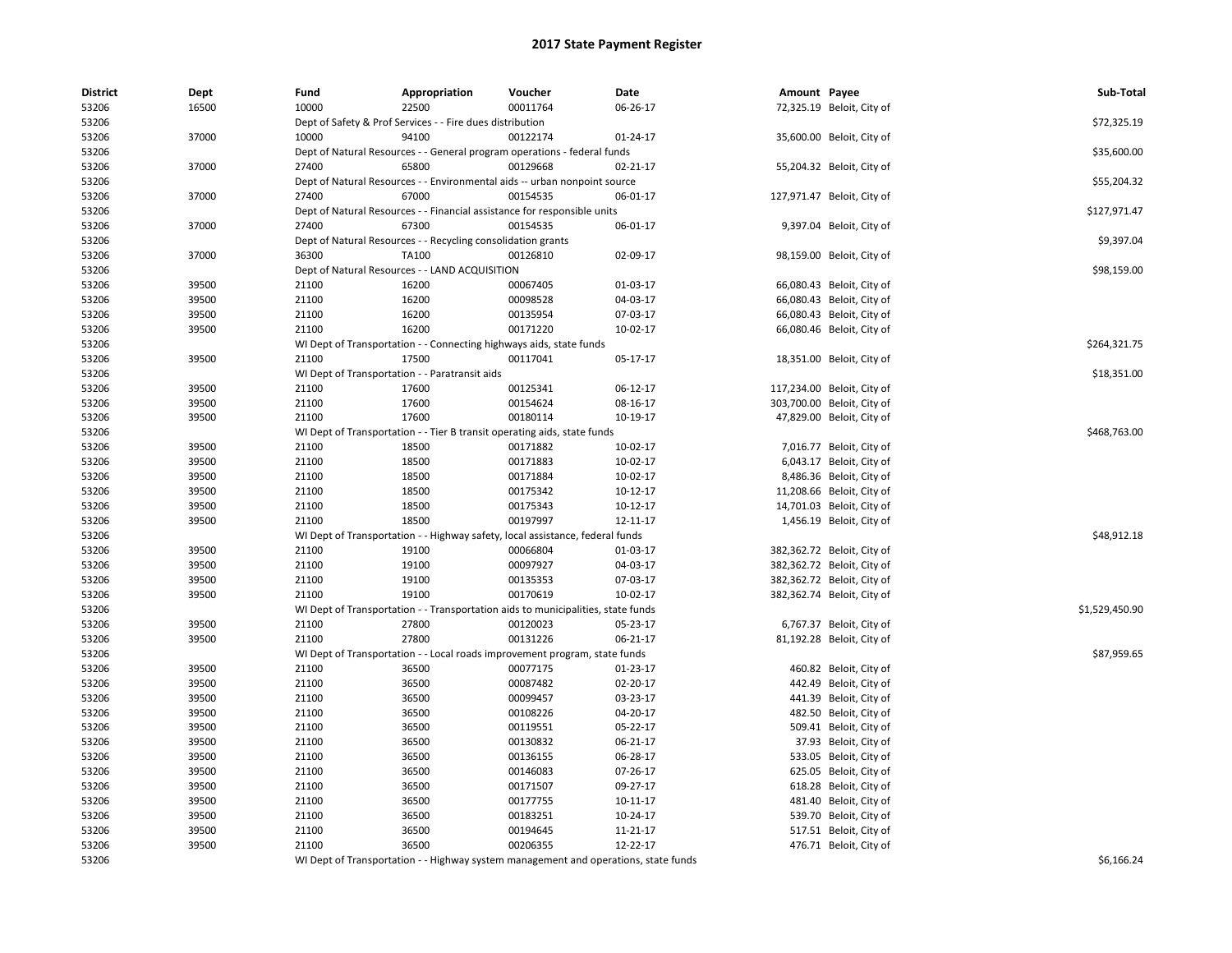# 2017 State Payment Register

| District | Dept | Fund | Appropriation | Voucher | Date | Amount | Payee | Sub-Total |
|---|---|---|---|---|---|---|---|---|
| 53206 | 16500 | 10000 | 22500 | 00011764 | 06-26-17 | 72,325.19 | Beloit, City of | |
| 53206 | | Dept of Safety & Prof Services - - Fire dues distribution | | | | | | $72,325.19 |
| 53206 | 37000 | 10000 | 94100 | 00122174 | 01-24-17 | 35,600.00 | Beloit, City of | |
| 53206 | | Dept of Natural Resources - - General program operations - federal funds | | | | | | $35,600.00 |
| 53206 | 37000 | 27400 | 65800 | 00129668 | 02-21-17 | 55,204.32 | Beloit, City of | |
| 53206 | | Dept of Natural Resources - - Environmental aids -- urban nonpoint source | | | | | | $55,204.32 |
| 53206 | 37000 | 27400 | 67000 | 00154535 | 06-01-17 | 127,971.47 | Beloit, City of | |
| 53206 | | Dept of Natural Resources - - Financial assistance for responsible units | | | | | | $127,971.47 |
| 53206 | 37000 | 27400 | 67300 | 00154535 | 06-01-17 | 9,397.04 | Beloit, City of | |
| 53206 | | Dept of Natural Resources - - Recycling consolidation grants | | | | | | $9,397.04 |
| 53206 | 37000 | 36300 | TA100 | 00126810 | 02-09-17 | 98,159.00 | Beloit, City of | |
| 53206 | | Dept of Natural Resources - - LAND ACQUISITION | | | | | | $98,159.00 |
| 53206 | 39500 | 21100 | 16200 | 00067405 | 01-03-17 | 66,080.43 | Beloit, City of | |
| 53206 | 39500 | 21100 | 16200 | 00098528 | 04-03-17 | 66,080.43 | Beloit, City of | |
| 53206 | 39500 | 21100 | 16200 | 00135954 | 07-03-17 | 66,080.43 | Beloit, City of | |
| 53206 | 39500 | 21100 | 16200 | 00171220 | 10-02-17 | 66,080.46 | Beloit, City of | |
| 53206 | | WI Dept of Transportation - - Connecting highways aids, state funds | | | | | | $264,321.75 |
| 53206 | 39500 | 21100 | 17500 | 00117041 | 05-17-17 | 18,351.00 | Beloit, City of | |
| 53206 | | WI Dept of Transportation - - Paratransit aids | | | | | | $18,351.00 |
| 53206 | 39500 | 21100 | 17600 | 00125341 | 06-12-17 | 117,234.00 | Beloit, City of | |
| 53206 | 39500 | 21100 | 17600 | 00154624 | 08-16-17 | 303,700.00 | Beloit, City of | |
| 53206 | 39500 | 21100 | 17600 | 00180114 | 10-19-17 | 47,829.00 | Beloit, City of | |
| 53206 | | WI Dept of Transportation - - Tier B transit operating aids, state funds | | | | | | $468,763.00 |
| 53206 | 39500 | 21100 | 18500 | 00171882 | 10-02-17 | 7,016.77 | Beloit, City of | |
| 53206 | 39500 | 21100 | 18500 | 00171883 | 10-02-17 | 6,043.17 | Beloit, City of | |
| 53206 | 39500 | 21100 | 18500 | 00171884 | 10-02-17 | 8,486.36 | Beloit, City of | |
| 53206 | 39500 | 21100 | 18500 | 00175342 | 10-12-17 | 11,208.66 | Beloit, City of | |
| 53206 | 39500 | 21100 | 18500 | 00175343 | 10-12-17 | 14,701.03 | Beloit, City of | |
| 53206 | 39500 | 21100 | 18500 | 00197997 | 12-11-17 | 1,456.19 | Beloit, City of | |
| 53206 | | WI Dept of Transportation - - Highway safety, local assistance, federal funds | | | | | | $48,912.18 |
| 53206 | 39500 | 21100 | 19100 | 00066804 | 01-03-17 | 382,362.72 | Beloit, City of | |
| 53206 | 39500 | 21100 | 19100 | 00097927 | 04-03-17 | 382,362.72 | Beloit, City of | |
| 53206 | 39500 | 21100 | 19100 | 00135353 | 07-03-17 | 382,362.72 | Beloit, City of | |
| 53206 | 39500 | 21100 | 19100 | 00170619 | 10-02-17 | 382,362.74 | Beloit, City of | |
| 53206 | | WI Dept of Transportation - - Transportation aids to municipalities, state funds | | | | | | $1,529,450.90 |
| 53206 | 39500 | 21100 | 27800 | 00120023 | 05-23-17 | 6,767.37 | Beloit, City of | |
| 53206 | 39500 | 21100 | 27800 | 00131226 | 06-21-17 | 81,192.28 | Beloit, City of | |
| 53206 | | WI Dept of Transportation - - Local roads improvement program, state funds | | | | | | $87,959.65 |
| 53206 | 39500 | 21100 | 36500 | 00077175 | 01-23-17 | 460.82 | Beloit, City of | |
| 53206 | 39500 | 21100 | 36500 | 00087482 | 02-20-17 | 442.49 | Beloit, City of | |
| 53206 | 39500 | 21100 | 36500 | 00099457 | 03-23-17 | 441.39 | Beloit, City of | |
| 53206 | 39500 | 21100 | 36500 | 00108226 | 04-20-17 | 482.50 | Beloit, City of | |
| 53206 | 39500 | 21100 | 36500 | 00119551 | 05-22-17 | 509.41 | Beloit, City of | |
| 53206 | 39500 | 21100 | 36500 | 00130832 | 06-21-17 | 37.93 | Beloit, City of | |
| 53206 | 39500 | 21100 | 36500 | 00136155 | 06-28-17 | 533.05 | Beloit, City of | |
| 53206 | 39500 | 21100 | 36500 | 00146083 | 07-26-17 | 625.05 | Beloit, City of | |
| 53206 | 39500 | 21100 | 36500 | 00171507 | 09-27-17 | 618.28 | Beloit, City of | |
| 53206 | 39500 | 21100 | 36500 | 00177755 | 10-11-17 | 481.40 | Beloit, City of | |
| 53206 | 39500 | 21100 | 36500 | 00183251 | 10-24-17 | 539.70 | Beloit, City of | |
| 53206 | 39500 | 21100 | 36500 | 00194645 | 11-21-17 | 517.51 | Beloit, City of | |
| 53206 | 39500 | 21100 | 36500 | 00206355 | 12-22-17 | 476.71 | Beloit, City of | |
| 53206 | | WI Dept of Transportation - - Highway system management and operations, state funds | | | | | | $6,166.24 |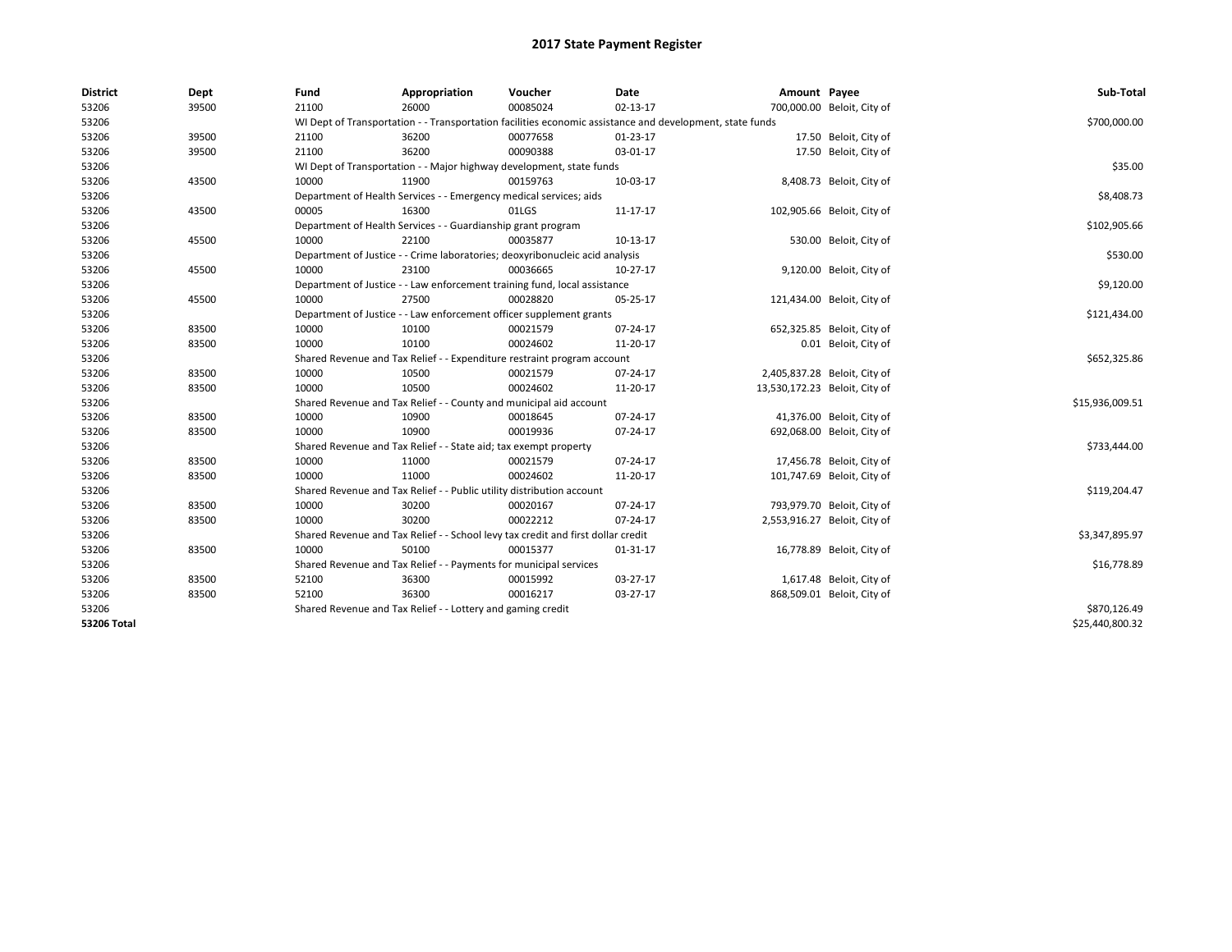# 2017 State Payment Register

| District | Dept | Fund | Appropriation | Voucher | Date | Amount | Payee | Sub-Total |
|---|---|---|---|---|---|---|---|---|
| 53206 | 39500 | 21100 | 26000 | 00085024 | 02-13-17 | 700,000.00 | Beloit, City of | |
| 53206 | | WI Dept of Transportation - - Transportation facilities economic assistance and development, state funds | | | | | | $700,000.00 |
| 53206 | 39500 | 21100 | 36200 | 00077658 | 01-23-17 | 17.50 | Beloit, City of | |
| 53206 | 39500 | 21100 | 36200 | 00090388 | 03-01-17 | 17.50 | Beloit, City of | |
| 53206 | | WI Dept of Transportation - - Major highway development, state funds | | | | | | $35.00 |
| 53206 | 43500 | 10000 | 11900 | 00159763 | 10-03-17 | 8,408.73 | Beloit, City of | |
| 53206 | | Department of Health Services - - Emergency medical services; aids | | | | | | $8,408.73 |
| 53206 | 43500 | 00005 | 16300 | 01LGS | 11-17-17 | 102,905.66 | Beloit, City of | |
| 53206 | | Department of Health Services - - Guardianship grant program | | | | | | $102,905.66 |
| 53206 | 45500 | 10000 | 22100 | 00035877 | 10-13-17 | 530.00 | Beloit, City of | |
| 53206 | | Department of Justice - - Crime laboratories; deoxyribonucleic acid analysis | | | | | | $530.00 |
| 53206 | 45500 | 10000 | 23100 | 00036665 | 10-27-17 | 9,120.00 | Beloit, City of | |
| 53206 | | Department of Justice - - Law enforcement training fund, local assistance | | | | | | $9,120.00 |
| 53206 | 45500 | 10000 | 27500 | 00028820 | 05-25-17 | 121,434.00 | Beloit, City of | |
| 53206 | | Department of Justice - - Law enforcement officer supplement grants | | | | | | $121,434.00 |
| 53206 | 83500 | 10000 | 10100 | 00021579 | 07-24-17 | 652,325.85 | Beloit, City of | |
| 53206 | 83500 | 10000 | 10100 | 00024602 | 11-20-17 | 0.01 | Beloit, City of | |
| 53206 | | Shared Revenue and Tax Relief - - Expenditure restraint program account | | | | | | $652,325.86 |
| 53206 | 83500 | 10000 | 10500 | 00021579 | 07-24-17 | 2,405,837.28 | Beloit, City of | |
| 53206 | 83500 | 10000 | 10500 | 00024602 | 11-20-17 | 13,530,172.23 | Beloit, City of | |
| 53206 | | Shared Revenue and Tax Relief - - County and municipal aid account | | | | | | $15,936,009.51 |
| 53206 | 83500 | 10000 | 10900 | 00018645 | 07-24-17 | 41,376.00 | Beloit, City of | |
| 53206 | 83500 | 10000 | 10900 | 00019936 | 07-24-17 | 692,068.00 | Beloit, City of | |
| 53206 | | Shared Revenue and Tax Relief - - State aid; tax exempt property | | | | | | $733,444.00 |
| 53206 | 83500 | 10000 | 11000 | 00021579 | 07-24-17 | 17,456.78 | Beloit, City of | |
| 53206 | 83500 | 10000 | 11000 | 00024602 | 11-20-17 | 101,747.69 | Beloit, City of | |
| 53206 | | Shared Revenue and Tax Relief - - Public utility distribution account | | | | | | $119,204.47 |
| 53206 | 83500 | 10000 | 30200 | 00020167 | 07-24-17 | 793,979.70 | Beloit, City of | |
| 53206 | 83500 | 10000 | 30200 | 00022212 | 07-24-17 | 2,553,916.27 | Beloit, City of | |
| 53206 | | Shared Revenue and Tax Relief - - School levy tax credit and first dollar credit | | | | | | $3,347,895.97 |
| 53206 | 83500 | 10000 | 50100 | 00015377 | 01-31-17 | 16,778.89 | Beloit, City of | |
| 53206 | | Shared Revenue and Tax Relief - - Payments for municipal services | | | | | | $16,778.89 |
| 53206 | 83500 | 52100 | 36300 | 00015992 | 03-27-17 | 1,617.48 | Beloit, City of | |
| 53206 | 83500 | 52100 | 36300 | 00016217 | 03-27-17 | 868,509.01 | Beloit, City of | |
| 53206 | | Shared Revenue and Tax Relief - - Lottery and gaming credit | | | | | | $870,126.49 |
| **53206 Total** | | | | | | | | $25,440,800.32 |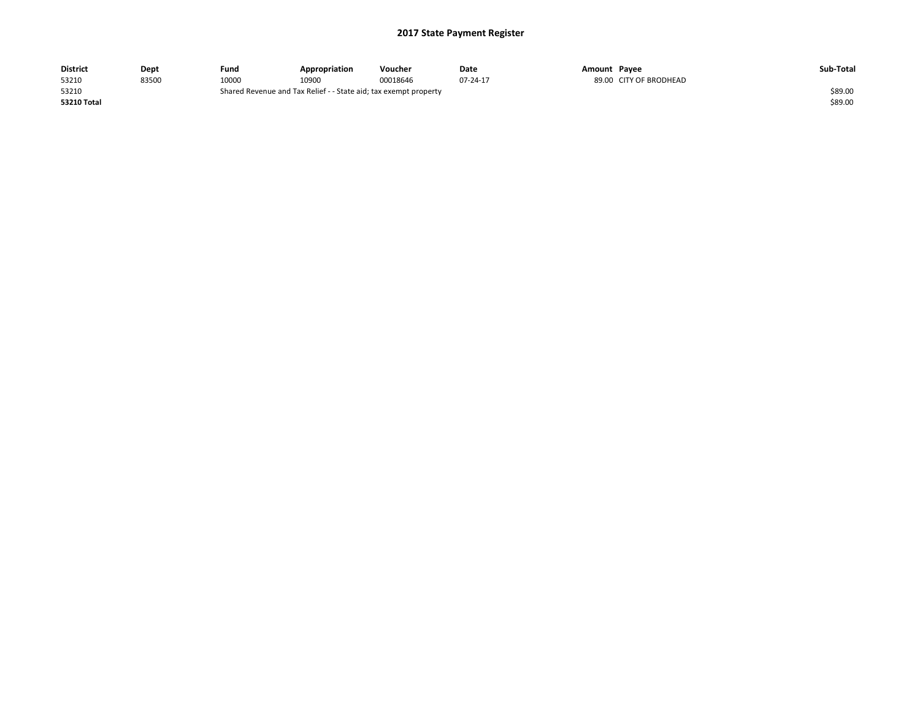# 2017 State Payment Register

| District | Dept | Fund | Appropriation | Voucher | Date | Amount | Payee | Sub-Total |
|---|---|---|---|---|---|---|---|---|
| 53210 | 83500 | 10000 | 10900 | 00018646 | 07-24-17 | 89.00 | CITY OF BRODHEAD | |
| 53210 | | Shared Revenue and Tax Relief - - State aid; tax exempt property | | | | | | $89.00 |
| **53210 Total** | | | | | | | | $89.00 |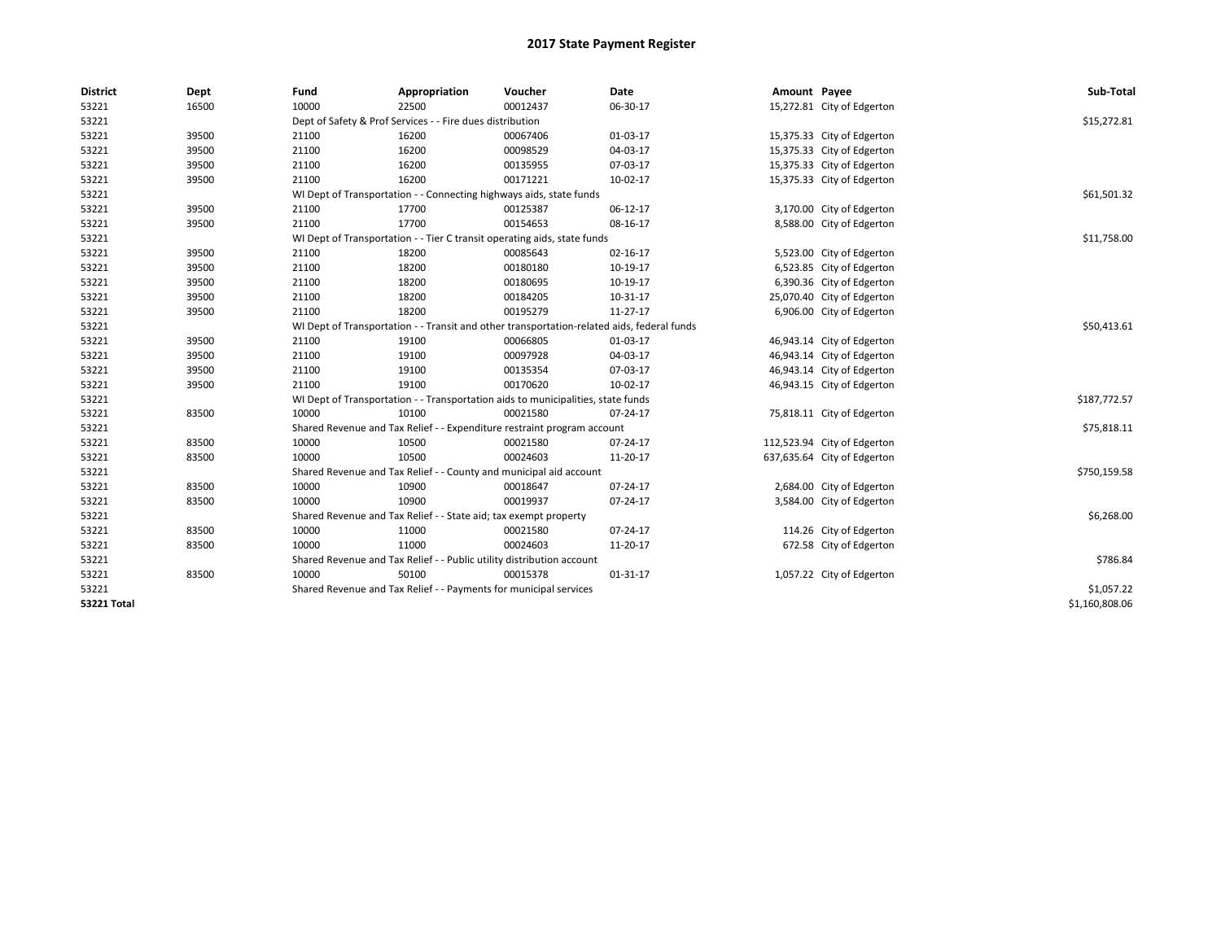# 2017 State Payment Register

| District | Dept | Fund | Appropriation | Voucher | Date | Amount | Payee | Sub-Total |
|---|---|---|---|---|---|---|---|---|
| 53221 | 16500 | 10000 | 22500 | 00012437 | 06-30-17 | 15,272.81 | City of Edgerton | |
| 53221 | | Dept of Safety & Prof Services - - Fire dues distribution | | | | | | $15,272.81 |
| 53221 | 39500 | 21100 | 16200 | 00067406 | 01-03-17 | 15,375.33 | City of Edgerton | |
| 53221 | 39500 | 21100 | 16200 | 00098529 | 04-03-17 | 15,375.33 | City of Edgerton | |
| 53221 | 39500 | 21100 | 16200 | 00135955 | 07-03-17 | 15,375.33 | City of Edgerton | |
| 53221 | 39500 | 21100 | 16200 | 00171221 | 10-02-17 | 15,375.33 | City of Edgerton | |
| 53221 | | WI Dept of Transportation - - Connecting highways aids, state funds | | | | | | $61,501.32 |
| 53221 | 39500 | 21100 | 17700 | 00125387 | 06-12-17 | 3,170.00 | City of Edgerton | |
| 53221 | 39500 | 21100 | 17700 | 00154653 | 08-16-17 | 8,588.00 | City of Edgerton | |
| 53221 | | WI Dept of Transportation - - Tier C transit operating aids, state funds | | | | | | $11,758.00 |
| 53221 | 39500 | 21100 | 18200 | 00085643 | 02-16-17 | 5,523.00 | City of Edgerton | |
| 53221 | 39500 | 21100 | 18200 | 00180180 | 10-19-17 | 6,523.85 | City of Edgerton | |
| 53221 | 39500 | 21100 | 18200 | 00180695 | 10-19-17 | 6,390.36 | City of Edgerton | |
| 53221 | 39500 | 21100 | 18200 | 00184205 | 10-31-17 | 25,070.40 | City of Edgerton | |
| 53221 | 39500 | 21100 | 18200 | 00195279 | 11-27-17 | 6,906.00 | City of Edgerton | |
| 53221 | | WI Dept of Transportation - - Transit and other transportation-related aids, federal funds | | | | | | $50,413.61 |
| 53221 | 39500 | 21100 | 19100 | 00066805 | 01-03-17 | 46,943.14 | City of Edgerton | |
| 53221 | 39500 | 21100 | 19100 | 00097928 | 04-03-17 | 46,943.14 | City of Edgerton | |
| 53221 | 39500 | 21100 | 19100 | 00135354 | 07-03-17 | 46,943.14 | City of Edgerton | |
| 53221 | 39500 | 21100 | 19100 | 00170620 | 10-02-17 | 46,943.15 | City of Edgerton | |
| 53221 | | WI Dept of Transportation - - Transportation aids to municipalities, state funds | | | | | | $187,772.57 |
| 53221 | 83500 | 10000 | 10100 | 00021580 | 07-24-17 | 75,818.11 | City of Edgerton | |
| 53221 | | Shared Revenue and Tax Relief - - Expenditure restraint program account | | | | | | $75,818.11 |
| 53221 | 83500 | 10000 | 10500 | 00021580 | 07-24-17 | 112,523.94 | City of Edgerton | |
| 53221 | 83500 | 10000 | 10500 | 00024603 | 11-20-17 | 637,635.64 | City of Edgerton | |
| 53221 | | Shared Revenue and Tax Relief - - County and municipal aid account | | | | | | $750,159.58 |
| 53221 | 83500 | 10000 | 10900 | 00018647 | 07-24-17 | 2,684.00 | City of Edgerton | |
| 53221 | 83500 | 10000 | 10900 | 00019937 | 07-24-17 | 3,584.00 | City of Edgerton | |
| 53221 | | Shared Revenue and Tax Relief - - State aid; tax exempt property | | | | | | $6,268.00 |
| 53221 | 83500 | 10000 | 11000 | 00021580 | 07-24-17 | 114.26 | City of Edgerton | |
| 53221 | 83500 | 10000 | 11000 | 00024603 | 11-20-17 | 672.58 | City of Edgerton | |
| 53221 | | Shared Revenue and Tax Relief - - Public utility distribution account | | | | | | $786.84 |
| 53221 | 83500 | 10000 | 50100 | 00015378 | 01-31-17 | 1,057.22 | City of Edgerton | |
| 53221 | | Shared Revenue and Tax Relief - - Payments for municipal services | | | | | | $1,057.22 |
| **53221 Total** | | | | | | | | $1,160,808.06 |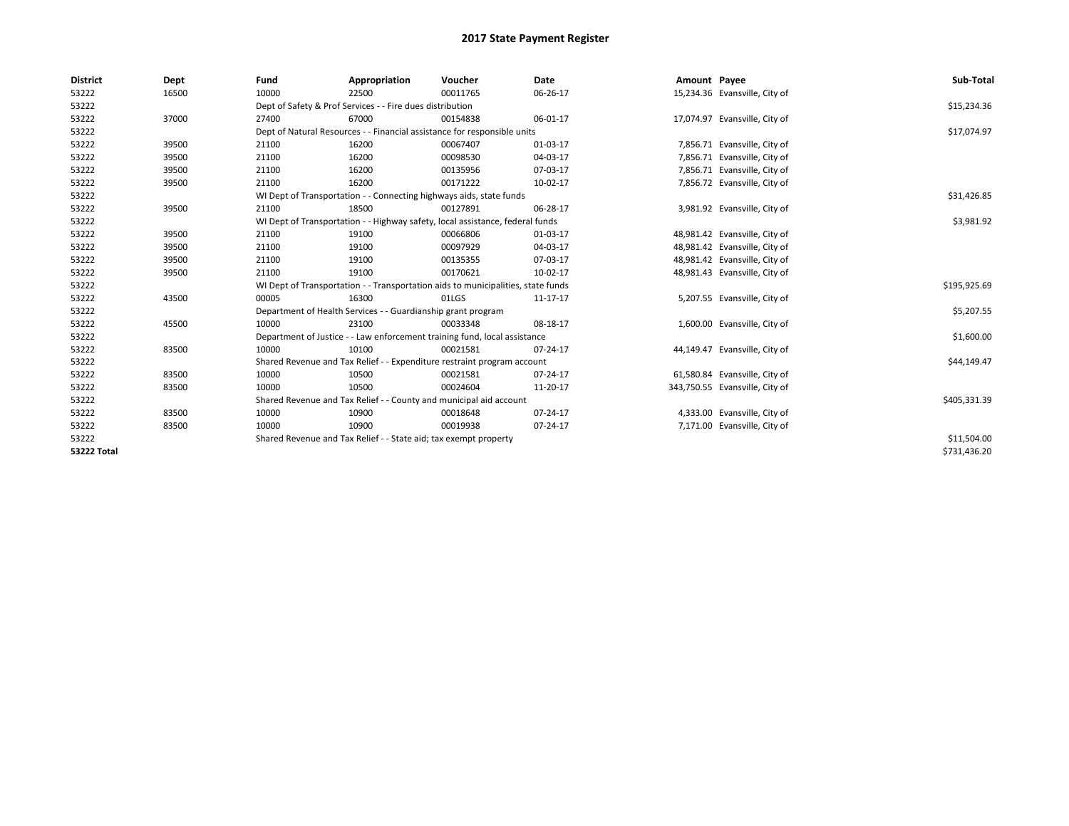# 2017 State Payment Register

| District | Dept | Fund | Appropriation | Voucher | Date | Amount | Payee | Sub-Total |
|---|---|---|---|---|---|---|---|---|
| 53222 | 16500 | 10000 | 22500 | 00011765 | 06-26-17 | 15,234.36 | Evansville, City of | |
| 53222 | | Dept of Safety & Prof Services - - Fire dues distribution | | | | | | $15,234.36 |
| 53222 | 37000 | 27400 | 67000 | 00154838 | 06-01-17 | 17,074.97 | Evansville, City of | |
| 53222 | | Dept of Natural Resources - - Financial assistance for responsible units | | | | | | $17,074.97 |
| 53222 | 39500 | 21100 | 16200 | 00067407 | 01-03-17 | 7,856.71 | Evansville, City of | |
| 53222 | 39500 | 21100 | 16200 | 00098530 | 04-03-17 | 7,856.71 | Evansville, City of | |
| 53222 | 39500 | 21100 | 16200 | 00135956 | 07-03-17 | 7,856.71 | Evansville, City of | |
| 53222 | 39500 | 21100 | 16200 | 00171222 | 10-02-17 | 7,856.72 | Evansville, City of | |
| 53222 | | WI Dept of Transportation - - Connecting highways aids, state funds | | | | | | $31,426.85 |
| 53222 | 39500 | 21100 | 18500 | 00127891 | 06-28-17 | 3,981.92 | Evansville, City of | |
| 53222 | | WI Dept of Transportation - - Highway safety, local assistance, federal funds | | | | | | $3,981.92 |
| 53222 | 39500 | 21100 | 19100 | 00066806 | 01-03-17 | 48,981.42 | Evansville, City of | |
| 53222 | 39500 | 21100 | 19100 | 00097929 | 04-03-17 | 48,981.42 | Evansville, City of | |
| 53222 | 39500 | 21100 | 19100 | 00135355 | 07-03-17 | 48,981.42 | Evansville, City of | |
| 53222 | 39500 | 21100 | 19100 | 00170621 | 10-02-17 | 48,981.43 | Evansville, City of | |
| 53222 | | WI Dept of Transportation - - Transportation aids to municipalities, state funds | | | | | | $195,925.69 |
| 53222 | 43500 | 00005 | 16300 | 01LGS | 11-17-17 | 5,207.55 | Evansville, City of | |
| 53222 | | Department of Health Services - - Guardianship grant program | | | | | | $5,207.55 |
| 53222 | 45500 | 10000 | 23100 | 00033348 | 08-18-17 | 1,600.00 | Evansville, City of | |
| 53222 | | Department of Justice - - Law enforcement training fund, local assistance | | | | | | $1,600.00 |
| 53222 | 83500 | 10000 | 10100 | 00021581 | 07-24-17 | 44,149.47 | Evansville, City of | |
| 53222 | | Shared Revenue and Tax Relief - - Expenditure restraint program account | | | | | | $44,149.47 |
| 53222 | 83500 | 10000 | 10500 | 00021581 | 07-24-17 | 61,580.84 | Evansville, City of | |
| 53222 | 83500 | 10000 | 10500 | 00024604 | 11-20-17 | 343,750.55 | Evansville, City of | |
| 53222 | | Shared Revenue and Tax Relief - - County and municipal aid account | | | | | | $405,331.39 |
| 53222 | 83500 | 10000 | 10900 | 00018648 | 07-24-17 | 4,333.00 | Evansville, City of | |
| 53222 | 83500 | 10000 | 10900 | 00019938 | 07-24-17 | 7,171.00 | Evansville, City of | |
| 53222 | | Shared Revenue and Tax Relief - - State aid; tax exempt property | | | | | | $11,504.00 |
| **53222 Total** | | | | | | | | $731,436.20 |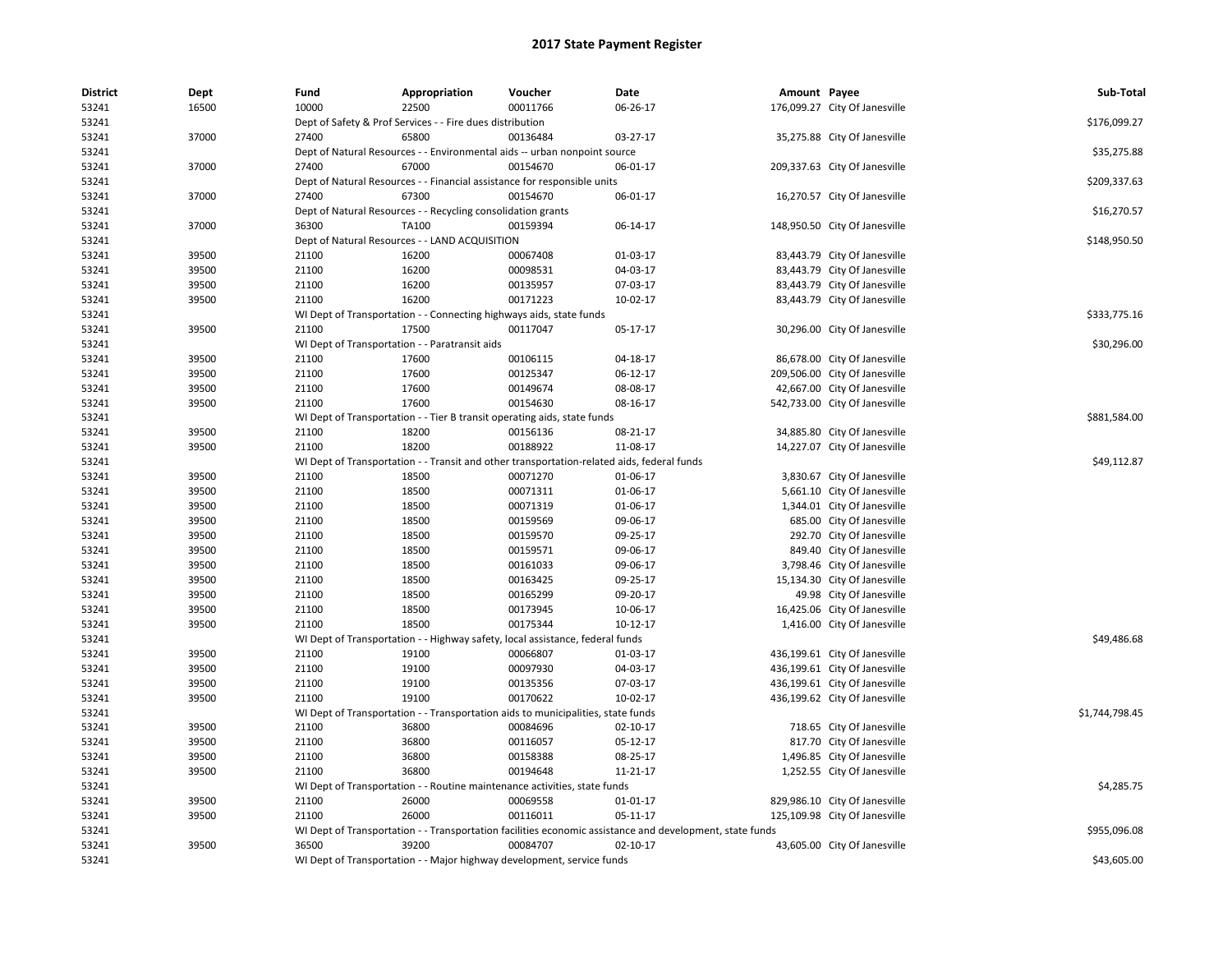# 2017 State Payment Register

| District | Dept | Fund | Appropriation | Voucher | Date | Amount | Payee | Sub-Total |
|---|---|---|---|---|---|---|---|---|
| 53241 | 16500 | 10000 | 22500 | 00011766 | 06-26-17 | 176,099.27 | City Of Janesville | |
| 53241 | | Dept of Safety & Prof Services - - Fire dues distribution | | | | | | $176,099.27 |
| 53241 | 37000 | 27400 | 65800 | 00136484 | 03-27-17 | 35,275.88 | City Of Janesville | |
| 53241 | | Dept of Natural Resources - - Environmental aids -- urban nonpoint source | | | | | | $35,275.88 |
| 53241 | 37000 | 27400 | 67000 | 00154670 | 06-01-17 | 209,337.63 | City Of Janesville | |
| 53241 | | Dept of Natural Resources - - Financial assistance for responsible units | | | | | | $209,337.63 |
| 53241 | 37000 | 27400 | 67300 | 00154670 | 06-01-17 | 16,270.57 | City Of Janesville | |
| 53241 | | Dept of Natural Resources - - Recycling consolidation grants | | | | | | $16,270.57 |
| 53241 | 37000 | 36300 | TA100 | 00159394 | 06-14-17 | 148,950.50 | City Of Janesville | |
| 53241 | | Dept of Natural Resources - - LAND ACQUISITION | | | | | | $148,950.50 |
| 53241 | 39500 | 21100 | 16200 | 00067408 | 01-03-17 | 83,443.79 | City Of Janesville | |
| 53241 | 39500 | 21100 | 16200 | 00098531 | 04-03-17 | 83,443.79 | City Of Janesville | |
| 53241 | 39500 | 21100 | 16200 | 00135957 | 07-03-17 | 83,443.79 | City Of Janesville | |
| 53241 | 39500 | 21100 | 16200 | 00171223 | 10-02-17 | 83,443.79 | City Of Janesville | |
| 53241 | | WI Dept of Transportation - - Connecting highways aids, state funds | | | | | | $333,775.16 |
| 53241 | 39500 | 21100 | 17500 | 00117047 | 05-17-17 | 30,296.00 | City Of Janesville | |
| 53241 | | WI Dept of Transportation - - Paratransit aids | | | | | | $30,296.00 |
| 53241 | 39500 | 21100 | 17600 | 00106115 | 04-18-17 | 86,678.00 | City Of Janesville | |
| 53241 | 39500 | 21100 | 17600 | 00125347 | 06-12-17 | 209,506.00 | City Of Janesville | |
| 53241 | 39500 | 21100 | 17600 | 00149674 | 08-08-17 | 42,667.00 | City Of Janesville | |
| 53241 | 39500 | 21100 | 17600 | 00154630 | 08-16-17 | 542,733.00 | City Of Janesville | |
| 53241 | | WI Dept of Transportation - - Tier B transit operating aids, state funds | | | | | | $881,584.00 |
| 53241 | 39500 | 21100 | 18200 | 00156136 | 08-21-17 | 34,885.80 | City Of Janesville | |
| 53241 | 39500 | 21100 | 18200 | 00188922 | 11-08-17 | 14,227.07 | City Of Janesville | |
| 53241 | | WI Dept of Transportation - - Transit and other transportation-related aids, federal funds | | | | | | $49,112.87 |
| 53241 | 39500 | 21100 | 18500 | 00071270 | 01-06-17 | 3,830.67 | City Of Janesville | |
| 53241 | 39500 | 21100 | 18500 | 00071311 | 01-06-17 | 5,661.10 | City Of Janesville | |
| 53241 | 39500 | 21100 | 18500 | 00071319 | 01-06-17 | 1,344.01 | City Of Janesville | |
| 53241 | 39500 | 21100 | 18500 | 00159569 | 09-06-17 | 685.00 | City Of Janesville | |
| 53241 | 39500 | 21100 | 18500 | 00159570 | 09-25-17 | 292.70 | City Of Janesville | |
| 53241 | 39500 | 21100 | 18500 | 00159571 | 09-06-17 | 849.40 | City Of Janesville | |
| 53241 | 39500 | 21100 | 18500 | 00161033 | 09-06-17 | 3,798.46 | City Of Janesville | |
| 53241 | 39500 | 21100 | 18500 | 00163425 | 09-25-17 | 15,134.30 | City Of Janesville | |
| 53241 | 39500 | 21100 | 18500 | 00165299 | 09-20-17 | 49.98 | City Of Janesville | |
| 53241 | 39500 | 21100 | 18500 | 00173945 | 10-06-17 | 16,425.06 | City Of Janesville | |
| 53241 | 39500 | 21100 | 18500 | 00175344 | 10-12-17 | 1,416.00 | City Of Janesville | |
| 53241 | | WI Dept of Transportation - - Highway safety, local assistance, federal funds | | | | | | $49,486.68 |
| 53241 | 39500 | 21100 | 19100 | 00066807 | 01-03-17 | 436,199.61 | City Of Janesville | |
| 53241 | 39500 | 21100 | 19100 | 00097930 | 04-03-17 | 436,199.61 | City Of Janesville | |
| 53241 | 39500 | 21100 | 19100 | 00135356 | 07-03-17 | 436,199.61 | City Of Janesville | |
| 53241 | 39500 | 21100 | 19100 | 00170622 | 10-02-17 | 436,199.62 | City Of Janesville | |
| 53241 | | WI Dept of Transportation - - Transportation aids to municipalities, state funds | | | | | | $1,744,798.45 |
| 53241 | 39500 | 21100 | 36800 | 00084696 | 02-10-17 | 718.65 | City Of Janesville | |
| 53241 | 39500 | 21100 | 36800 | 00116057 | 05-12-17 | 817.70 | City Of Janesville | |
| 53241 | 39500 | 21100 | 36800 | 00158388 | 08-25-17 | 1,496.85 | City Of Janesville | |
| 53241 | 39500 | 21100 | 36800 | 00194648 | 11-21-17 | 1,252.55 | City Of Janesville | |
| 53241 | | WI Dept of Transportation - - Routine maintenance activities, state funds | | | | | | $4,285.75 |
| 53241 | 39500 | 21100 | 26000 | 00069558 | 01-01-17 | 829,986.10 | City Of Janesville | |
| 53241 | 39500 | 21100 | 26000 | 00116011 | 05-11-17 | 125,109.98 | City Of Janesville | |
| 53241 | | WI Dept of Transportation - - Transportation facilities economic assistance and development, state funds | | | | | | $955,096.08 |
| 53241 | 39500 | 36500 | 39200 | 00084707 | 02-10-17 | 43,605.00 | City Of Janesville | |
| 53241 | | WI Dept of Transportation - - Major highway development, service funds | | | | | | $43,605.00 |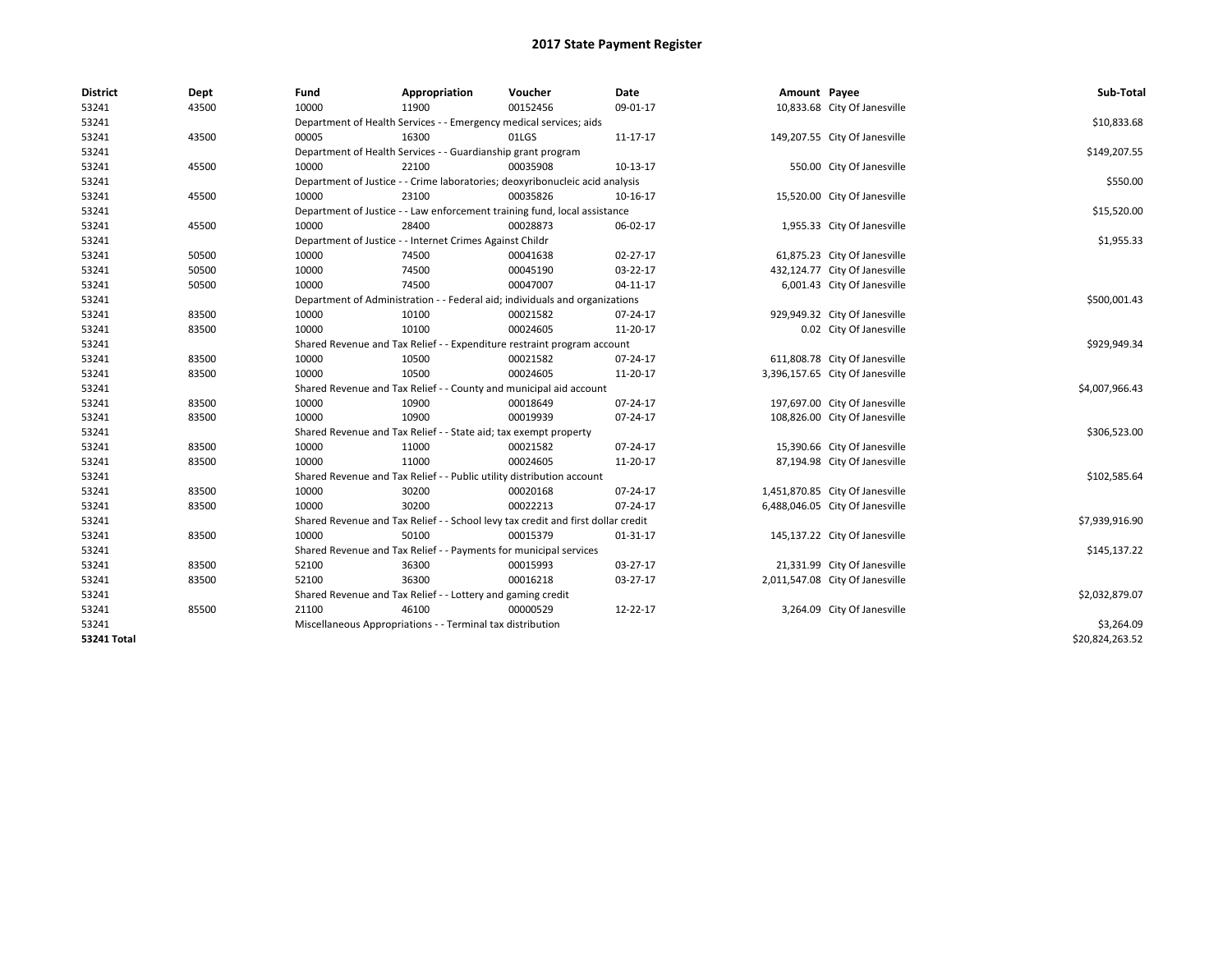# 2017 State Payment Register

| District | Dept | Fund | Appropriation | Voucher | Date | Amount | Payee | Sub-Total |
|---|---|---|---|---|---|---|---|---|
| 53241 | 43500 | 10000 | 11900 | 00152456 | 09-01-17 | 10,833.68 | City Of Janesville | |
| 53241 | | Department of Health Services - - Emergency medical services; aids | | | | | | $10,833.68 |
| 53241 | 43500 | 00005 | 16300 | 01LGS | 11-17-17 | 149,207.55 | City Of Janesville | |
| 53241 | | Department of Health Services - - Guardianship grant program | | | | | | $149,207.55 |
| 53241 | 45500 | 10000 | 22100 | 00035908 | 10-13-17 | 550.00 | City Of Janesville | |
| 53241 | | Department of Justice - - Crime laboratories; deoxyribonucleic acid analysis | | | | | | $550.00 |
| 53241 | 45500 | 10000 | 23100 | 00035826 | 10-16-17 | 15,520.00 | City Of Janesville | |
| 53241 | | Department of Justice - - Law enforcement training fund, local assistance | | | | | | $15,520.00 |
| 53241 | 45500 | 10000 | 28400 | 00028873 | 06-02-17 | 1,955.33 | City Of Janesville | |
| 53241 | | Department of Justice - - Internet Crimes Against Childr | | | | | | $1,955.33 |
| 53241 | 50500 | 10000 | 74500 | 00041638 | 02-27-17 | 61,875.23 | City Of Janesville | |
| 53241 | 50500 | 10000 | 74500 | 00045190 | 03-22-17 | 432,124.77 | City Of Janesville | |
| 53241 | 50500 | 10000 | 74500 | 00047007 | 04-11-17 | 6,001.43 | City Of Janesville | |
| 53241 | | Department of Administration - - Federal aid; individuals and organizations | | | | | | $500,001.43 |
| 53241 | 83500 | 10000 | 10100 | 00021582 | 07-24-17 | 929,949.32 | City Of Janesville | |
| 53241 | 83500 | 10000 | 10100 | 00024605 | 11-20-17 | 0.02 | City Of Janesville | |
| 53241 | | Shared Revenue and Tax Relief - - Expenditure restraint program account | | | | | | $929,949.34 |
| 53241 | 83500 | 10000 | 10500 | 00021582 | 07-24-17 | 611,808.78 | City Of Janesville | |
| 53241 | 83500 | 10000 | 10500 | 00024605 | 11-20-17 | 3,396,157.65 | City Of Janesville | |
| 53241 | | Shared Revenue and Tax Relief - - County and municipal aid account | | | | | | $4,007,966.43 |
| 53241 | 83500 | 10000 | 10900 | 00018649 | 07-24-17 | 197,697.00 | City Of Janesville | |
| 53241 | 83500 | 10000 | 10900 | 00019939 | 07-24-17 | 108,826.00 | City Of Janesville | |
| 53241 | | Shared Revenue and Tax Relief - - State aid; tax exempt property | | | | | | $306,523.00 |
| 53241 | 83500 | 10000 | 11000 | 00021582 | 07-24-17 | 15,390.66 | City Of Janesville | |
| 53241 | 83500 | 10000 | 11000 | 00024605 | 11-20-17 | 87,194.98 | City Of Janesville | |
| 53241 | | Shared Revenue and Tax Relief - - Public utility distribution account | | | | | | $102,585.64 |
| 53241 | 83500 | 10000 | 30200 | 00020168 | 07-24-17 | 1,451,870.85 | City Of Janesville | |
| 53241 | 83500 | 10000 | 30200 | 00022213 | 07-24-17 | 6,488,046.05 | City Of Janesville | |
| 53241 | | Shared Revenue and Tax Relief - - School levy tax credit and first dollar credit | | | | | | $7,939,916.90 |
| 53241 | 83500 | 10000 | 50100 | 00015379 | 01-31-17 | 145,137.22 | City Of Janesville | |
| 53241 | | Shared Revenue and Tax Relief - - Payments for municipal services | | | | | | $145,137.22 |
| 53241 | 83500 | 52100 | 36300 | 00015993 | 03-27-17 | 21,331.99 | City Of Janesville | |
| 53241 | 83500 | 52100 | 36300 | 00016218 | 03-27-17 | 2,011,547.08 | City Of Janesville | |
| 53241 | | Shared Revenue and Tax Relief - - Lottery and gaming credit | | | | | | $2,032,879.07 |
| 53241 | 85500 | 21100 | 46100 | 00000529 | 12-22-17 | 3,264.09 | City Of Janesville | |
| 53241 | | Miscellaneous Appropriations - - Terminal tax distribution | | | | | | $3,264.09 |
| **53241 Total** | | | | | | | | $20,824,263.52 |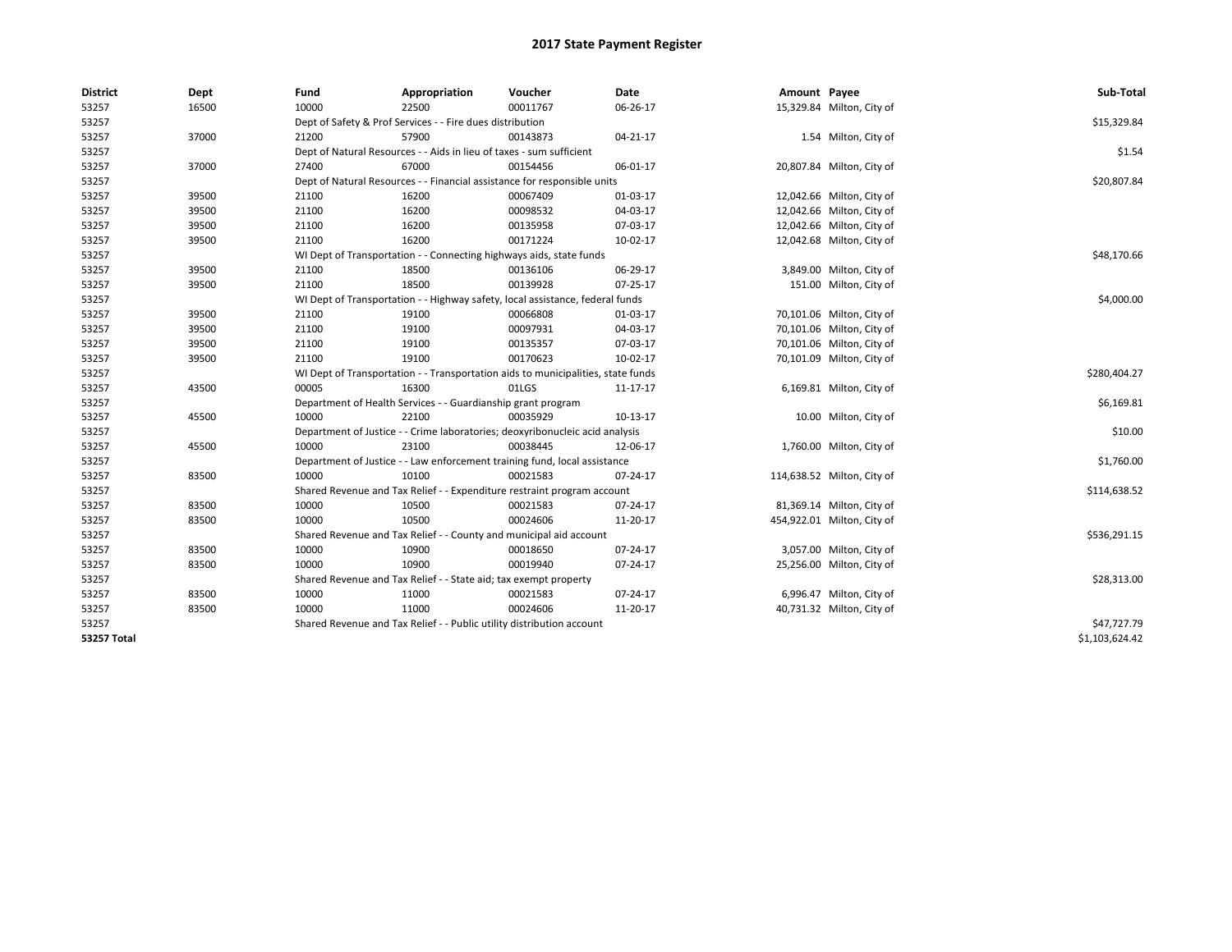# 2017 State Payment Register

| District | Dept | Fund | Appropriation | Voucher | Date | Amount | Payee | Sub-Total |
|---|---|---|---|---|---|---|---|---|
| 53257 | 16500 | 10000 | 22500 | 00011767 | 06-26-17 | 15,329.84 | Milton, City of | |
| 53257 | | Dept of Safety & Prof Services - - Fire dues distribution | | | | | | $15,329.84 |
| 53257 | 37000 | 21200 | 57900 | 00143873 | 04-21-17 | 1.54 | Milton, City of | |
| 53257 | | Dept of Natural Resources - - Aids in lieu of taxes - sum sufficient | | | | | | $1.54 |
| 53257 | 37000 | 27400 | 67000 | 00154456 | 06-01-17 | 20,807.84 | Milton, City of | |
| 53257 | | Dept of Natural Resources - - Financial assistance for responsible units | | | | | | $20,807.84 |
| 53257 | 39500 | 21100 | 16200 | 00067409 | 01-03-17 | 12,042.66 | Milton, City of | |
| 53257 | 39500 | 21100 | 16200 | 00098532 | 04-03-17 | 12,042.66 | Milton, City of | |
| 53257 | 39500 | 21100 | 16200 | 00135958 | 07-03-17 | 12,042.66 | Milton, City of | |
| 53257 | 39500 | 21100 | 16200 | 00171224 | 10-02-17 | 12,042.68 | Milton, City of | |
| 53257 | | WI Dept of Transportation - - Connecting highways aids, state funds | | | | | | $48,170.66 |
| 53257 | 39500 | 21100 | 18500 | 00136106 | 06-29-17 | 3,849.00 | Milton, City of | |
| 53257 | 39500 | 21100 | 18500 | 00139928 | 07-25-17 | 151.00 | Milton, City of | |
| 53257 | | WI Dept of Transportation - - Highway safety, local assistance, federal funds | | | | | | $4,000.00 |
| 53257 | 39500 | 21100 | 19100 | 00066808 | 01-03-17 | 70,101.06 | Milton, City of | |
| 53257 | 39500 | 21100 | 19100 | 00097931 | 04-03-17 | 70,101.06 | Milton, City of | |
| 53257 | 39500 | 21100 | 19100 | 00135357 | 07-03-17 | 70,101.06 | Milton, City of | |
| 53257 | 39500 | 21100 | 19100 | 00170623 | 10-02-17 | 70,101.09 | Milton, City of | |
| 53257 | | WI Dept of Transportation - - Transportation aids to municipalities, state funds | | | | | | $280,404.27 |
| 53257 | 43500 | 00005 | 16300 | 01LGS | 11-17-17 | 6,169.81 | Milton, City of | |
| 53257 | | Department of Health Services - - Guardianship grant program | | | | | | $6,169.81 |
| 53257 | 45500 | 10000 | 22100 | 00035929 | 10-13-17 | 10.00 | Milton, City of | |
| 53257 | | Department of Justice - - Crime laboratories; deoxyribonucleic acid analysis | | | | | | $10.00 |
| 53257 | 45500 | 10000 | 23100 | 00038445 | 12-06-17 | 1,760.00 | Milton, City of | |
| 53257 | | Department of Justice - - Law enforcement training fund, local assistance | | | | | | $1,760.00 |
| 53257 | 83500 | 10000 | 10100 | 00021583 | 07-24-17 | 114,638.52 | Milton, City of | |
| 53257 | | Shared Revenue and Tax Relief - - Expenditure restraint program account | | | | | | $114,638.52 |
| 53257 | 83500 | 10000 | 10500 | 00021583 | 07-24-17 | 81,369.14 | Milton, City of | |
| 53257 | 83500 | 10000 | 10500 | 00024606 | 11-20-17 | 454,922.01 | Milton, City of | |
| 53257 | | Shared Revenue and Tax Relief - - County and municipal aid account | | | | | | $536,291.15 |
| 53257 | 83500 | 10000 | 10900 | 00018650 | 07-24-17 | 3,057.00 | Milton, City of | |
| 53257 | 83500 | 10000 | 10900 | 00019940 | 07-24-17 | 25,256.00 | Milton, City of | |
| 53257 | | Shared Revenue and Tax Relief - - State aid; tax exempt property | | | | | | $28,313.00 |
| 53257 | 83500 | 10000 | 11000 | 00021583 | 07-24-17 | 6,996.47 | Milton, City of | |
| 53257 | 83500 | 10000 | 11000 | 00024606 | 11-20-17 | 40,731.32 | Milton, City of | |
| 53257 | | Shared Revenue and Tax Relief - - Public utility distribution account | | | | | | $47,727.79 |
| **53257 Total** | | | | | | | | $1,103,624.42 |